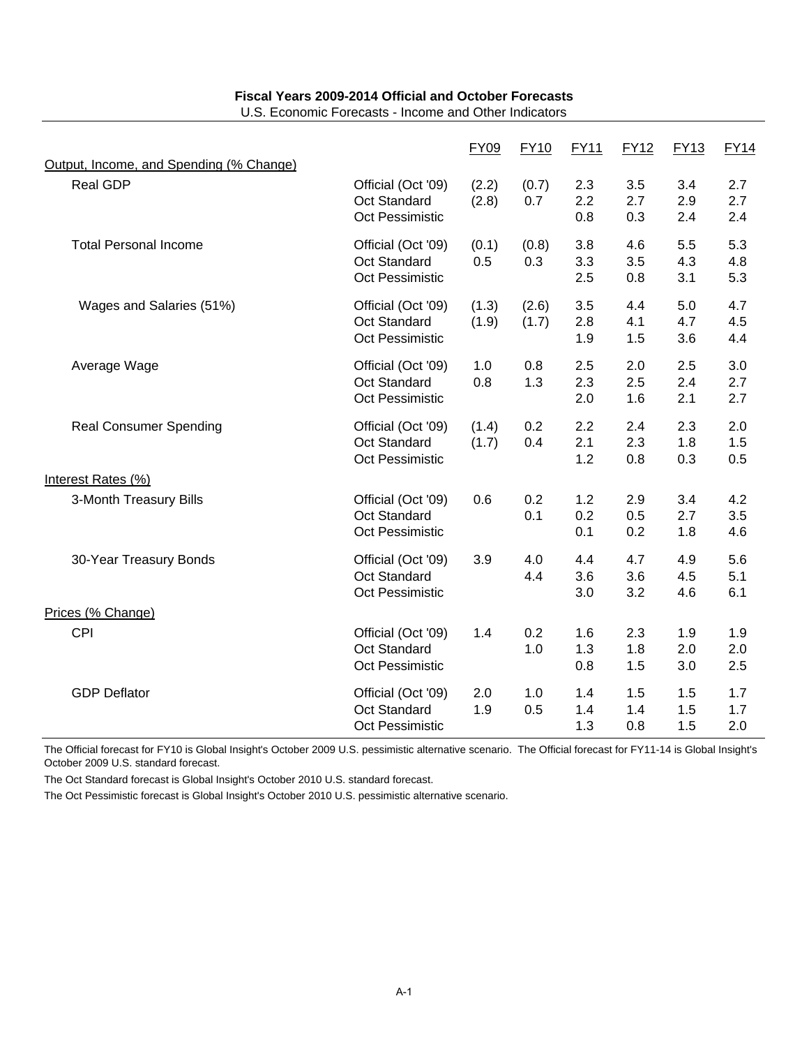**Fiscal Years 2009-2014 Official and October Forecasts**
U.S. Economic Forecasts - Income and Other Indicators

| | | FY09 | FY10 | FY11 | FY12 | FY13 | FY14 |
|---|---|---|---|---|---|---|---|
| Output, Income, and Spending (% Change) | | | | | | | |
| Real GDP | Official (Oct '09) | (2.2) | (0.7) | 2.3 | 3.5 | 3.4 | 2.7 |
| | Oct Standard | (2.8) | 0.7 | 2.2 | 2.7 | 2.9 | 2.7 |
| | Oct Pessimistic | | | 0.8 | 0.3 | 2.4 | 2.4 |
| Total Personal Income | Official (Oct '09) | (0.1) | (0.8) | 3.8 | 4.6 | 5.5 | 5.3 |
| | Oct Standard | 0.5 | 0.3 | 3.3 | 3.5 | 4.3 | 4.8 |
| | Oct Pessimistic | | | 2.5 | 0.8 | 3.1 | 5.3 |
| Wages and Salaries (51%) | Official (Oct '09) | (1.3) | (2.6) | 3.5 | 4.4 | 5.0 | 4.7 |
| | Oct Standard | (1.9) | (1.7) | 2.8 | 4.1 | 4.7 | 4.5 |
| | Oct Pessimistic | | | 1.9 | 1.5 | 3.6 | 4.4 |
| Average Wage | Official (Oct '09) | 1.0 | 0.8 | 2.5 | 2.0 | 2.5 | 3.0 |
| | Oct Standard | 0.8 | 1.3 | 2.3 | 2.5 | 2.4 | 2.7 |
| | Oct Pessimistic | | | 2.0 | 1.6 | 2.1 | 2.7 |
| Real Consumer Spending | Official (Oct '09) | (1.4) | 0.2 | 2.2 | 2.4 | 2.3 | 2.0 |
| | Oct Standard | (1.7) | 0.4 | 2.1 | 2.3 | 1.8 | 1.5 |
| | Oct Pessimistic | | | 1.2 | 0.8 | 0.3 | 0.5 |
| Interest Rates (%) | | | | | | | |
| 3-Month Treasury Bills | Official (Oct '09) | 0.6 | 0.2 | 1.2 | 2.9 | 3.4 | 4.2 |
| | Oct Standard | | 0.1 | 0.2 | 0.5 | 2.7 | 3.5 |
| | Oct Pessimistic | | | 0.1 | 0.2 | 1.8 | 4.6 |
| 30-Year Treasury Bonds | Official (Oct '09) | 3.9 | 4.0 | 4.4 | 4.7 | 4.9 | 5.6 |
| | Oct Standard | | 4.4 | 3.6 | 3.6 | 4.5 | 5.1 |
| | Oct Pessimistic | | | 3.0 | 3.2 | 4.6 | 6.1 |
| Prices (% Change) | | | | | | | |
| CPI | Official (Oct '09) | 1.4 | 0.2 | 1.6 | 2.3 | 1.9 | 1.9 |
| | Oct Standard | | 1.0 | 1.3 | 1.8 | 2.0 | 2.0 |
| | Oct Pessimistic | | | 0.8 | 1.5 | 3.0 | 2.5 |
| GDP Deflator | Official (Oct '09) | 2.0 | 1.0 | 1.4 | 1.5 | 1.5 | 1.7 |
| | Oct Standard | 1.9 | 0.5 | 1.4 | 1.4 | 1.5 | 1.7 |
| | Oct Pessimistic | | | 1.3 | 0.8 | 1.5 | 2.0 |

The Official forecast for FY10 is Global Insight's October 2009 U.S. pessimistic alternative scenario. The Official forecast for FY11-14 is Global Insight's October 2009 U.S. standard forecast.

The Oct Standard forecast is Global Insight's October 2010 U.S. standard forecast.

The Oct Pessimistic forecast is Global Insight's October 2010 U.S. pessimistic alternative scenario.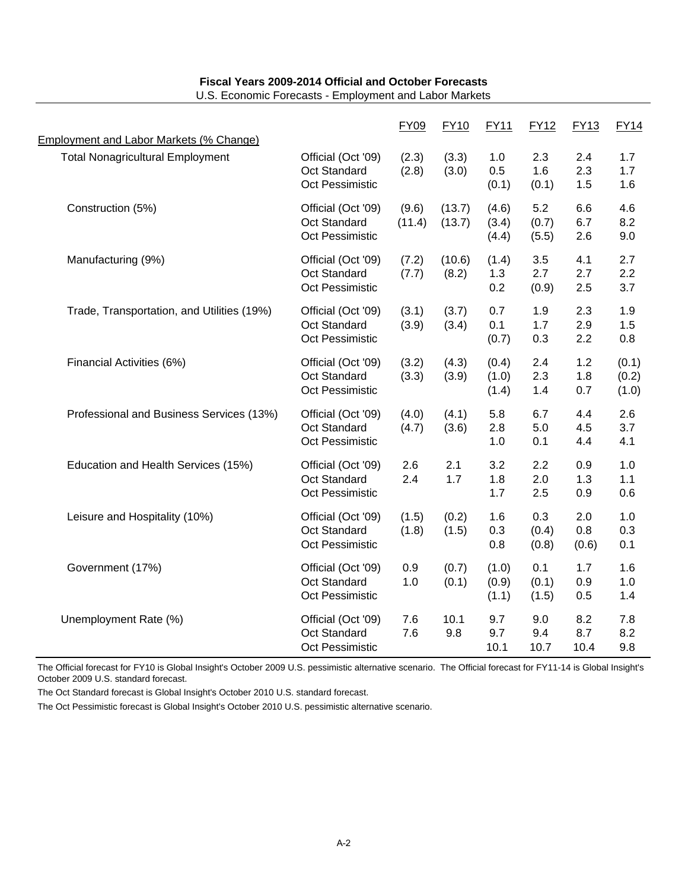**Fiscal Years 2009-2014 Official and October Forecasts**

U.S. Economic Forecasts - Employment and Labor Markets

| Employment and Labor Markets (% Change) | | FY09 | FY10 | FY11 | FY12 | FY13 | FY14 |
|---|---|---|---|---|---|---|---|
| Total Nonagricultural Employment | Official (Oct '09) | (2.3) | (3.3) | 1.0 | 2.3 | 2.4 | 1.7 |
| | Oct Standard | (2.8) | (3.0) | 0.5 | 1.6 | 2.3 | 1.7 |
| | Oct Pessimistic | | | (0.1) | (0.1) | 1.5 | 1.6 |
| Construction (5%) | Official (Oct '09) | (9.6) | (13.7) | (4.6) | 5.2 | 6.6 | 4.6 |
| | Oct Standard | (11.4) | (13.7) | (3.4) | (0.7) | 6.7 | 8.2 |
| | Oct Pessimistic | | | (4.4) | (5.5) | 2.6 | 9.0 |
| Manufacturing (9%) | Official (Oct '09) | (7.2) | (10.6) | (1.4) | 3.5 | 4.1 | 2.7 |
| | Oct Standard | (7.7) | (8.2) | 1.3 | 2.7 | 2.7 | 2.2 |
| | Oct Pessimistic | | | 0.2 | (0.9) | 2.5 | 3.7 |
| Trade, Transportation, and Utilities (19%) | Official (Oct '09) | (3.1) | (3.7) | 0.7 | 1.9 | 2.3 | 1.9 |
| | Oct Standard | (3.9) | (3.4) | 0.1 | 1.7 | 2.9 | 1.5 |
| | Oct Pessimistic | | | (0.7) | 0.3 | 2.2 | 0.8 |
| Financial Activities (6%) | Official (Oct '09) | (3.2) | (4.3) | (0.4) | 2.4 | 1.2 | (0.1) |
| | Oct Standard | (3.3) | (3.9) | (1.0) | 2.3 | 1.8 | (0.2) |
| | Oct Pessimistic | | | (1.4) | 1.4 | 0.7 | (1.0) |
| Professional and Business Services (13%) | Official (Oct '09) | (4.0) | (4.1) | 5.8 | 6.7 | 4.4 | 2.6 |
| | Oct Standard | (4.7) | (3.6) | 2.8 | 5.0 | 4.5 | 3.7 |
| | Oct Pessimistic | | | 1.0 | 0.1 | 4.4 | 4.1 |
| Education and Health Services (15%) | Official (Oct '09) | 2.6 | 2.1 | 3.2 | 2.2 | 0.9 | 1.0 |
| | Oct Standard | 2.4 | 1.7 | 1.8 | 2.0 | 1.3 | 1.1 |
| | Oct Pessimistic | | | 1.7 | 2.5 | 0.9 | 0.6 |
| Leisure and Hospitality (10%) | Official (Oct '09) | (1.5) | (0.2) | 1.6 | 0.3 | 2.0 | 1.0 |
| | Oct Standard | (1.8) | (1.5) | 0.3 | (0.4) | 0.8 | 0.3 |
| | Oct Pessimistic | | | 0.8 | (0.8) | (0.6) | 0.1 |
| Government (17%) | Official (Oct '09) | 0.9 | (0.7) | (1.0) | 0.1 | 1.7 | 1.6 |
| | Oct Standard | 1.0 | (0.1) | (0.9) | (0.1) | 0.9 | 1.0 |
| | Oct Pessimistic | | | (1.1) | (1.5) | 0.5 | 1.4 |
| Unemployment Rate (%) | Official (Oct '09) | 7.6 | 10.1 | 9.7 | 9.0 | 8.2 | 7.8 |
| | Oct Standard | 7.6 | 9.8 | 9.7 | 9.4 | 8.7 | 8.2 |
| | Oct Pessimistic | | | 10.1 | 10.7 | 10.4 | 9.8 |

The Official forecast for FY10 is Global Insight's October 2009 U.S. pessimistic alternative scenario. The Official forecast for FY11-14 is Global Insight's October 2009 U.S. standard forecast.

The Oct Standard forecast is Global Insight's October 2010 U.S. standard forecast.

The Oct Pessimistic forecast is Global Insight's October 2010 U.S. pessimistic alternative scenario.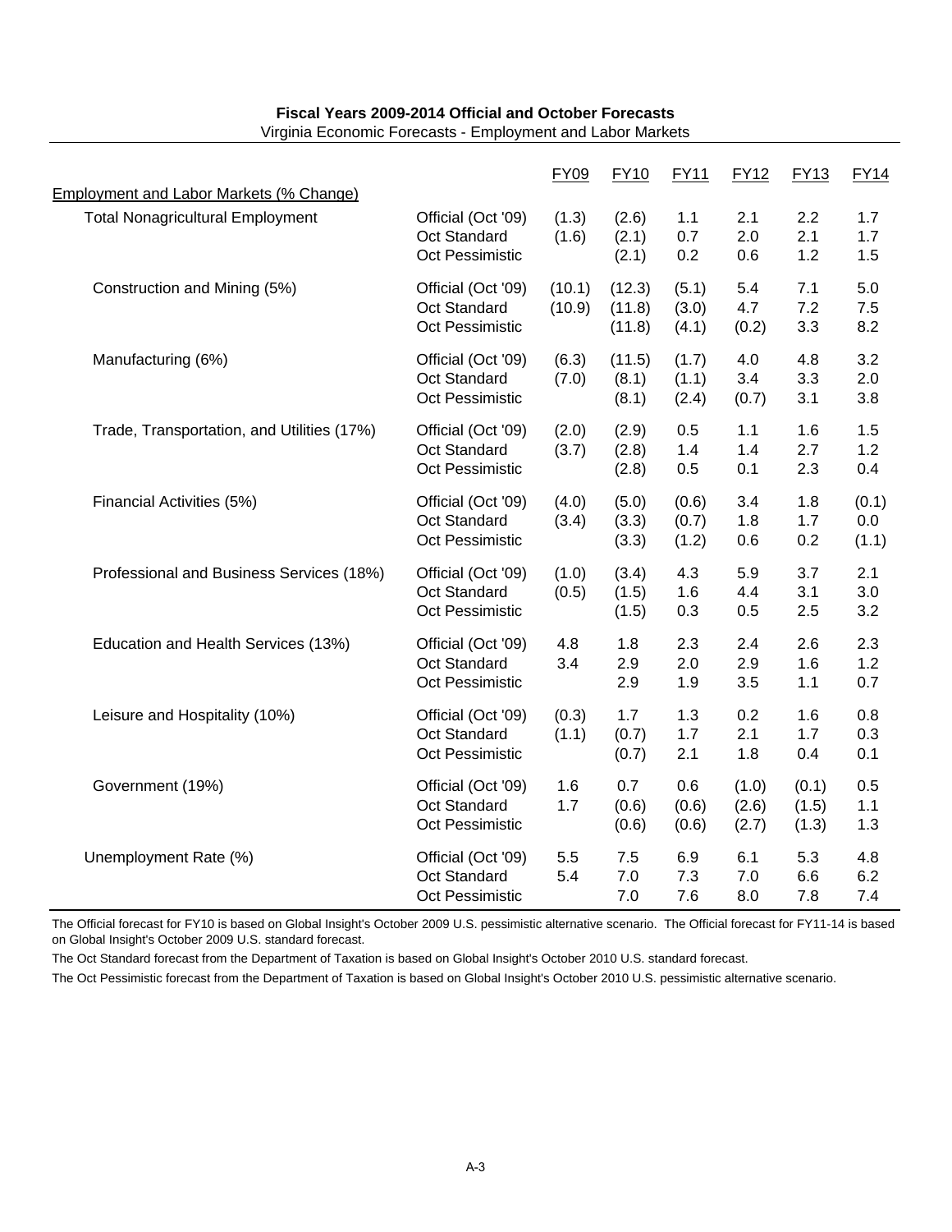**Fiscal Years 2009-2014 Official and October Forecasts**

Virginia Economic Forecasts - Employment and Labor Markets

| | | FY09 | FY10 | FY11 | FY12 | FY13 | FY14 |
|---|---|---|---|---|---|---|---|
| Employment and Labor Markets (% Change) | | | | | | | |
| Total Nonagricultural Employment | Official (Oct '09) | (1.3) | (2.6) | 1.1 | 2.1 | 2.2 | 1.7 |
| | Oct Standard | (1.6) | (2.1) | 0.7 | 2.0 | 2.1 | 1.7 |
| | Oct Pessimistic | | (2.1) | 0.2 | 0.6 | 1.2 | 1.5 |
| Construction and Mining (5%) | Official (Oct '09) | (10.1) | (12.3) | (5.1) | 5.4 | 7.1 | 5.0 |
| | Oct Standard | (10.9) | (11.8) | (3.0) | 4.7 | 7.2 | 7.5 |
| | Oct Pessimistic | | (11.8) | (4.1) | (0.2) | 3.3 | 8.2 |
| Manufacturing (6%) | Official (Oct '09) | (6.3) | (11.5) | (1.7) | 4.0 | 4.8 | 3.2 |
| | Oct Standard | (7.0) | (8.1) | (1.1) | 3.4 | 3.3 | 2.0 |
| | Oct Pessimistic | | (8.1) | (2.4) | (0.7) | 3.1 | 3.8 |
| Trade, Transportation, and Utilities (17%) | Official (Oct '09) | (2.0) | (2.9) | 0.5 | 1.1 | 1.6 | 1.5 |
| | Oct Standard | (3.7) | (2.8) | 1.4 | 1.4 | 2.7 | 1.2 |
| | Oct Pessimistic | | (2.8) | 0.5 | 0.1 | 2.3 | 0.4 |
| Financial Activities (5%) | Official (Oct '09) | (4.0) | (5.0) | (0.6) | 3.4 | 1.8 | (0.1) |
| | Oct Standard | (3.4) | (3.3) | (0.7) | 1.8 | 1.7 | 0.0 |
| | Oct Pessimistic | | (3.3) | (1.2) | 0.6 | 0.2 | (1.1) |
| Professional and Business Services (18%) | Official (Oct '09) | (1.0) | (3.4) | 4.3 | 5.9 | 3.7 | 2.1 |
| | Oct Standard | (0.5) | (1.5) | 1.6 | 4.4 | 3.1 | 3.0 |
| | Oct Pessimistic | | (1.5) | 0.3 | 0.5 | 2.5 | 3.2 |
| Education and Health Services (13%) | Official (Oct '09) | 4.8 | 1.8 | 2.3 | 2.4 | 2.6 | 2.3 |
| | Oct Standard | 3.4 | 2.9 | 2.0 | 2.9 | 1.6 | 1.2 |
| | Oct Pessimistic | | 2.9 | 1.9 | 3.5 | 1.1 | 0.7 |
| Leisure and Hospitality (10%) | Official (Oct '09) | (0.3) | 1.7 | 1.3 | 0.2 | 1.6 | 0.8 |
| | Oct Standard | (1.1) | (0.7) | 1.7 | 2.1 | 1.7 | 0.3 |
| | Oct Pessimistic | | (0.7) | 2.1 | 1.8 | 0.4 | 0.1 |
| Government (19%) | Official (Oct '09) | 1.6 | 0.7 | 0.6 | (1.0) | (0.1) | 0.5 |
| | Oct Standard | 1.7 | (0.6) | (0.6) | (2.6) | (1.5) | 1.1 |
| | Oct Pessimistic | | (0.6) | (0.6) | (2.7) | (1.3) | 1.3 |
| Unemployment Rate (%) | Official (Oct '09) | 5.5 | 7.5 | 6.9 | 6.1 | 5.3 | 4.8 |
| | Oct Standard | 5.4 | 7.0 | 7.3 | 7.0 | 6.6 | 6.2 |
| | Oct Pessimistic | | 7.0 | 7.6 | 8.0 | 7.8 | 7.4 |

The Official forecast for FY10 is based on Global Insight's October 2009 U.S. pessimistic alternative scenario. The Official forecast for FY11-14 is based on Global Insight's October 2009 U.S. standard forecast.

The Oct Standard forecast from the Department of Taxation is based on Global Insight's October 2010 U.S. standard forecast.

The Oct Pessimistic forecast from the Department of Taxation is based on Global Insight's October 2010 U.S. pessimistic alternative scenario.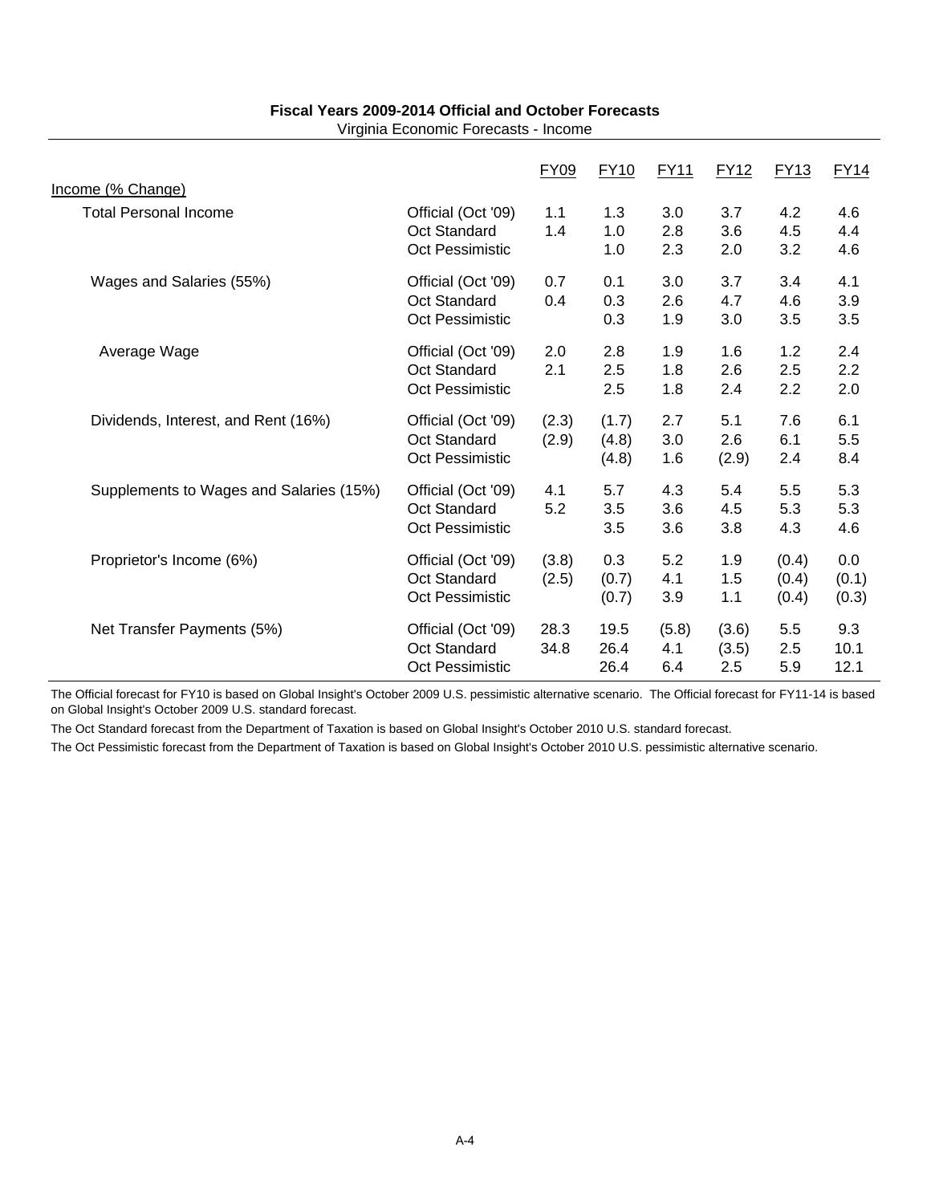**Fiscal Years 2009-2014 Official and October Forecasts**

Virginia Economic Forecasts - Income

| Income (% Change) | | FY09 | FY10 | FY11 | FY12 | FY13 | FY14 |
|---|---|---|---|---|---|---|---|
| Total Personal Income | Official (Oct '09) | 1.1 | 1.3 | 3.0 | 3.7 | 4.2 | 4.6 |
| | Oct Standard | 1.4 | 1.0 | 2.8 | 3.6 | 4.5 | 4.4 |
| | Oct Pessimistic | | 1.0 | 2.3 | 2.0 | 3.2 | 4.6 |
| Wages and Salaries (55%) | Official (Oct '09) | 0.7 | 0.1 | 3.0 | 3.7 | 3.4 | 4.1 |
| | Oct Standard | 0.4 | 0.3 | 2.6 | 4.7 | 4.6 | 3.9 |
| | Oct Pessimistic | | 0.3 | 1.9 | 3.0 | 3.5 | 3.5 |
| Average Wage | Official (Oct '09) | 2.0 | 2.8 | 1.9 | 1.6 | 1.2 | 2.4 |
| | Oct Standard | 2.1 | 2.5 | 1.8 | 2.6 | 2.5 | 2.2 |
| | Oct Pessimistic | | 2.5 | 1.8 | 2.4 | 2.2 | 2.0 |
| Dividends, Interest, and Rent (16%) | Official (Oct '09) | (2.3) | (1.7) | 2.7 | 5.1 | 7.6 | 6.1 |
| | Oct Standard | (2.9) | (4.8) | 3.0 | 2.6 | 6.1 | 5.5 |
| | Oct Pessimistic | | (4.8) | 1.6 | (2.9) | 2.4 | 8.4 |
| Supplements to Wages and Salaries (15%) | Official (Oct '09) | 4.1 | 5.7 | 4.3 | 5.4 | 5.5 | 5.3 |
| | Oct Standard | 5.2 | 3.5 | 3.6 | 4.5 | 5.3 | 5.3 |
| | Oct Pessimistic | | 3.5 | 3.6 | 3.8 | 4.3 | 4.6 |
| Proprietor's Income (6%) | Official (Oct '09) | (3.8) | 0.3 | 5.2 | 1.9 | (0.4) | 0.0 |
| | Oct Standard | (2.5) | (0.7) | 4.1 | 1.5 | (0.4) | (0.1) |
| | Oct Pessimistic | | (0.7) | 3.9 | 1.1 | (0.4) | (0.3) |
| Net Transfer Payments (5%) | Official (Oct '09) | 28.3 | 19.5 | (5.8) | (3.6) | 5.5 | 9.3 |
| | Oct Standard | 34.8 | 26.4 | 4.1 | (3.5) | 2.5 | 10.1 |
| | Oct Pessimistic | | 26.4 | 6.4 | 2.5 | 5.9 | 12.1 |

The Official forecast for FY10 is based on Global Insight's October 2009 U.S. pessimistic alternative scenario. The Official forecast for FY11-14 is based on Global Insight's October 2009 U.S. standard forecast.

The Oct Standard forecast from the Department of Taxation is based on Global Insight's October 2010 U.S. standard forecast.

The Oct Pessimistic forecast from the Department of Taxation is based on Global Insight's October 2010 U.S. pessimistic alternative scenario.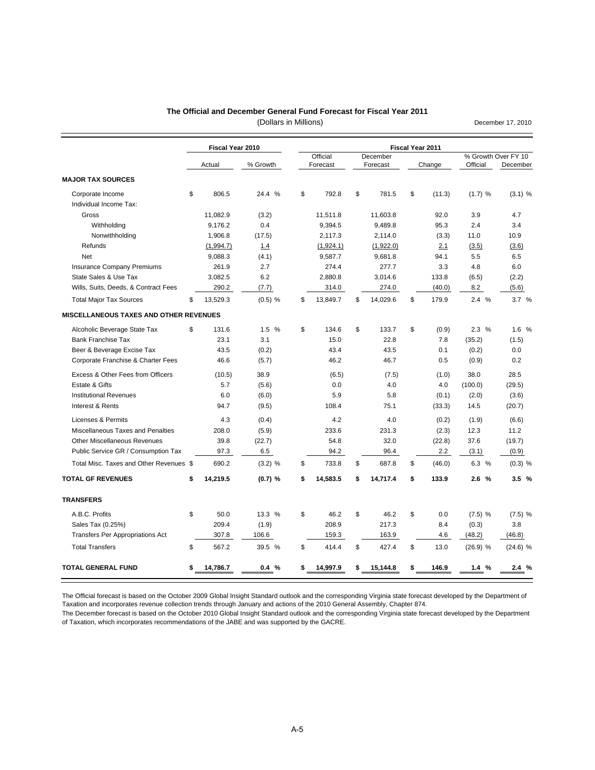## The Official and December General Fund Forecast for Fiscal Year 2011

(Dollars in Millions)

December 17, 2010

| | Fiscal Year 2010 | | Fiscal Year 2011 | | | | |
|---|---|---|---|---|---|---|---|
| | Actual | % Growth | Official Forecast | December Forecast | Change | % Growth Over FY 10 Official | % Growth Over FY 10 December |
| **MAJOR TAX SOURCES** | | | | | | | |
| Corporate Income | $ 806.5 | 24.4 % | $ 792.8 | $ 781.5 | $ (11.3) | (1.7) % | (3.1) % |
| Individual Income Tax: | | | | | | | |
| Gross | 11,082.9 | (3.2) | 11,511.8 | 11,603.8 | 92.0 | 3.9 | 4.7 |
| Withholding | 9,176.2 | 0.4 | 9,394.5 | 9,489.8 | 95.3 | 2.4 | 3.4 |
| Nonwithholding | 1,906.8 | (17.5) | 2,117.3 | 2,114.0 | (3.3) | 11.0 | 10.9 |
| Refunds | (1,994.7) | 1.4 | (1,924.1) | (1,922.0) | 2.1 | (3.5) | (3.6) |
| Net | 9,088.3 | (4.1) | 9,587.7 | 9,681.8 | 94.1 | 5.5 | 6.5 |
| Insurance Company Premiums | 261.9 | 2.7 | 274.4 | 277.7 | 3.3 | 4.8 | 6.0 |
| State Sales & Use Tax | 3,082.5 | 6.2 | 2,880.8 | 3,014.6 | 133.8 | (6.5) | (2.2) |
| Wills, Suits, Deeds, & Contract Fees | 290.2 | (7.7) | 314.0 | 274.0 | (40.0) | 8.2 | (5.6) |
| Total Major Tax Sources | $ 13,529.3 | (0.5) % | $ 13,849.7 | $ 14,029.6 | $ 179.9 | 2.4 % | 3.7 % |
| **MISCELLANEOUS TAXES AND OTHER REVENUES** | | | | | | | |
| Alcoholic Beverage State Tax | $ 131.6 | 1.5 % | $ 134.6 | $ 133.7 | $ (0.9) | 2.3 % | 1.6 % |
| Bank Franchise Tax | 23.1 | 3.1 | 15.0 | 22.8 | 7.8 | (35.2) | (1.5) |
| Beer & Beverage Excise Tax | 43.5 | (0.2) | 43.4 | 43.5 | 0.1 | (0.2) | 0.0 |
| Corporate Franchise & Charter Fees | 46.6 | (5.7) | 46.2 | 46.7 | 0.5 | (0.9) | 0.2 |
| Excess & Other Fees from Officers | (10.5) | 38.9 | (6.5) | (7.5) | (1.0) | 38.0 | 28.5 |
| Estate & Gifts | 5.7 | (5.6) | 0.0 | 4.0 | 4.0 | (100.0) | (29.5) |
| Institutional Revenues | 6.0 | (6.0) | 5.9 | 5.8 | (0.1) | (2.0) | (3.6) |
| Interest & Rents | 94.7 | (9.5) | 108.4 | 75.1 | (33.3) | 14.5 | (20.7) |
| Licenses & Permits | 4.3 | (0.4) | 4.2 | 4.0 | (0.2) | (1.9) | (6.6) |
| Miscellaneous Taxes and Penalties | 208.0 | (5.9) | 233.6 | 231.3 | (2.3) | 12.3 | 11.2 |
| Other Miscellaneous Revenues | 39.8 | (22.7) | 54.8 | 32.0 | (22.8) | 37.6 | (19.7) |
| Public Service GR / Consumption Tax | 97.3 | 6.5 | 94.2 | 96.4 | 2.2 | (3.1) | (0.9) |
| Total Misc. Taxes and Other Revenues | $ 690.2 | (3.2) % | $ 733.8 | $ 687.8 | $ (46.0) | 6.3 % | (0.3) % |
| **TOTAL GF REVENUES** | **$ 14,219.5** | **(0.7) %** | **$ 14,583.5** | **$ 14,717.4** | **$ 133.9** | **2.6 %** | **3.5 %** |
| **TRANSFERS** | | | | | | | |
| A.B.C. Profits | $ 50.0 | 13.3 % | $ 46.2 | $ 46.2 | $ 0.0 | (7.5) % | (7.5) % |
| Sales Tax (0.25%) | 209.4 | (1.9) | 208.9 | 217.3 | 8.4 | (0.3) | 3.8 |
| Transfers Per Appropriations Act | 307.8 | 106.6 | 159.3 | 163.9 | 4.6 | (48.2) | (46.8) |
| Total Transfers | $ 567.2 | 39.5 % | $ 414.4 | $ 427.4 | $ 13.0 | (26.9) % | (24.6) % |
| **TOTAL GENERAL FUND** | **$ 14,786.7** | **0.4 %** | **$ 14,997.9** | **$ 15,144.8** | **$ 146.9** | **1.4 %** | **2.4 %** |

The Official forecast is based on the October 2009 Global Insight Standard outlook and the corresponding Virginia state forecast developed by the Department of Taxation and incorporates revenue collection trends through January and actions of the 2010 General Assembly, Chapter 874.

The December forecast is based on the October 2010 Global Insight Standard outlook and the corresponding Virginia state forecast developed by the Department of Taxation, which incorporates recommendations of the JABE and was supported by the GACRE.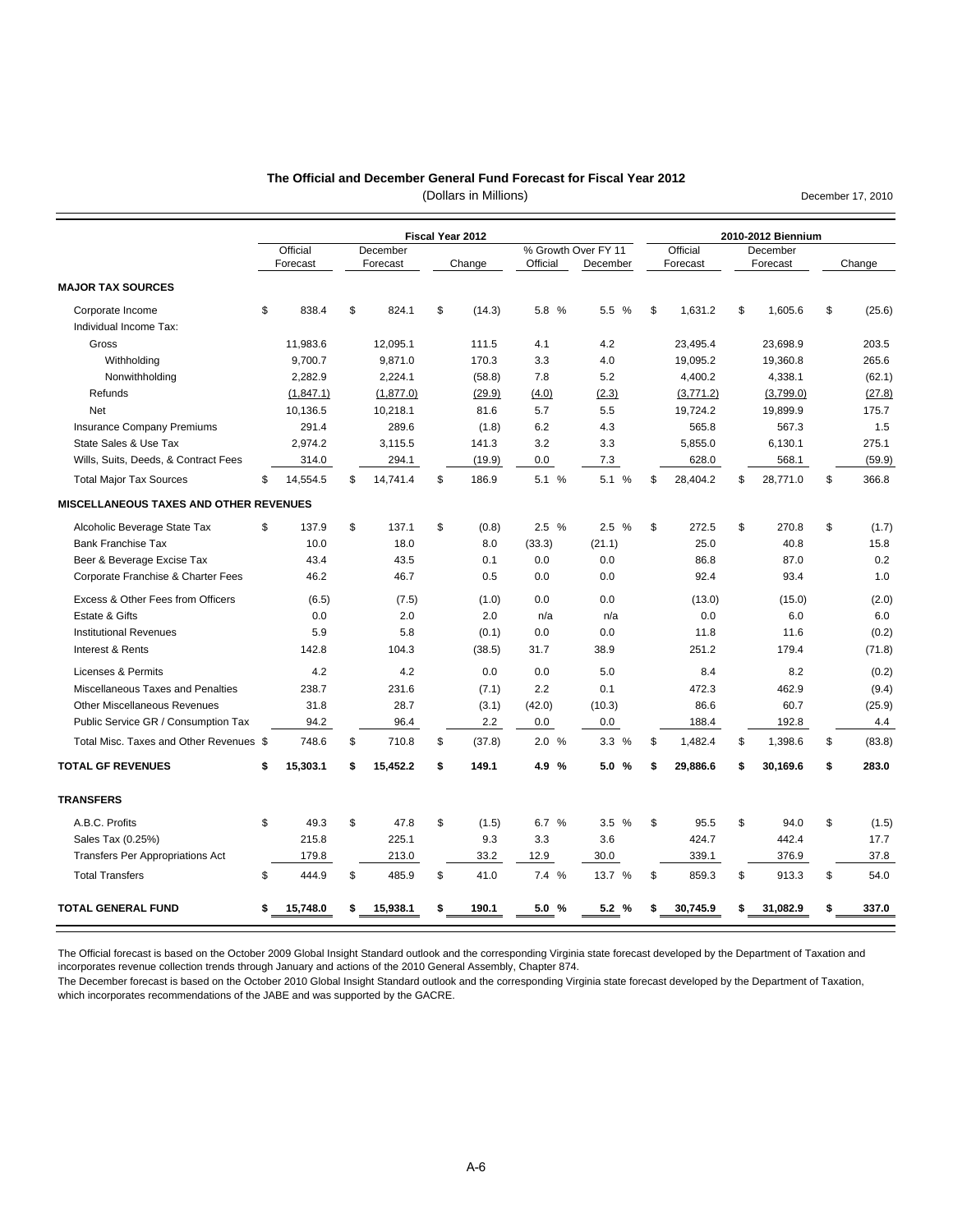**The Official and December General Fund Forecast for Fiscal Year 2012**

(Dollars in Millions)

December 17, 2010

| | Fiscal Year 2012 | | | | | 2010-2012 Biennium | | |
|---|---|---|---|---|---|---|---|---|
| | Official Forecast | December Forecast | Change | % Growth Over FY 11 Official | % Growth Over FY 11 December | Official Forecast | December Forecast | Change |
| **MAJOR TAX SOURCES** | | | | | | | | |
| Corporate Income | $ 838.4 | $ 824.1 | $ (14.3) | 5.8 % | 5.5 % | $ 1,631.2 | $ 1,605.6 | $ (25.6) |
| Individual Income Tax: | | | | | | | | |
| Gross | 11,983.6 | 12,095.1 | 111.5 | 4.1 | 4.2 | 23,495.4 | 23,698.9 | 203.5 |
| Withholding | 9,700.7 | 9,871.0 | 170.3 | 3.3 | 4.0 | 19,095.2 | 19,360.8 | 265.6 |
| Nonwithholding | 2,282.9 | 2,224.1 | (58.8) | 7.8 | 5.2 | 4,400.2 | 4,338.1 | (62.1) |
| Refunds | (1,847.1) | (1,877.0) | (29.9) | (4.0) | (2.3) | (3,771.2) | (3,799.0) | (27.8) |
| Net | 10,136.5 | 10,218.1 | 81.6 | 5.7 | 5.5 | 19,724.2 | 19,899.9 | 175.7 |
| Insurance Company Premiums | 291.4 | 289.6 | (1.8) | 6.2 | 4.3 | 565.8 | 567.3 | 1.5 |
| State Sales & Use Tax | 2,974.2 | 3,115.5 | 141.3 | 3.2 | 3.3 | 5,855.0 | 6,130.1 | 275.1 |
| Wills, Suits, Deeds, & Contract Fees | 314.0 | 294.1 | (19.9) | 0.0 | 7.3 | 628.0 | 568.1 | (59.9) |
| Total Major Tax Sources | $ 14,554.5 | $ 14,741.4 | $ 186.9 | 5.1 % | 5.1 % | $ 28,404.2 | $ 28,771.0 | $ 366.8 |
| **MISCELLANEOUS TAXES AND OTHER REVENUES** | | | | | | | | |
| Alcoholic Beverage State Tax | $ 137.9 | $ 137.1 | $ (0.8) | 2.5 % | 2.5 % | $ 272.5 | $ 270.8 | $ (1.7) |
| Bank Franchise Tax | 10.0 | 18.0 | 8.0 | (33.3) | (21.1) | 25.0 | 40.8 | 15.8 |
| Beer & Beverage Excise Tax | 43.4 | 43.5 | 0.1 | 0.0 | 0.0 | 86.8 | 87.0 | 0.2 |
| Corporate Franchise & Charter Fees | 46.2 | 46.7 | 0.5 | 0.0 | 0.0 | 92.4 | 93.4 | 1.0 |
| Excess & Other Fees from Officers | (6.5) | (7.5) | (1.0) | 0.0 | 0.0 | (13.0) | (15.0) | (2.0) |
| Estate & Gifts | 0.0 | 2.0 | 2.0 | n/a | n/a | 0.0 | 6.0 | 6.0 |
| Institutional Revenues | 5.9 | 5.8 | (0.1) | 0.0 | 0.0 | 11.8 | 11.6 | (0.2) |
| Interest & Rents | 142.8 | 104.3 | (38.5) | 31.7 | 38.9 | 251.2 | 179.4 | (71.8) |
| Licenses & Permits | 4.2 | 4.2 | 0.0 | 0.0 | 5.0 | 8.4 | 8.2 | (0.2) |
| Miscellaneous Taxes and Penalties | 238.7 | 231.6 | (7.1) | 2.2 | 0.1 | 472.3 | 462.9 | (9.4) |
| Other Miscellaneous Revenues | 31.8 | 28.7 | (3.1) | (42.0) | (10.3) | 86.6 | 60.7 | (25.9) |
| Public Service GR / Consumption Tax | 94.2 | 96.4 | 2.2 | 0.0 | 0.0 | 188.4 | 192.8 | 4.4 |
| Total Misc. Taxes and Other Revenues | $ 748.6 | $ 710.8 | $ (37.8) | 2.0 % | 3.3 % | $ 1,482.4 | $ 1,398.6 | $ (83.8) |
| **TOTAL GF REVENUES** | **$ 15,303.1** | **$ 15,452.2** | **$ 149.1** | **4.9 %** | **5.0 %** | **$ 29,886.6** | **$ 30,169.6** | **$ 283.0** |
| **TRANSFERS** | | | | | | | | |
| A.B.C. Profits | $ 49.3 | $ 47.8 | $ (1.5) | 6.7 % | 3.5 % | $ 95.5 | $ 94.0 | $ (1.5) |
| Sales Tax (0.25%) | 215.8 | 225.1 | 9.3 | 3.3 | 3.6 | 424.7 | 442.4 | 17.7 |
| Transfers Per Appropriations Act | 179.8 | 213.0 | 33.2 | 12.9 | 30.0 | 339.1 | 376.9 | 37.8 |
| Total Transfers | $ 444.9 | $ 485.9 | $ 41.0 | 7.4 % | 13.7 % | $ 859.3 | $ 913.3 | $ 54.0 |
| **TOTAL GENERAL FUND** | **$ 15,748.0** | **$ 15,938.1** | **$ 190.1** | **5.0 %** | **5.2 %** | **$ 30,745.9** | **$ 31,082.9** | **$ 337.0** |

The Official forecast is based on the October 2009 Global Insight Standard outlook and the corresponding Virginia state forecast developed by the Department of Taxation and incorporates revenue collection trends through January and actions of the 2010 General Assembly, Chapter 874.

The December forecast is based on the October 2010 Global Insight Standard outlook and the corresponding Virginia state forecast developed by the Department of Taxation, which incorporates recommendations of the JABE and was supported by the GACRE.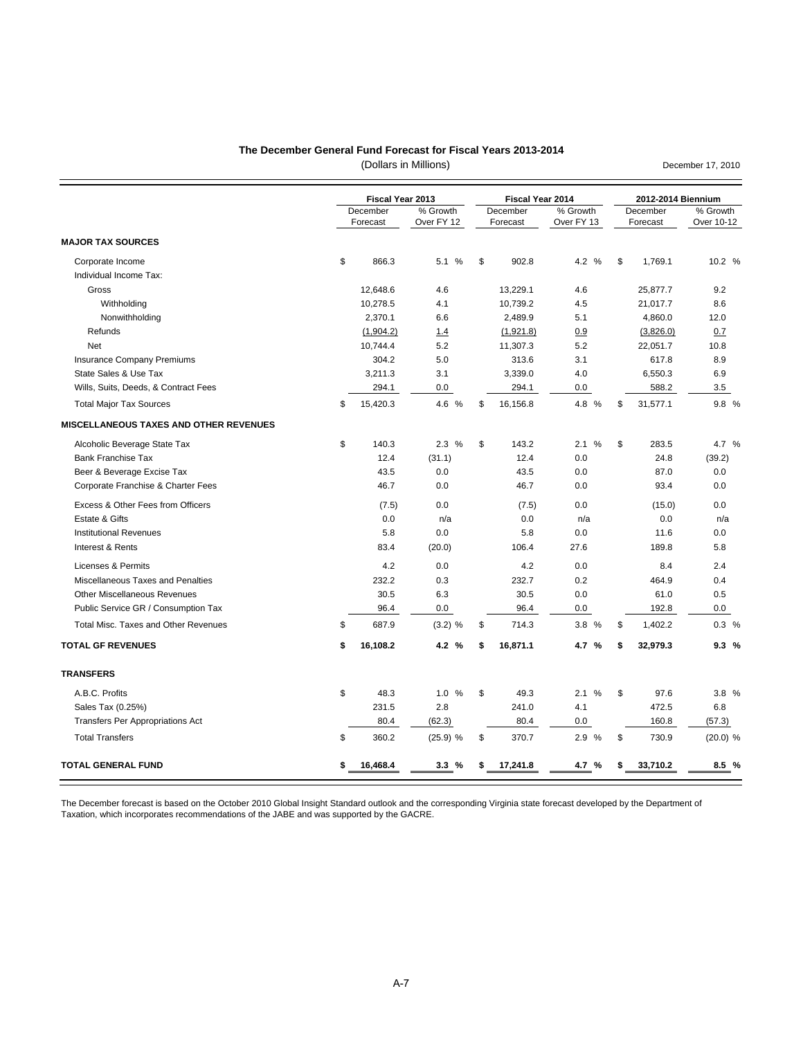# The December General Fund Forecast for Fiscal Years 2013-2014

(Dollars in Millions)

December 17, 2010

| | Fiscal Year 2013 | | Fiscal Year 2014 | | 2012-2014 Biennium | |
|---|---|---|---|---|---|---|
| | December Forecast | % Growth Over FY 12 | December Forecast | % Growth Over FY 13 | December Forecast | % Growth Over 10-12 |
| **MAJOR TAX SOURCES** | | | | | | |
| Corporate Income | $ 866.3 | 5.1 % | $ 902.8 | 4.2 % | $ 1,769.1 | 10.2 % |
| Individual Income Tax: | | | | | | |
| Gross | 12,648.6 | 4.6 | 13,229.1 | 4.6 | 25,877.7 | 9.2 |
| Withholding | 10,278.5 | 4.1 | 10,739.2 | 4.5 | 21,017.7 | 8.6 |
| Nonwithholding | 2,370.1 | 6.6 | 2,489.9 | 5.1 | 4,860.0 | 12.0 |
| Refunds | (1,904.2) | 1.4 | (1,921.8) | 0.9 | (3,826.0) | 0.7 |
| Net | 10,744.4 | 5.2 | 11,307.3 | 5.2 | 22,051.7 | 10.8 |
| Insurance Company Premiums | 304.2 | 5.0 | 313.6 | 3.1 | 617.8 | 8.9 |
| State Sales & Use Tax | 3,211.3 | 3.1 | 3,339.0 | 4.0 | 6,550.3 | 6.9 |
| Wills, Suits, Deeds, & Contract Fees | 294.1 | 0.0 | 294.1 | 0.0 | 588.2 | 3.5 |
| Total Major Tax Sources | $ 15,420.3 | 4.6 % | $ 16,156.8 | 4.8 % | $ 31,577.1 | 9.8 % |
| **MISCELLANEOUS TAXES AND OTHER REVENUES** | | | | | | |
| Alcoholic Beverage State Tax | $ 140.3 | 2.3 % | $ 143.2 | 2.1 % | $ 283.5 | 4.7 % |
| Bank Franchise Tax | 12.4 | (31.1) | 12.4 | 0.0 | 24.8 | (39.2) |
| Beer & Beverage Excise Tax | 43.5 | 0.0 | 43.5 | 0.0 | 87.0 | 0.0 |
| Corporate Franchise & Charter Fees | 46.7 | 0.0 | 46.7 | 0.0 | 93.4 | 0.0 |
| Excess & Other Fees from Officers | (7.5) | 0.0 | (7.5) | 0.0 | (15.0) | 0.0 |
| Estate & Gifts | 0.0 | n/a | 0.0 | n/a | 0.0 | n/a |
| Institutional Revenues | 5.8 | 0.0 | 5.8 | 0.0 | 11.6 | 0.0 |
| Interest & Rents | 83.4 | (20.0) | 106.4 | 27.6 | 189.8 | 5.8 |
| Licenses & Permits | 4.2 | 0.0 | 4.2 | 0.0 | 8.4 | 2.4 |
| Miscellaneous Taxes and Penalties | 232.2 | 0.3 | 232.7 | 0.2 | 464.9 | 0.4 |
| Other Miscellaneous Revenues | 30.5 | 6.3 | 30.5 | 0.0 | 61.0 | 0.5 |
| Public Service GR / Consumption Tax | 96.4 | 0.0 | 96.4 | 0.0 | 192.8 | 0.0 |
| Total Misc. Taxes and Other Revenues | $ 687.9 | (3.2) % | $ 714.3 | 3.8 % | $ 1,402.2 | 0.3 % |
| **TOTAL GF REVENUES** | **$ 16,108.2** | **4.2 %** | **$ 16,871.1** | **4.7 %** | **$ 32,979.3** | **9.3 %** |
| **TRANSFERS** | | | | | | |
| A.B.C. Profits | $ 48.3 | 1.0 % | $ 49.3 | 2.1 % | $ 97.6 | 3.8 % |
| Sales Tax (0.25%) | 231.5 | 2.8 | 241.0 | 4.1 | 472.5 | 6.8 |
| Transfers Per Appropriations Act | 80.4 | (62.3) | 80.4 | 0.0 | 160.8 | (57.3) |
| Total Transfers | $ 360.2 | (25.9) % | $ 370.7 | 2.9 % | $ 730.9 | (20.0) % |
| **TOTAL GENERAL FUND** | **$ 16,468.4** | **3.3 %** | **$ 17,241.8** | **4.7 %** | **$ 33,710.2** | **8.5 %** |

The December forecast is based on the October 2010 Global Insight Standard outlook and the corresponding Virginia state forecast developed by the Department of Taxation, which incorporates recommendations of the JABE and was supported by the GACRE.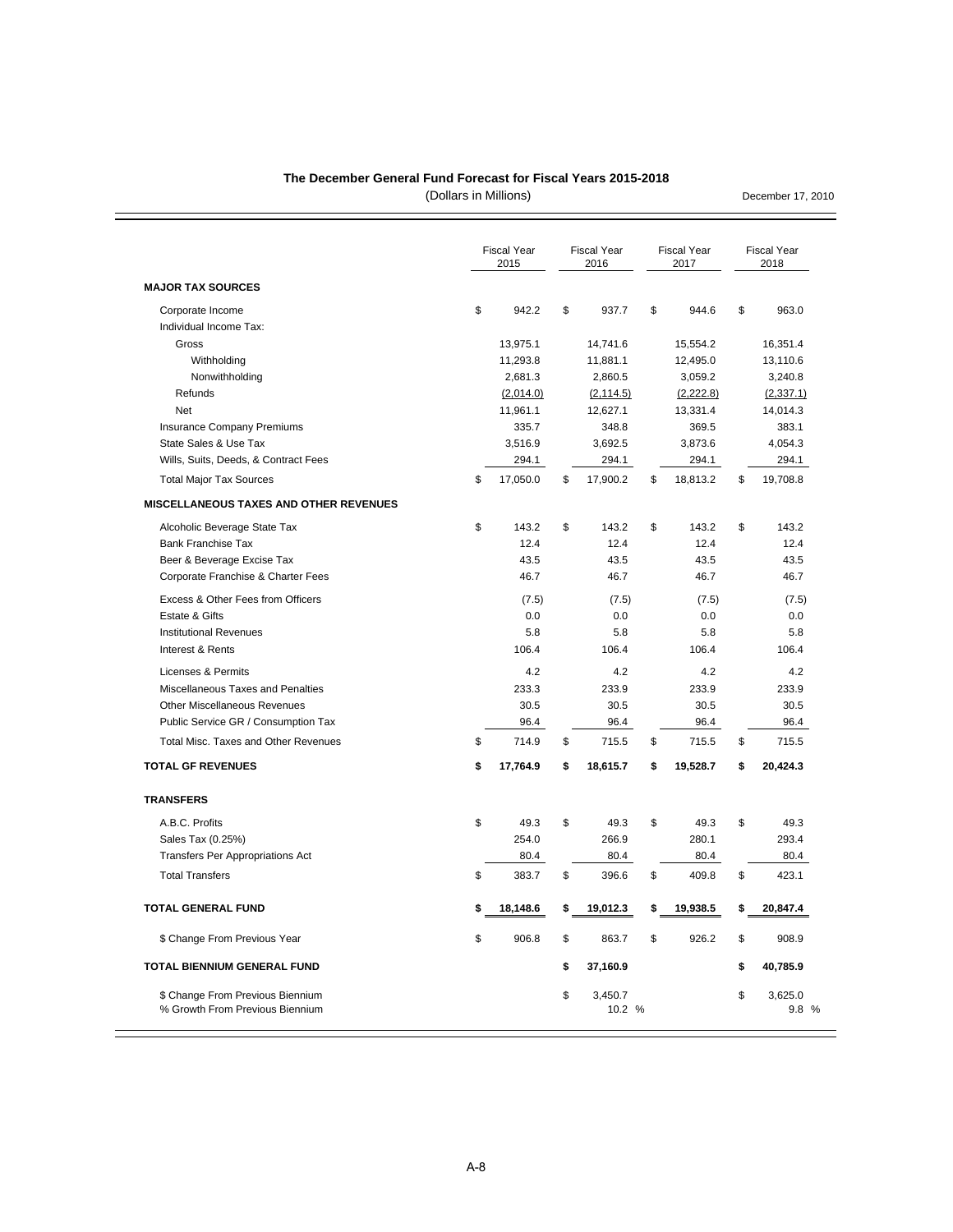## The December General Fund Forecast for Fiscal Years 2015-2018

(Dollars in Millions)

December 17, 2010

| | Fiscal Year 2015 | Fiscal Year 2016 | Fiscal Year 2017 | Fiscal Year 2018 |
|---|---|---|---|---|
| **MAJOR TAX SOURCES** | | | | |
| Corporate Income | $ 942.2 | $ 937.7 | $ 944.6 | $ 963.0 |
| Individual Income Tax: | | | | |
| Gross | 13,975.1 | 14,741.6 | 15,554.2 | 16,351.4 |
| Withholding | 11,293.8 | 11,881.1 | 12,495.0 | 13,110.6 |
| Nonwithholding | 2,681.3 | 2,860.5 | 3,059.2 | 3,240.8 |
| Refunds | (2,014.0) | (2,114.5) | (2,222.8) | (2,337.1) |
| Net | 11,961.1 | 12,627.1 | 13,331.4 | 14,014.3 |
| Insurance Company Premiums | 335.7 | 348.8 | 369.5 | 383.1 |
| State Sales & Use Tax | 3,516.9 | 3,692.5 | 3,873.6 | 4,054.3 |
| Wills, Suits, Deeds, & Contract Fees | 294.1 | 294.1 | 294.1 | 294.1 |
| Total Major Tax Sources | $ 17,050.0 | $ 17,900.2 | $ 18,813.2 | $ 19,708.8 |
| **MISCELLANEOUS TAXES AND OTHER REVENUES** | | | | |
| Alcoholic Beverage State Tax | $ 143.2 | $ 143.2 | $ 143.2 | $ 143.2 |
| Bank Franchise Tax | 12.4 | 12.4 | 12.4 | 12.4 |
| Beer & Beverage Excise Tax | 43.5 | 43.5 | 43.5 | 43.5 |
| Corporate Franchise & Charter Fees | 46.7 | 46.7 | 46.7 | 46.7 |
| Excess & Other Fees from Officers | (7.5) | (7.5) | (7.5) | (7.5) |
| Estate & Gifts | 0.0 | 0.0 | 0.0 | 0.0 |
| Institutional Revenues | 5.8 | 5.8 | 5.8 | 5.8 |
| Interest & Rents | 106.4 | 106.4 | 106.4 | 106.4 |
| Licenses & Permits | 4.2 | 4.2 | 4.2 | 4.2 |
| Miscellaneous Taxes and Penalties | 233.3 | 233.9 | 233.9 | 233.9 |
| Other Miscellaneous Revenues | 30.5 | 30.5 | 30.5 | 30.5 |
| Public Service GR / Consumption Tax | 96.4 | 96.4 | 96.4 | 96.4 |
| Total Misc. Taxes and Other Revenues | $ 714.9 | $ 715.5 | $ 715.5 | $ 715.5 |
| **TOTAL GF REVENUES** | **$ 17,764.9** | **$ 18,615.7** | **$ 19,528.7** | **$ 20,424.3** |
| **TRANSFERS** | | | | |
| A.B.C. Profits | $ 49.3 | $ 49.3 | $ 49.3 | $ 49.3 |
| Sales Tax (0.25%) | 254.0 | 266.9 | 280.1 | 293.4 |
| Transfers Per Appropriations Act | 80.4 | 80.4 | 80.4 | 80.4 |
| Total Transfers | $ 383.7 | $ 396.6 | $ 409.8 | $ 423.1 |
| **TOTAL GENERAL FUND** | **$ 18,148.6** | **$ 19,012.3** | **$ 19,938.5** | **$ 20,847.4** |
| $ Change From Previous Year | $ 906.8 | $ 863.7 | $ 926.2 | $ 908.9 |
| **TOTAL BIENNIUM GENERAL FUND** | | **$ 37,160.9** | | **$ 40,785.9** |
| $ Change From Previous Biennium | | $ 3,450.7 | | $ 3,625.0 |
| % Growth From Previous Biennium | | 10.2 % | | 9.8 % |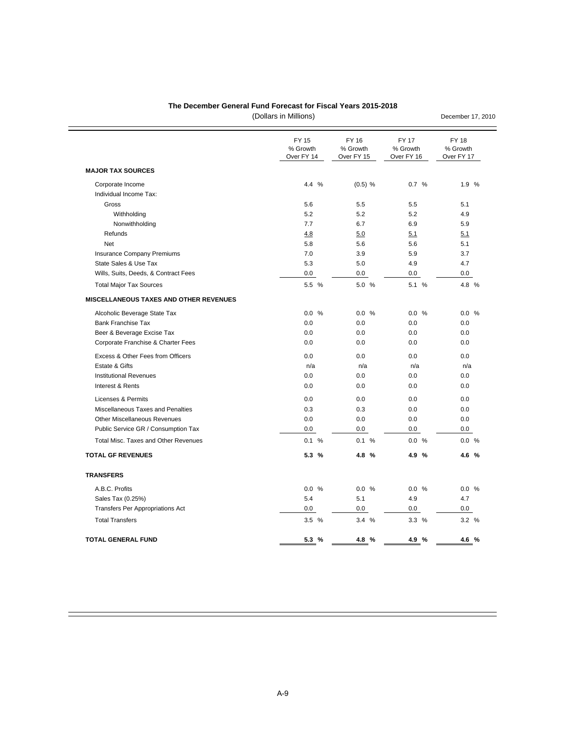## The December General Fund Forecast for Fiscal Years 2015-2018

(Dollars in Millions)

December 17, 2010

| | FY 15 % Growth Over FY 14 | FY 16 % Growth Over FY 15 | FY 17 % Growth Over FY 16 | FY 18 % Growth Over FY 17 |
|---|---|---|---|---|
| **MAJOR TAX SOURCES** | | | | |
| Corporate Income | 4.4 % | (0.5) % | 0.7 % | 1.9 % |
| Individual Income Tax: | | | | |
| Gross | 5.6 | 5.5 | 5.5 | 5.1 |
| Withholding | 5.2 | 5.2 | 5.2 | 4.9 |
| Nonwithholding | 7.7 | 6.7 | 6.9 | 5.9 |
| Refunds | 4.8 | 5.0 | 5.1 | 5.1 |
| Net | 5.8 | 5.6 | 5.6 | 5.1 |
| Insurance Company Premiums | 7.0 | 3.9 | 5.9 | 3.7 |
| State Sales & Use Tax | 5.3 | 5.0 | 4.9 | 4.7 |
| Wills, Suits, Deeds, & Contract Fees | 0.0 | 0.0 | 0.0 | 0.0 |
| Total Major Tax Sources | 5.5 % | 5.0 % | 5.1 % | 4.8 % |
| **MISCELLANEOUS TAXES AND OTHER REVENUES** | | | | |
| Alcoholic Beverage State Tax | 0.0 % | 0.0 % | 0.0 % | 0.0 % |
| Bank Franchise Tax | 0.0 | 0.0 | 0.0 | 0.0 |
| Beer & Beverage Excise Tax | 0.0 | 0.0 | 0.0 | 0.0 |
| Corporate Franchise & Charter Fees | 0.0 | 0.0 | 0.0 | 0.0 |
| Excess & Other Fees from Officers | 0.0 | 0.0 | 0.0 | 0.0 |
| Estate & Gifts | n/a | n/a | n/a | n/a |
| Institutional Revenues | 0.0 | 0.0 | 0.0 | 0.0 |
| Interest & Rents | 0.0 | 0.0 | 0.0 | 0.0 |
| Licenses & Permits | 0.0 | 0.0 | 0.0 | 0.0 |
| Miscellaneous Taxes and Penalties | 0.3 | 0.3 | 0.0 | 0.0 |
| Other Miscellaneous Revenues | 0.0 | 0.0 | 0.0 | 0.0 |
| Public Service GR / Consumption Tax | 0.0 | 0.0 | 0.0 | 0.0 |
| Total Misc. Taxes and Other Revenues | 0.1 % | 0.1 % | 0.0 % | 0.0 % |
| **TOTAL GF REVENUES** | **5.3 %** | **4.8 %** | **4.9 %** | **4.6 %** |
| **TRANSFERS** | | | | |
| A.B.C. Profits | 0.0 % | 0.0 % | 0.0 % | 0.0 % |
| Sales Tax (0.25%) | 5.4 | 5.1 | 4.9 | 4.7 |
| Transfers Per Appropriations Act | 0.0 | 0.0 | 0.0 | 0.0 |
| Total Transfers | 3.5 % | 3.4 % | 3.3 % | 3.2 % |
| **TOTAL GENERAL FUND** | **5.3 %** | **4.8 %** | **4.9 %** | **4.6 %** |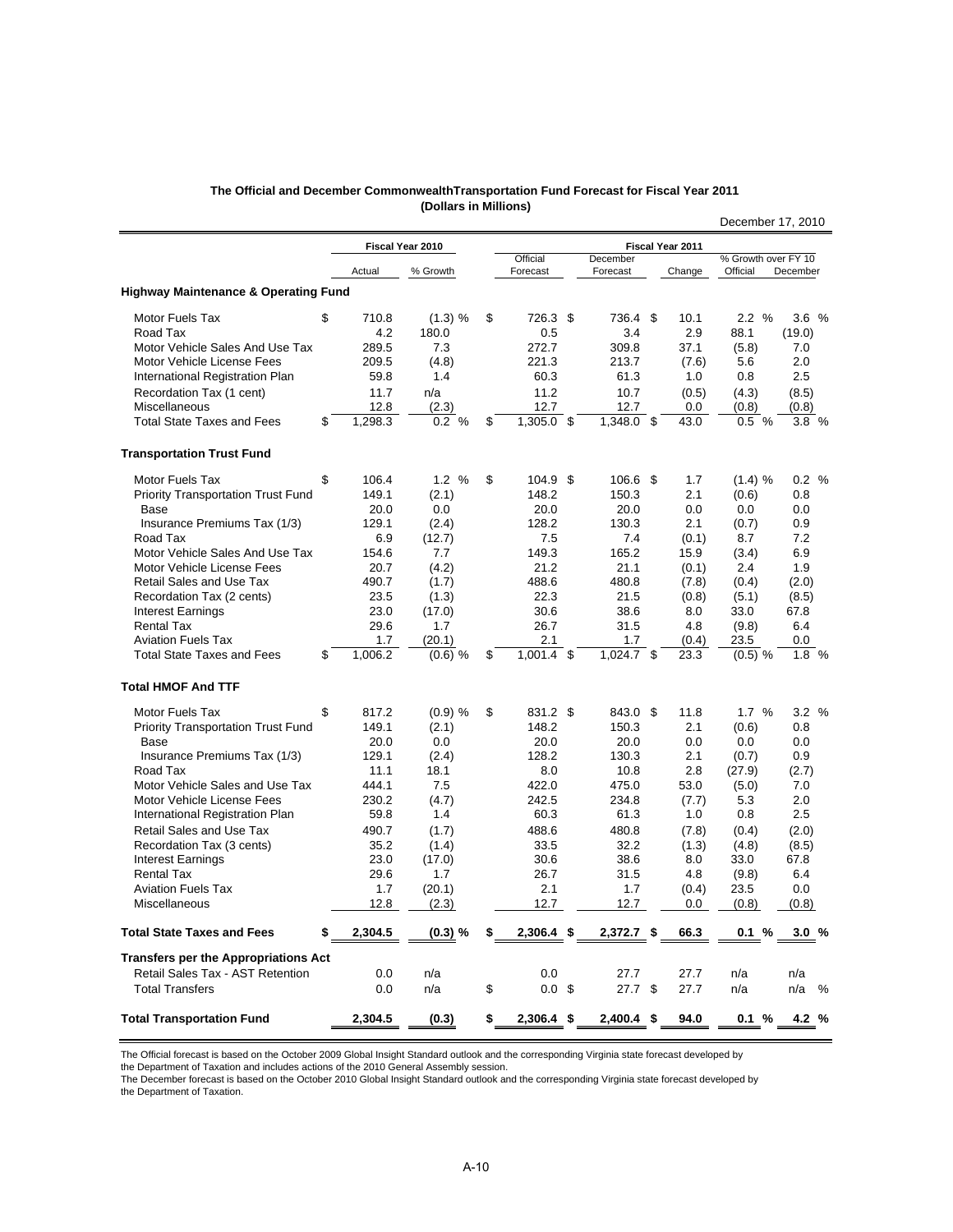**The Official and December CommonwealthTransportation Fund Forecast for Fiscal Year 2011**
**(Dollars in Millions)**

December 17, 2010

| | Fiscal Year 2010 | | Fiscal Year 2011 | | | | |
|---|---|---|---|---|---|---|---|
| | Actual | % Growth | Official Forecast | December Forecast | Change | % Growth over FY 10 Official | % Growth over FY 10 December |
| **Highway Maintenance & Operating Fund** | | | | | | | |
| Motor Fuels Tax | $ 710.8 | (1.3) % | $ 726.3 | $ 736.4 | $ 10.1 | 2.2 % | 3.6 % |
| Road Tax | 4.2 | 180.0 | 0.5 | 3.4 | 2.9 | 88.1 | (19.0) |
| Motor Vehicle Sales And Use Tax | 289.5 | 7.3 | 272.7 | 309.8 | 37.1 | (5.8) | 7.0 |
| Motor Vehicle License Fees | 209.5 | (4.8) | 221.3 | 213.7 | (7.6) | 5.6 | 2.0 |
| International Registration Plan | 59.8 | 1.4 | 60.3 | 61.3 | 1.0 | 0.8 | 2.5 |
| Recordation Tax (1 cent) | 11.7 | n/a | 11.2 | 10.7 | (0.5) | (4.3) | (8.5) |
| Miscellaneous | 12.8 | (2.3) | 12.7 | 12.7 | 0.0 | (0.8) | (0.8) |
| Total State Taxes and Fees | $ 1,298.3 | 0.2 % | $ 1,305.0 | $ 1,348.0 | $ 43.0 | 0.5 % | 3.8 % |
| **Transportation Trust Fund** | | | | | | | |
| Motor Fuels Tax | $ 106.4 | 1.2 % | $ 104.9 | $ 106.6 | $ 1.7 | (1.4) % | 0.2 % |
| Priority Transportation Trust Fund | 149.1 | (2.1) | 148.2 | 150.3 | 2.1 | (0.6) | 0.8 |
| Base | 20.0 | 0.0 | 20.0 | 20.0 | 0.0 | 0.0 | 0.0 |
| Insurance Premiums Tax (1/3) | 129.1 | (2.4) | 128.2 | 130.3 | 2.1 | (0.7) | 0.9 |
| Road Tax | 6.9 | (12.7) | 7.5 | 7.4 | (0.1) | 8.7 | 7.2 |
| Motor Vehicle Sales And Use Tax | 154.6 | 7.7 | 149.3 | 165.2 | 15.9 | (3.4) | 6.9 |
| Motor Vehicle License Fees | 20.7 | (4.2) | 21.2 | 21.1 | (0.1) | 2.4 | 1.9 |
| Retail Sales and Use Tax | 490.7 | (1.7) | 488.6 | 480.8 | (7.8) | (0.4) | (2.0) |
| Recordation Tax (2 cents) | 23.5 | (1.3) | 22.3 | 21.5 | (0.8) | (5.1) | (8.5) |
| Interest Earnings | 23.0 | (17.0) | 30.6 | 38.6 | 8.0 | 33.0 | 67.8 |
| Rental Tax | 29.6 | 1.7 | 26.7 | 31.5 | 4.8 | (9.8) | 6.4 |
| Aviation Fuels Tax | 1.7 | (20.1) | 2.1 | 1.7 | (0.4) | 23.5 | 0.0 |
| Total State Taxes and Fees | $ 1,006.2 | (0.6) % | $ 1,001.4 | $ 1,024.7 | $ 23.3 | (0.5) % | 1.8 % |
| **Total HMOF And TTF** | | | | | | | |
| Motor Fuels Tax | $ 817.2 | (0.9) % | $ 831.2 | $ 843.0 | $ 11.8 | 1.7 % | 3.2 % |
| Priority Transportation Trust Fund | 149.1 | (2.1) | 148.2 | 150.3 | 2.1 | (0.6) | 0.8 |
| Base | 20.0 | 0.0 | 20.0 | 20.0 | 0.0 | 0.0 | 0.0 |
| Insurance Premiums Tax (1/3) | 129.1 | (2.4) | 128.2 | 130.3 | 2.1 | (0.7) | 0.9 |
| Road Tax | 11.1 | 18.1 | 8.0 | 10.8 | 2.8 | (27.9) | (2.7) |
| Motor Vehicle Sales and Use Tax | 444.1 | 7.5 | 422.0 | 475.0 | 53.0 | (5.0) | 7.0 |
| Motor Vehicle License Fees | 230.2 | (4.7) | 242.5 | 234.8 | (7.7) | 5.3 | 2.0 |
| International Registration Plan | 59.8 | 1.4 | 60.3 | 61.3 | 1.0 | 0.8 | 2.5 |
| Retail Sales and Use Tax | 490.7 | (1.7) | 488.6 | 480.8 | (7.8) | (0.4) | (2.0) |
| Recordation Tax (3 cents) | 35.2 | (1.4) | 33.5 | 32.2 | (1.3) | (4.8) | (8.5) |
| Interest Earnings | 23.0 | (17.0) | 30.6 | 38.6 | 8.0 | 33.0 | 67.8 |
| Rental Tax | 29.6 | 1.7 | 26.7 | 31.5 | 4.8 | (9.8) | 6.4 |
| Aviation Fuels Tax | 1.7 | (20.1) | 2.1 | 1.7 | (0.4) | 23.5 | 0.0 |
| Miscellaneous | 12.8 | (2.3) | 12.7 | 12.7 | 0.0 | (0.8) | (0.8) |
| **Total State Taxes and Fees** | **$ 2,304.5** | **(0.3) %** | **$ 2,306.4** | **$ 2,372.7** | **$ 66.3** | **0.1 %** | **3.0 %** |
| **Transfers per the Appropriations Act** | | | | | | | |
| Retail Sales Tax - AST Retention | 0.0 | n/a | 0.0 | 27.7 | 27.7 | n/a | n/a |
| Total Transfers | 0.0 | n/a | $ 0.0 | $ 27.7 | $ 27.7 | n/a | n/a % |
| **Total Transportation Fund** | **2,304.5** | **(0.3)** | **$ 2,306.4** | **$ 2,400.4** | **$ 94.0** | **0.1 %** | **4.2 %** |

The Official forecast is based on the October 2009 Global Insight Standard outlook and the corresponding Virginia state forecast developed by the Department of Taxation and includes actions of the 2010 General Assembly session.

The December forecast is based on the October 2010 Global Insight Standard outlook and the corresponding Virginia state forecast developed by the Department of Taxation.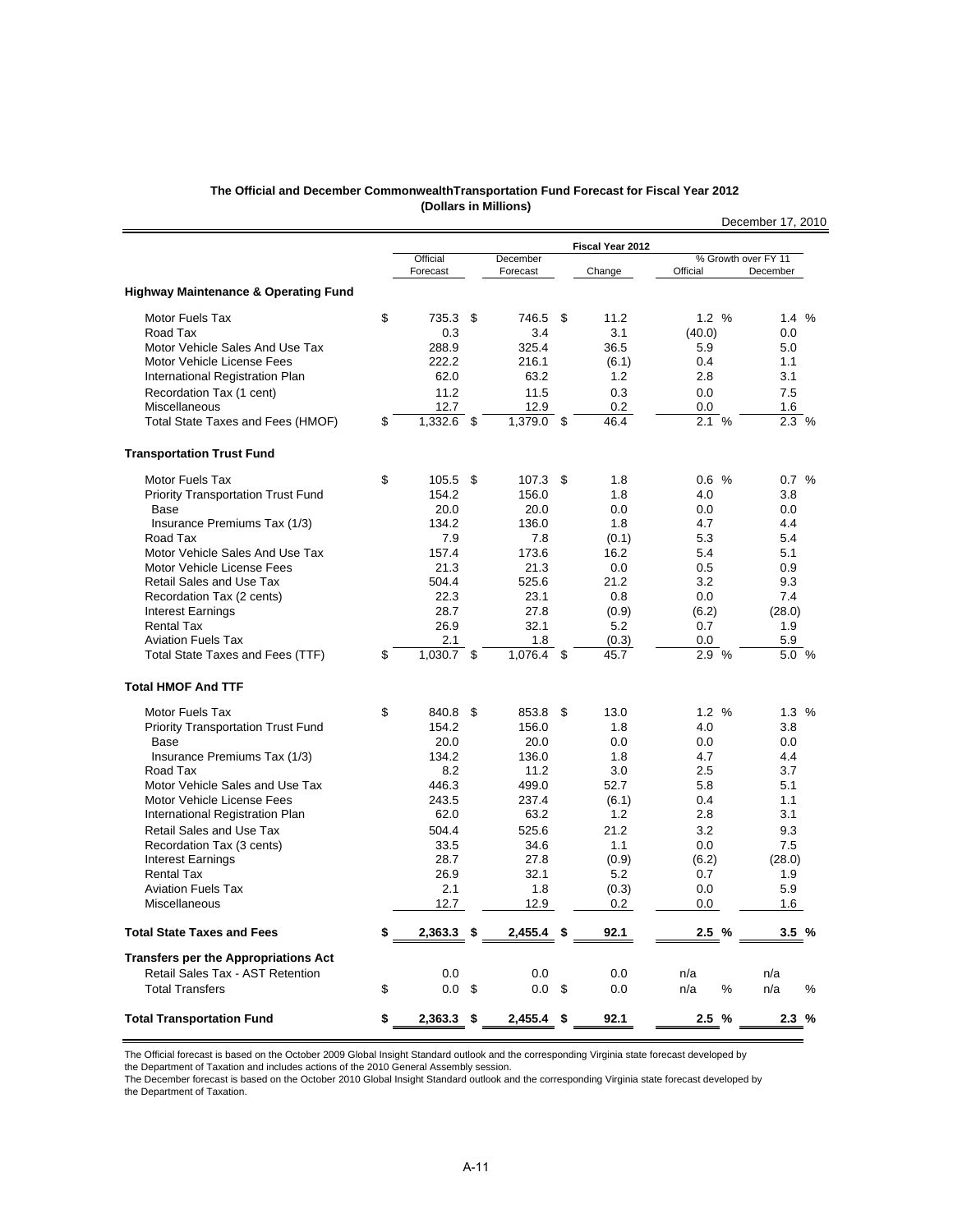**The Official and December CommonwealthTransportation Fund Forecast for Fiscal Year 2012**
**(Dollars in Millions)**

December 17, 2010

| | Fiscal Year 2012 | | | | |
|---|---|---|---|---|---|
| | Official Forecast | December Forecast | Change | % Growth over FY 11 Official | % Growth over FY 11 December |
| **Highway Maintenance & Operating Fund** | | | | | |
| Motor Fuels Tax | $ 735.3 | $ 746.5 | $ 11.2 | 1.2 % | 1.4 % |
| Road Tax | 0.3 | 3.4 | 3.1 | (40.0) | 0.0 |
| Motor Vehicle Sales And Use Tax | 288.9 | 325.4 | 36.5 | 5.9 | 5.0 |
| Motor Vehicle License Fees | 222.2 | 216.1 | (6.1) | 0.4 | 1.1 |
| International Registration Plan | 62.0 | 63.2 | 1.2 | 2.8 | 3.1 |
| Recordation Tax (1 cent) | 11.2 | 11.5 | 0.3 | 0.0 | 7.5 |
| Miscellaneous | 12.7 | 12.9 | 0.2 | 0.0 | 1.6 |
| Total State Taxes and Fees (HMOF) | $ 1,332.6 | $ 1,379.0 | $ 46.4 | 2.1 % | 2.3 % |
| **Transportation Trust Fund** | | | | | |
| Motor Fuels Tax | $ 105.5 | $ 107.3 | $ 1.8 | 0.6 % | 0.7 % |
| Priority Transportation Trust Fund | 154.2 | 156.0 | 1.8 | 4.0 | 3.8 |
| Base | 20.0 | 20.0 | 0.0 | 0.0 | 0.0 |
| Insurance Premiums Tax (1/3) | 134.2 | 136.0 | 1.8 | 4.7 | 4.4 |
| Road Tax | 7.9 | 7.8 | (0.1) | 5.3 | 5.4 |
| Motor Vehicle Sales And Use Tax | 157.4 | 173.6 | 16.2 | 5.4 | 5.1 |
| Motor Vehicle License Fees | 21.3 | 21.3 | 0.0 | 0.5 | 0.9 |
| Retail Sales and Use Tax | 504.4 | 525.6 | 21.2 | 3.2 | 9.3 |
| Recordation Tax (2 cents) | 22.3 | 23.1 | 0.8 | 0.0 | 7.4 |
| Interest Earnings | 28.7 | 27.8 | (0.9) | (6.2) | (28.0) |
| Rental Tax | 26.9 | 32.1 | 5.2 | 0.7 | 1.9 |
| Aviation Fuels Tax | 2.1 | 1.8 | (0.3) | 0.0 | 5.9 |
| Total State Taxes and Fees (TTF) | $ 1,030.7 | $ 1,076.4 | $ 45.7 | 2.9 % | 5.0 % |
| **Total HMOF And TTF** | | | | | |
| Motor Fuels Tax | $ 840.8 | $ 853.8 | $ 13.0 | 1.2 % | 1.3 % |
| Priority Transportation Trust Fund | 154.2 | 156.0 | 1.8 | 4.0 | 3.8 |
| Base | 20.0 | 20.0 | 0.0 | 0.0 | 0.0 |
| Insurance Premiums Tax (1/3) | 134.2 | 136.0 | 1.8 | 4.7 | 4.4 |
| Road Tax | 8.2 | 11.2 | 3.0 | 2.5 | 3.7 |
| Motor Vehicle Sales and Use Tax | 446.3 | 499.0 | 52.7 | 5.8 | 5.1 |
| Motor Vehicle License Fees | 243.5 | 237.4 | (6.1) | 0.4 | 1.1 |
| International Registration Plan | 62.0 | 63.2 | 1.2 | 2.8 | 3.1 |
| Retail Sales and Use Tax | 504.4 | 525.6 | 21.2 | 3.2 | 9.3 |
| Recordation Tax (3 cents) | 33.5 | 34.6 | 1.1 | 0.0 | 7.5 |
| Interest Earnings | 28.7 | 27.8 | (0.9) | (6.2) | (28.0) |
| Rental Tax | 26.9 | 32.1 | 5.2 | 0.7 | 1.9 |
| Aviation Fuels Tax | 2.1 | 1.8 | (0.3) | 0.0 | 5.9 |
| Miscellaneous | 12.7 | 12.9 | 0.2 | 0.0 | 1.6 |
| **Total State Taxes and Fees** | **$ 2,363.3** | **$ 2,455.4** | **$ 92.1** | **2.5 %** | **3.5 %** |
| **Transfers per the Appropriations Act** | | | | | |
| Retail Sales Tax - AST Retention | 0.0 | 0.0 | 0.0 | n/a | n/a |
| Total Transfers | $ 0.0 | $ 0.0 | $ 0.0 | n/a % | n/a % |
| **Total Transportation Fund** | **$ 2,363.3** | **$ 2,455.4** | **$ 92.1** | **2.5 %** | **2.3 %** |

The Official forecast is based on the October 2009 Global Insight Standard outlook and the corresponding Virginia state forecast developed by the Department of Taxation and includes actions of the 2010 General Assembly session.
The December forecast is based on the October 2010 Global Insight Standard outlook and the corresponding Virginia state forecast developed by the Department of Taxation.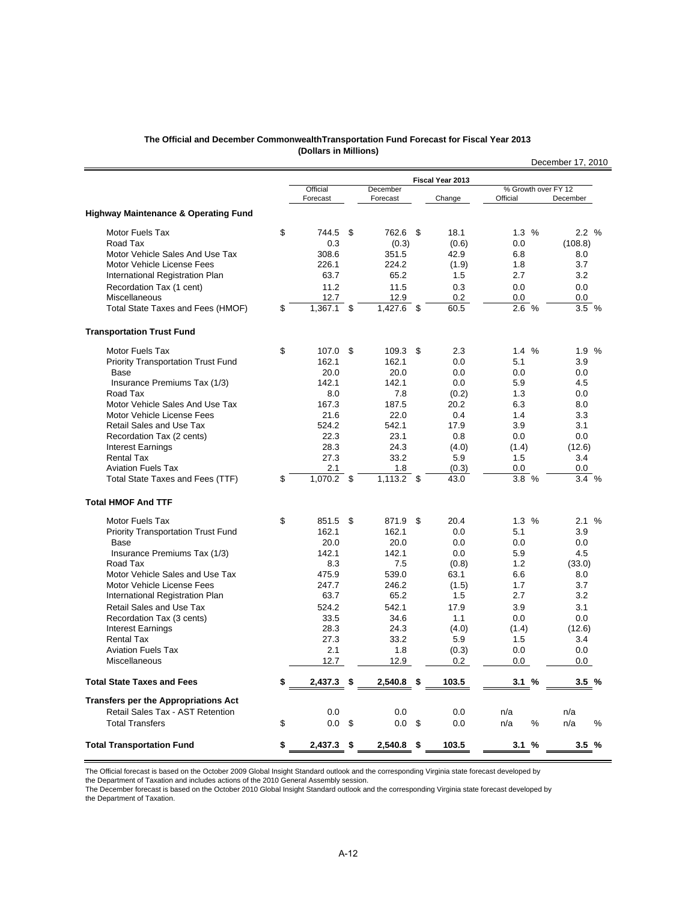**The Official and December CommonwealthTransportation Fund Forecast for Fiscal Year 2013**
**(Dollars in Millions)**

December 17, 2010

| | Fiscal Year 2013 | | | | |
|---|---|---|---|---|---|
| | Official Forecast | December Forecast | Change | % Growth over FY 12 Official | % Growth over FY 12 December |
| **Highway Maintenance & Operating Fund** | | | | | |
| Motor Fuels Tax | $ 744.5 | $ 762.6 | $ 18.1 | 1.3 % | 2.2 % |
| Road Tax | 0.3 | (0.3) | (0.6) | 0.0 | (108.8) |
| Motor Vehicle Sales And Use Tax | 308.6 | 351.5 | 42.9 | 6.8 | 8.0 |
| Motor Vehicle License Fees | 226.1 | 224.2 | (1.9) | 1.8 | 3.7 |
| International Registration Plan | 63.7 | 65.2 | 1.5 | 2.7 | 3.2 |
| Recordation Tax (1 cent) | 11.2 | 11.5 | 0.3 | 0.0 | 0.0 |
| Miscellaneous | 12.7 | 12.9 | 0.2 | 0.0 | 0.0 |
| Total State Taxes and Fees (HMOF) | $ 1,367.1 | $ 1,427.6 | $ 60.5 | 2.6 % | 3.5 % |
| **Transportation Trust Fund** | | | | | |
| Motor Fuels Tax | $ 107.0 | $ 109.3 | $ 2.3 | 1.4 % | 1.9 % |
| Priority Transportation Trust Fund | 162.1 | 162.1 | 0.0 | 5.1 | 3.9 |
| Base | 20.0 | 20.0 | 0.0 | 0.0 | 0.0 |
| Insurance Premiums Tax (1/3) | 142.1 | 142.1 | 0.0 | 5.9 | 4.5 |
| Road Tax | 8.0 | 7.8 | (0.2) | 1.3 | 0.0 |
| Motor Vehicle Sales And Use Tax | 167.3 | 187.5 | 20.2 | 6.3 | 8.0 |
| Motor Vehicle License Fees | 21.6 | 22.0 | 0.4 | 1.4 | 3.3 |
| Retail Sales and Use Tax | 524.2 | 542.1 | 17.9 | 3.9 | 3.1 |
| Recordation Tax (2 cents) | 22.3 | 23.1 | 0.8 | 0.0 | 0.0 |
| Interest Earnings | 28.3 | 24.3 | (4.0) | (1.4) | (12.6) |
| Rental Tax | 27.3 | 33.2 | 5.9 | 1.5 | 3.4 |
| Aviation Fuels Tax | 2.1 | 1.8 | (0.3) | 0.0 | 0.0 |
| Total State Taxes and Fees (TTF) | $ 1,070.2 | $ 1,113.2 | $ 43.0 | 3.8 % | 3.4 % |
| **Total HMOF And TTF** | | | | | |
| Motor Fuels Tax | $ 851.5 | $ 871.9 | $ 20.4 | 1.3 % | 2.1 % |
| Priority Transportation Trust Fund | 162.1 | 162.1 | 0.0 | 5.1 | 3.9 |
| Base | 20.0 | 20.0 | 0.0 | 0.0 | 0.0 |
| Insurance Premiums Tax (1/3) | 142.1 | 142.1 | 0.0 | 5.9 | 4.5 |
| Road Tax | 8.3 | 7.5 | (0.8) | 1.2 | (33.0) |
| Motor Vehicle Sales and Use Tax | 475.9 | 539.0 | 63.1 | 6.6 | 8.0 |
| Motor Vehicle License Fees | 247.7 | 246.2 | (1.5) | 1.7 | 3.7 |
| International Registration Plan | 63.7 | 65.2 | 1.5 | 2.7 | 3.2 |
| Retail Sales and Use Tax | 524.2 | 542.1 | 17.9 | 3.9 | 3.1 |
| Recordation Tax (3 cents) | 33.5 | 34.6 | 1.1 | 0.0 | 0.0 |
| Interest Earnings | 28.3 | 24.3 | (4.0) | (1.4) | (12.6) |
| Rental Tax | 27.3 | 33.2 | 5.9 | 1.5 | 3.4 |
| Aviation Fuels Tax | 2.1 | 1.8 | (0.3) | 0.0 | 0.0 |
| Miscellaneous | 12.7 | 12.9 | 0.2 | 0.0 | 0.0 |
| **Total State Taxes and Fees** | **$ 2,437.3** | **$ 2,540.8** | **$ 103.5** | **3.1 %** | **3.5 %** |
| **Transfers per the Appropriations Act** | | | | | |
| Retail Sales Tax - AST Retention | 0.0 | 0.0 | 0.0 | n/a | n/a |
| Total Transfers | $ 0.0 | $ 0.0 | $ 0.0 | n/a % | n/a % |
| **Total Transportation Fund** | **$ 2,437.3** | **$ 2,540.8** | **$ 103.5** | **3.1 %** | **3.5 %** |

The Official forecast is based on the October 2009 Global Insight Standard outlook and the corresponding Virginia state forecast developed by the Department of Taxation and includes actions of the 2010 General Assembly session.
The December forecast is based on the October 2010 Global Insight Standard outlook and the corresponding Virginia state forecast developed by the Department of Taxation.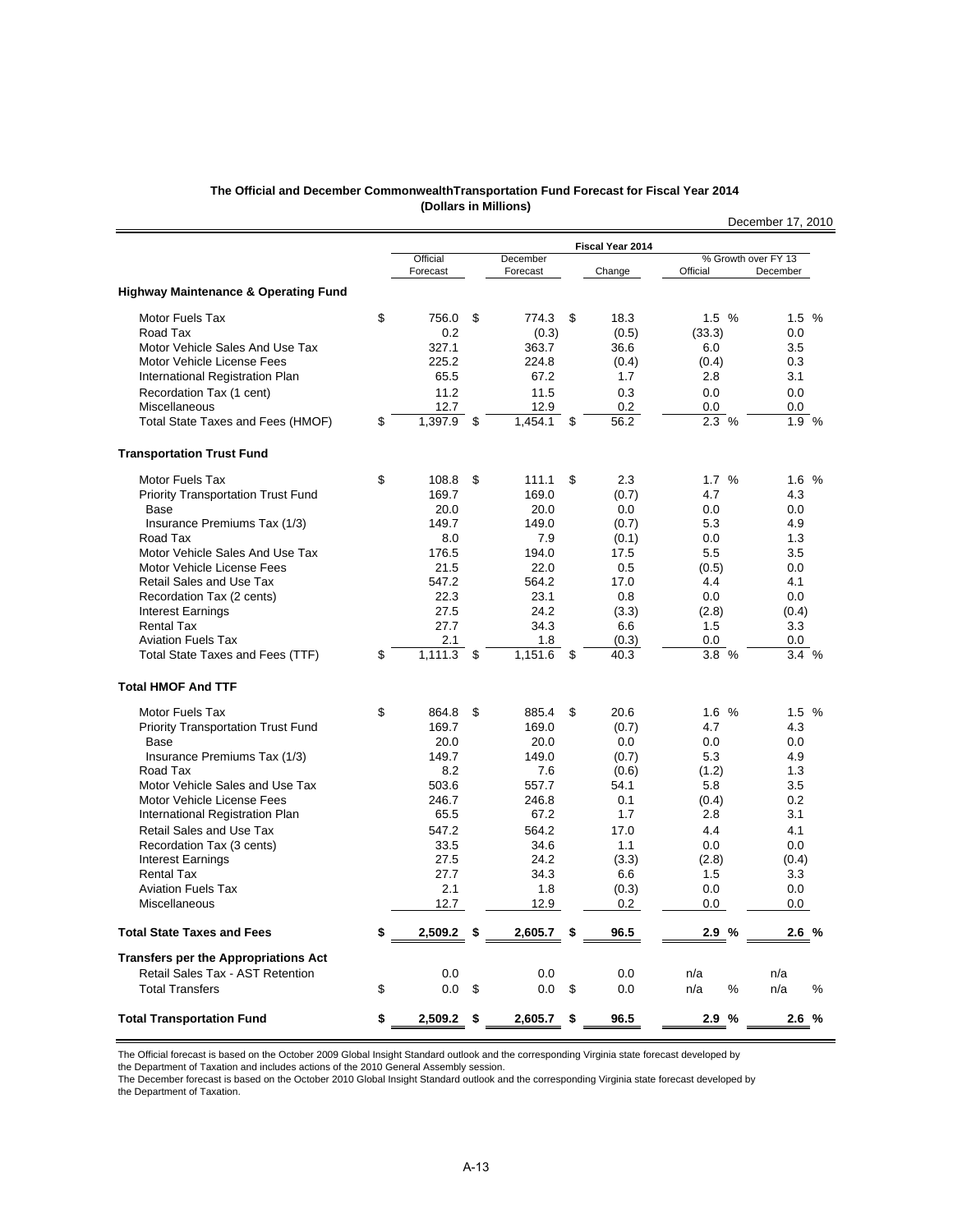**The Official and December CommonwealthTransportation Fund Forecast for Fiscal Year 2014**
**(Dollars in Millions)**

December 17, 2010

| | Fiscal Year 2014 | | | | |
|---|---|---|---|---|---|
| | Official Forecast | December Forecast | Change | % Growth over FY 13 Official | % Growth over FY 13 December |
| **Highway Maintenance & Operating Fund** | | | | | |
| Motor Fuels Tax | $ 756.0 | $ 774.3 | $ 18.3 | 1.5 % | 1.5 % |
| Road Tax | 0.2 | (0.3) | (0.5) | (33.3) | 0.0 |
| Motor Vehicle Sales And Use Tax | 327.1 | 363.7 | 36.6 | 6.0 | 3.5 |
| Motor Vehicle License Fees | 225.2 | 224.8 | (0.4) | (0.4) | 0.3 |
| International Registration Plan | 65.5 | 67.2 | 1.7 | 2.8 | 3.1 |
| Recordation Tax (1 cent) | 11.2 | 11.5 | 0.3 | 0.0 | 0.0 |
| Miscellaneous | 12.7 | 12.9 | 0.2 | 0.0 | 0.0 |
| Total State Taxes and Fees (HMOF) | $ 1,397.9 | $ 1,454.1 | $ 56.2 | 2.3 % | 1.9 % |
| **Transportation Trust Fund** | | | | | |
| Motor Fuels Tax | $ 108.8 | $ 111.1 | $ 2.3 | 1.7 % | 1.6 % |
| Priority Transportation Trust Fund | 169.7 | 169.0 | (0.7) | 4.7 | 4.3 |
| Base | 20.0 | 20.0 | 0.0 | 0.0 | 0.0 |
| Insurance Premiums Tax (1/3) | 149.7 | 149.0 | (0.7) | 5.3 | 4.9 |
| Road Tax | 8.0 | 7.9 | (0.1) | 0.0 | 1.3 |
| Motor Vehicle Sales And Use Tax | 176.5 | 194.0 | 17.5 | 5.5 | 3.5 |
| Motor Vehicle License Fees | 21.5 | 22.0 | 0.5 | (0.5) | 0.0 |
| Retail Sales and Use Tax | 547.2 | 564.2 | 17.0 | 4.4 | 4.1 |
| Recordation Tax (2 cents) | 22.3 | 23.1 | 0.8 | 0.0 | 0.0 |
| Interest Earnings | 27.5 | 24.2 | (3.3) | (2.8) | (0.4) |
| Rental Tax | 27.7 | 34.3 | 6.6 | 1.5 | 3.3 |
| Aviation Fuels Tax | 2.1 | 1.8 | (0.3) | 0.0 | 0.0 |
| Total State Taxes and Fees (TTF) | $ 1,111.3 | $ 1,151.6 | $ 40.3 | 3.8 % | 3.4 % |
| **Total HMOF And TTF** | | | | | |
| Motor Fuels Tax | $ 864.8 | $ 885.4 | $ 20.6 | 1.6 % | 1.5 % |
| Priority Transportation Trust Fund | 169.7 | 169.0 | (0.7) | 4.7 | 4.3 |
| Base | 20.0 | 20.0 | 0.0 | 0.0 | 0.0 |
| Insurance Premiums Tax (1/3) | 149.7 | 149.0 | (0.7) | 5.3 | 4.9 |
| Road Tax | 8.2 | 7.6 | (0.6) | (1.2) | 1.3 |
| Motor Vehicle Sales and Use Tax | 503.6 | 557.7 | 54.1 | 5.8 | 3.5 |
| Motor Vehicle License Fees | 246.7 | 246.8 | 0.1 | (0.4) | 0.2 |
| International Registration Plan | 65.5 | 67.2 | 1.7 | 2.8 | 3.1 |
| Retail Sales and Use Tax | 547.2 | 564.2 | 17.0 | 4.4 | 4.1 |
| Recordation Tax (3 cents) | 33.5 | 34.6 | 1.1 | 0.0 | 0.0 |
| Interest Earnings | 27.5 | 24.2 | (3.3) | (2.8) | (0.4) |
| Rental Tax | 27.7 | 34.3 | 6.6 | 1.5 | 3.3 |
| Aviation Fuels Tax | 2.1 | 1.8 | (0.3) | 0.0 | 0.0 |
| Miscellaneous | 12.7 | 12.9 | 0.2 | 0.0 | 0.0 |
| **Total State Taxes and Fees** | **$ 2,509.2** | **$ 2,605.7** | **$ 96.5** | **2.9 %** | **2.6 %** |
| **Transfers per the Appropriations Act** | | | | | |
| Retail Sales Tax - AST Retention | 0.0 | 0.0 | 0.0 | n/a | n/a |
| Total Transfers | $ 0.0 | $ 0.0 | $ 0.0 | n/a % | n/a % |
| **Total Transportation Fund** | **$ 2,509.2** | **$ 2,605.7** | **$ 96.5** | **2.9 %** | **2.6 %** |

The Official forecast is based on the October 2009 Global Insight Standard outlook and the corresponding Virginia state forecast developed by the Department of Taxation and includes actions of the 2010 General Assembly session.
The December forecast is based on the October 2010 Global Insight Standard outlook and the corresponding Virginia state forecast developed by the Department of Taxation.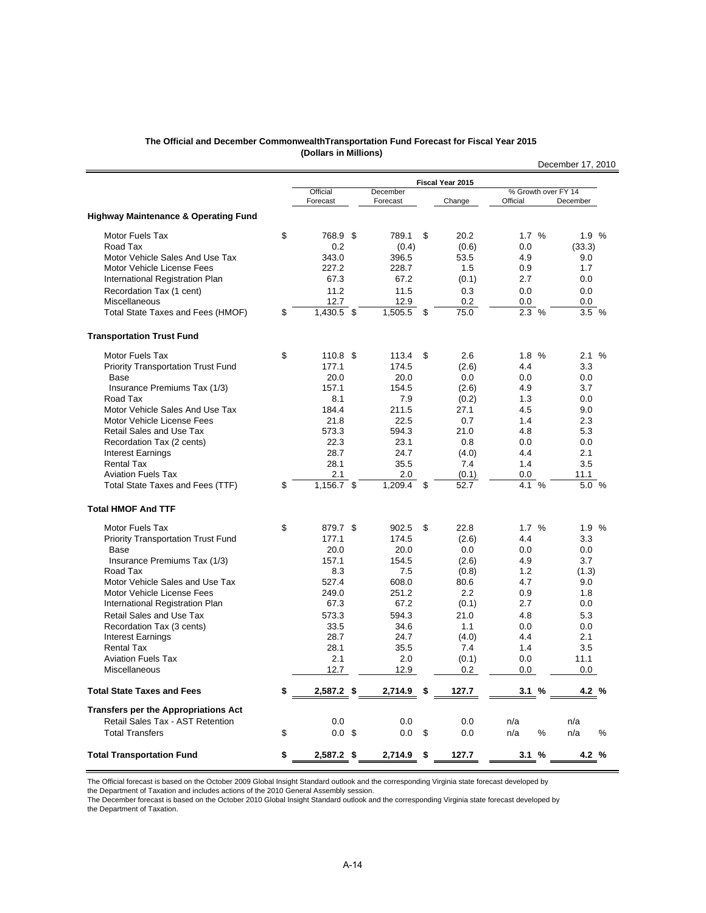**The Official and December CommonwealthTransportation Fund Forecast for Fiscal Year 2015**
**(Dollars in Millions)**

December 17, 2010

| | Fiscal Year 2015 | | | | |
|---|---|---|---|---|---|
| | Official Forecast | December Forecast | Change | % Growth over FY 14 Official | % Growth over FY 14 December |
| **Highway Maintenance & Operating Fund** | | | | | |
| Motor Fuels Tax | $ 768.9 | $ 789.1 | $ 20.2 | 1.7 % | 1.9 % |
| Road Tax | 0.2 | (0.4) | (0.6) | 0.0 | (33.3) |
| Motor Vehicle Sales And Use Tax | 343.0 | 396.5 | 53.5 | 4.9 | 9.0 |
| Motor Vehicle License Fees | 227.2 | 228.7 | 1.5 | 0.9 | 1.7 |
| International Registration Plan | 67.3 | 67.2 | (0.1) | 2.7 | 0.0 |
| Recordation Tax (1 cent) | 11.2 | 11.5 | 0.3 | 0.0 | 0.0 |
| Miscellaneous | 12.7 | 12.9 | 0.2 | 0.0 | 0.0 |
| Total State Taxes and Fees (HMOF) | $ 1,430.5 | $ 1,505.5 | $ 75.0 | 2.3 % | 3.5 % |
| **Transportation Trust Fund** | | | | | |
| Motor Fuels Tax | $ 110.8 | $ 113.4 | $ 2.6 | 1.8 % | 2.1 % |
| Priority Transportation Trust Fund | 177.1 | 174.5 | (2.6) | 4.4 | 3.3 |
| Base | 20.0 | 20.0 | 0.0 | 0.0 | 0.0 |
| Insurance Premiums Tax (1/3) | 157.1 | 154.5 | (2.6) | 4.9 | 3.7 |
| Road Tax | 8.1 | 7.9 | (0.2) | 1.3 | 0.0 |
| Motor Vehicle Sales And Use Tax | 184.4 | 211.5 | 27.1 | 4.5 | 9.0 |
| Motor Vehicle License Fees | 21.8 | 22.5 | 0.7 | 1.4 | 2.3 |
| Retail Sales and Use Tax | 573.3 | 594.3 | 21.0 | 4.8 | 5.3 |
| Recordation Tax (2 cents) | 22.3 | 23.1 | 0.8 | 0.0 | 0.0 |
| Interest Earnings | 28.7 | 24.7 | (4.0) | 4.4 | 2.1 |
| Rental Tax | 28.1 | 35.5 | 7.4 | 1.4 | 3.5 |
| Aviation Fuels Tax | 2.1 | 2.0 | (0.1) | 0.0 | 11.1 |
| Total State Taxes and Fees (TTF) | $ 1,156.7 | $ 1,209.4 | $ 52.7 | 4.1 % | 5.0 % |
| **Total HMOF And TTF** | | | | | |
| Motor Fuels Tax | $ 879.7 | $ 902.5 | $ 22.8 | 1.7 % | 1.9 % |
| Priority Transportation Trust Fund | 177.1 | 174.5 | (2.6) | 4.4 | 3.3 |
| Base | 20.0 | 20.0 | 0.0 | 0.0 | 0.0 |
| Insurance Premiums Tax (1/3) | 157.1 | 154.5 | (2.6) | 4.9 | 3.7 |
| Road Tax | 8.3 | 7.5 | (0.8) | 1.2 | (1.3) |
| Motor Vehicle Sales and Use Tax | 527.4 | 608.0 | 80.6 | 4.7 | 9.0 |
| Motor Vehicle License Fees | 249.0 | 251.2 | 2.2 | 0.9 | 1.8 |
| International Registration Plan | 67.3 | 67.2 | (0.1) | 2.7 | 0.0 |
| Retail Sales and Use Tax | 573.3 | 594.3 | 21.0 | 4.8 | 5.3 |
| Recordation Tax (3 cents) | 33.5 | 34.6 | 1.1 | 0.0 | 0.0 |
| Interest Earnings | 28.7 | 24.7 | (4.0) | 4.4 | 2.1 |
| Rental Tax | 28.1 | 35.5 | 7.4 | 1.4 | 3.5 |
| Aviation Fuels Tax | 2.1 | 2.0 | (0.1) | 0.0 | 11.1 |
| Miscellaneous | 12.7 | 12.9 | 0.2 | 0.0 | 0.0 |
| **Total State Taxes and Fees** | **$ 2,587.2** | **$ 2,714.9** | **$ 127.7** | **3.1 %** | **4.2 %** |
| **Transfers per the Appropriations Act** | | | | | |
| Retail Sales Tax - AST Retention | 0.0 | 0.0 | 0.0 | n/a | n/a |
| Total Transfers | $ 0.0 | $ 0.0 | $ 0.0 | n/a % | n/a % |
| **Total Transportation Fund** | **$ 2,587.2** | **$ 2,714.9** | **$ 127.7** | **3.1 %** | **4.2 %** |

The Official forecast is based on the October 2009 Global Insight Standard outlook and the corresponding Virginia state forecast developed by the Department of Taxation and includes actions of the 2010 General Assembly session.
The December forecast is based on the October 2010 Global Insight Standard outlook and the corresponding Virginia state forecast developed by the Department of Taxation.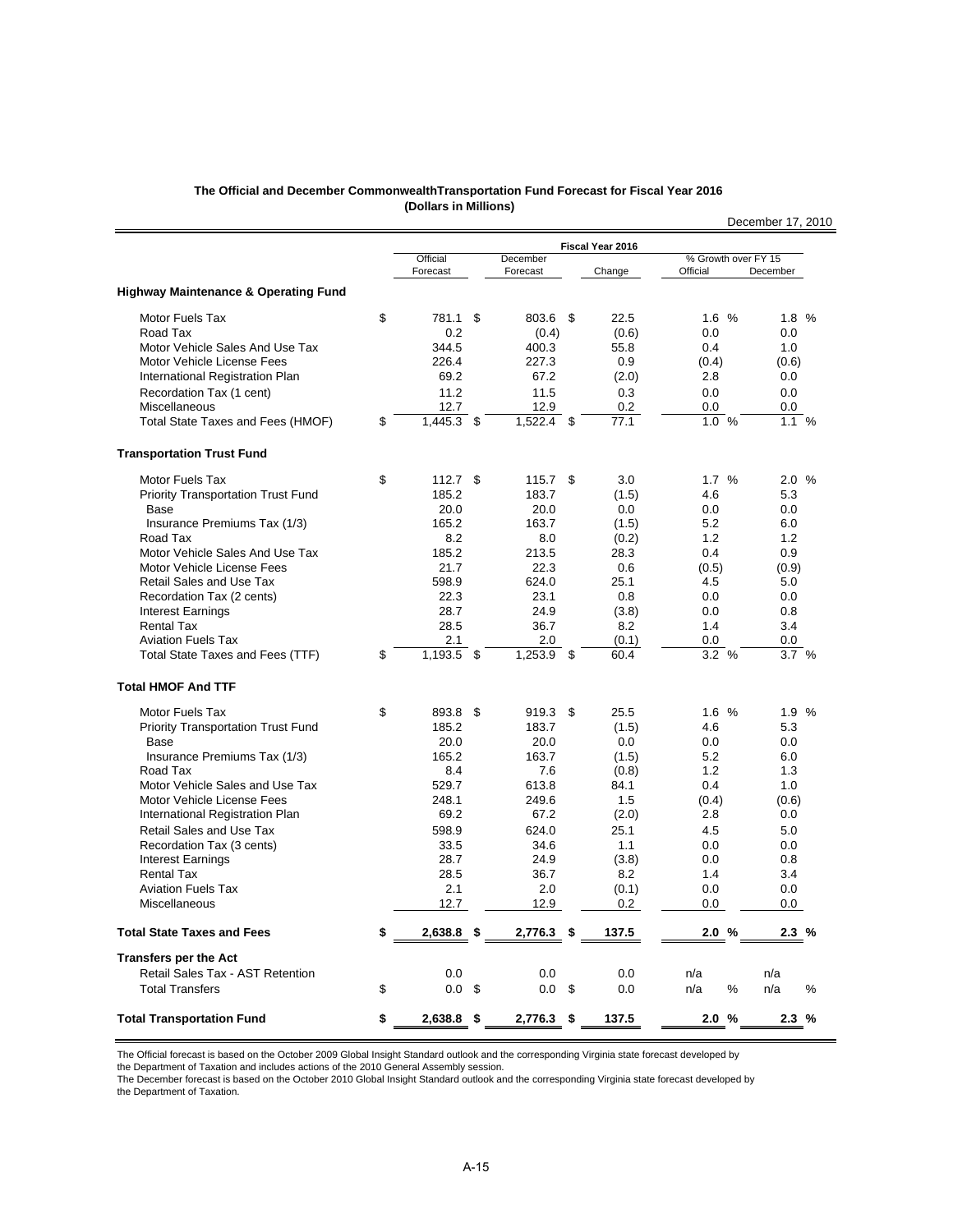**The Official and December CommonwealthTransportation Fund Forecast for Fiscal Year 2016**
**(Dollars in Millions)**

December 17, 2010

| | Fiscal Year 2016 | | | | |
|---|---|---|---|---|---|
| | Official Forecast | December Forecast | Change | % Growth over FY 15 Official | % Growth over FY 15 December |
| **Highway Maintenance & Operating Fund** | | | | | |
| Motor Fuels Tax | $ 781.1 | $ 803.6 | $ 22.5 | 1.6 % | 1.8 % |
| Road Tax | 0.2 | (0.4) | (0.6) | 0.0 | 0.0 |
| Motor Vehicle Sales And Use Tax | 344.5 | 400.3 | 55.8 | 0.4 | 1.0 |
| Motor Vehicle License Fees | 226.4 | 227.3 | 0.9 | (0.4) | (0.6) |
| International Registration Plan | 69.2 | 67.2 | (2.0) | 2.8 | 0.0 |
| Recordation Tax (1 cent) | 11.2 | 11.5 | 0.3 | 0.0 | 0.0 |
| Miscellaneous | 12.7 | 12.9 | 0.2 | 0.0 | 0.0 |
| Total State Taxes and Fees (HMOF) | $ 1,445.3 | $ 1,522.4 | $ 77.1 | 1.0 % | 1.1 % |
| **Transportation Trust Fund** | | | | | |
| Motor Fuels Tax | $ 112.7 | $ 115.7 | $ 3.0 | 1.7 % | 2.0 % |
| Priority Transportation Trust Fund | 185.2 | 183.7 | (1.5) | 4.6 | 5.3 |
| Base | 20.0 | 20.0 | 0.0 | 0.0 | 0.0 |
| Insurance Premiums Tax (1/3) | 165.2 | 163.7 | (1.5) | 5.2 | 6.0 |
| Road Tax | 8.2 | 8.0 | (0.2) | 1.2 | 1.2 |
| Motor Vehicle Sales And Use Tax | 185.2 | 213.5 | 28.3 | 0.4 | 0.9 |
| Motor Vehicle License Fees | 21.7 | 22.3 | 0.6 | (0.5) | (0.9) |
| Retail Sales and Use Tax | 598.9 | 624.0 | 25.1 | 4.5 | 5.0 |
| Recordation Tax (2 cents) | 22.3 | 23.1 | 0.8 | 0.0 | 0.0 |
| Interest Earnings | 28.7 | 24.9 | (3.8) | 0.0 | 0.8 |
| Rental Tax | 28.5 | 36.7 | 8.2 | 1.4 | 3.4 |
| Aviation Fuels Tax | 2.1 | 2.0 | (0.1) | 0.0 | 0.0 |
| Total State Taxes and Fees (TTF) | $ 1,193.5 | $ 1,253.9 | $ 60.4 | 3.2 % | 3.7 % |
| **Total HMOF And TTF** | | | | | |
| Motor Fuels Tax | $ 893.8 | $ 919.3 | $ 25.5 | 1.6 % | 1.9 % |
| Priority Transportation Trust Fund | 185.2 | 183.7 | (1.5) | 4.6 | 5.3 |
| Base | 20.0 | 20.0 | 0.0 | 0.0 | 0.0 |
| Insurance Premiums Tax (1/3) | 165.2 | 163.7 | (1.5) | 5.2 | 6.0 |
| Road Tax | 8.4 | 7.6 | (0.8) | 1.2 | 1.3 |
| Motor Vehicle Sales and Use Tax | 529.7 | 613.8 | 84.1 | 0.4 | 1.0 |
| Motor Vehicle License Fees | 248.1 | 249.6 | 1.5 | (0.4) | (0.6) |
| International Registration Plan | 69.2 | 67.2 | (2.0) | 2.8 | 0.0 |
| Retail Sales and Use Tax | 598.9 | 624.0 | 25.1 | 4.5 | 5.0 |
| Recordation Tax (3 cents) | 33.5 | 34.6 | 1.1 | 0.0 | 0.0 |
| Interest Earnings | 28.7 | 24.9 | (3.8) | 0.0 | 0.8 |
| Rental Tax | 28.5 | 36.7 | 8.2 | 1.4 | 3.4 |
| Aviation Fuels Tax | 2.1 | 2.0 | (0.1) | 0.0 | 0.0 |
| Miscellaneous | 12.7 | 12.9 | 0.2 | 0.0 | 0.0 |
| **Total State Taxes and Fees** | **$ 2,638.8** | **$ 2,776.3** | **$ 137.5** | **2.0 %** | **2.3 %** |
| **Transfers per the Act** | | | | | |
| Retail Sales Tax - AST Retention | 0.0 | 0.0 | 0.0 | n/a | n/a |
| Total Transfers | $ 0.0 | $ 0.0 | $ 0.0 | n/a % | n/a % |
| **Total Transportation Fund** | **$ 2,638.8** | **$ 2,776.3** | **$ 137.5** | **2.0 %** | **2.3 %** |

The Official forecast is based on the October 2009 Global Insight Standard outlook and the corresponding Virginia state forecast developed by the Department of Taxation and includes actions of the 2010 General Assembly session.
The December forecast is based on the October 2010 Global Insight Standard outlook and the corresponding Virginia state forecast developed by the Department of Taxation.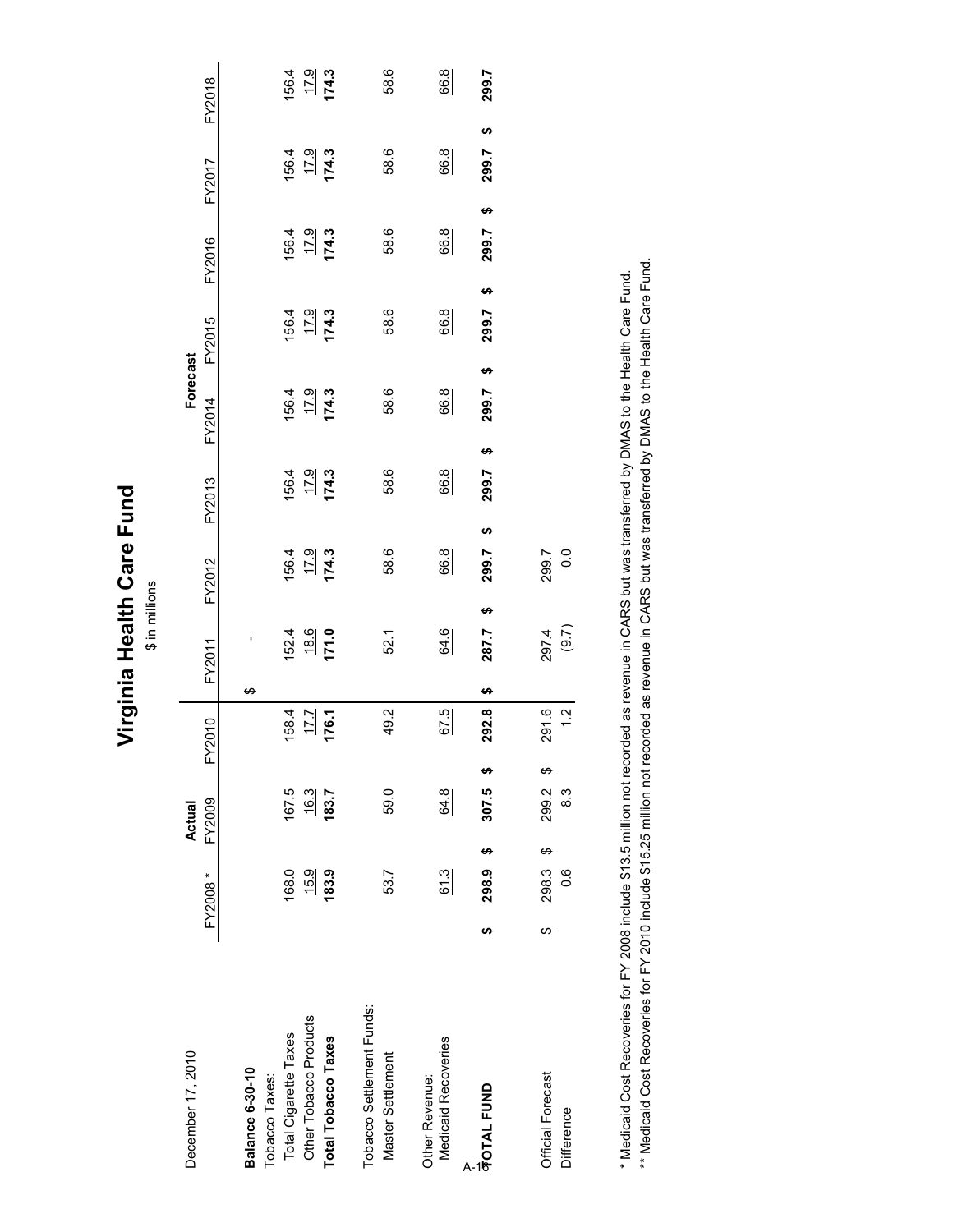# Virginia Health Care Fund

$ in millions

December 17, 2010

| | Actual | | | Forecast | | | | | | | |
|---|---|---|---|---|---|---|---|---|---|---|---|
| | FY2008 * | FY2009 | FY2010 | FY2011 | FY2012 | FY2013 | FY2014 | FY2015 | FY2016 | FY2017 | FY2018 |
| **Balance 6-30-10** | | | | $ - | | | | | | | |
| Tobacco Taxes: | | | | | | | | | | | |
| Total Cigarette Taxes | 168.0 | 167.5 | 158.4 | 152.4 | 156.4 | 156.4 | 156.4 | 156.4 | 156.4 | 156.4 | 156.4 |
| Other Tobacco Products | 15.9 | 16.3 | 17.7 | 18.6 | 17.9 | 17.9 | 17.9 | 17.9 | 17.9 | 17.9 | 17.9 |
| **Total Tobacco Taxes** | **183.9** | **183.7** | **176.1** | **171.0** | **174.3** | **174.3** | **174.3** | **174.3** | **174.3** | **174.3** | **174.3** |
| Tobacco Settlement Funds: | | | | | | | | | | | |
| Master Settlement | 53.7 | 59.0 | 49.2 | 52.1 | 58.6 | 58.6 | 58.6 | 58.6 | 58.6 | 58.6 | 58.6 |
| Other Revenue: | | | | | | | | | | | |
| Medicaid Recoveries | 61.3 | 64.8 | 67.5 | 64.6 | 66.8 | 66.8 | 66.8 | 66.8 | 66.8 | 66.8 | 66.8 |
| **TOTAL FUND** | **$ 298.9** | **$ 307.5** | **$ 292.8** | **$ 287.7** | **$ 299.7** | **$ 299.7** | **$ 299.7** | **$ 299.7** | **$ 299.7** | **$ 299.7** | **299.7** |
| Official Forecast | $ 298.3 | $ 299.2 | $ 291.6 | 297.4 | 299.7 | | | | | | |
| Difference | 0.6 | 8.3 | 1.2 | (9.7) | 0.0 | | | | | | |

\* Medicaid Cost Recoveries for FY 2008 include $13.5 million not recorded as revenue in CARS but was transferred by DMAS to the Health Care Fund.

\*\* Medicaid Cost Recoveries for FY 2010 include $15.25 million not recorded as revenue in CARS but was transferred by DMAS to the Health Care Fund.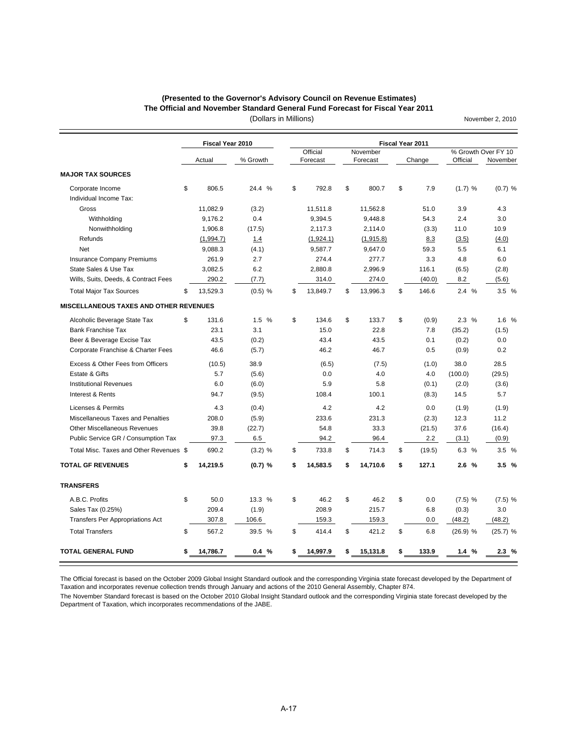**(Presented to the Governor's Advisory Council on Revenue Estimates)**
**The Official and November Standard General Fund Forecast for Fiscal Year 2011**
(Dollars in Millions)

November 2, 2010

| | Fiscal Year 2010 | | Fiscal Year 2011 | | | | |
|---|---|---|---|---|---|---|---|
| | Actual | % Growth | Official Forecast | November Forecast | Change | % Growth Over FY 10 Official | % Growth Over FY 10 November |
| **MAJOR TAX SOURCES** | | | | | | | |
| Corporate Income | $ 806.5 | 24.4 % | $ 792.8 | $ 800.7 | $ 7.9 | (1.7) % | (0.7) % |
| Individual Income Tax: | | | | | | | |
| Gross | 11,082.9 | (3.2) | 11,511.8 | 11,562.8 | 51.0 | 3.9 | 4.3 |
| Withholding | 9,176.2 | 0.4 | 9,394.5 | 9,448.8 | 54.3 | 2.4 | 3.0 |
| Nonwithholding | 1,906.8 | (17.5) | 2,117.3 | 2,114.0 | (3.3) | 11.0 | 10.9 |
| Refunds | (1,994.7) | 1.4 | (1,924.1) | (1,915.8) | 8.3 | (3.5) | (4.0) |
| Net | 9,088.3 | (4.1) | 9,587.7 | 9,647.0 | 59.3 | 5.5 | 6.1 |
| Insurance Company Premiums | 261.9 | 2.7 | 274.4 | 277.7 | 3.3 | 4.8 | 6.0 |
| State Sales & Use Tax | 3,082.5 | 6.2 | 2,880.8 | 2,996.9 | 116.1 | (6.5) | (2.8) |
| Wills, Suits, Deeds, & Contract Fees | 290.2 | (7.7) | 314.0 | 274.0 | (40.0) | 8.2 | (5.6) |
| Total Major Tax Sources | $ 13,529.3 | (0.5) % | $ 13,849.7 | $ 13,996.3 | $ 146.6 | 2.4 % | 3.5 % |
| **MISCELLANEOUS TAXES AND OTHER REVENUES** | | | | | | | |
| Alcoholic Beverage State Tax | $ 131.6 | 1.5 % | $ 134.6 | $ 133.7 | $ (0.9) | 2.3 % | 1.6 % |
| Bank Franchise Tax | 23.1 | 3.1 | 15.0 | 22.8 | 7.8 | (35.2) | (1.5) |
| Beer & Beverage Excise Tax | 43.5 | (0.2) | 43.4 | 43.5 | 0.1 | (0.2) | 0.0 |
| Corporate Franchise & Charter Fees | 46.6 | (5.7) | 46.2 | 46.7 | 0.5 | (0.9) | 0.2 |
| Excess & Other Fees from Officers | (10.5) | 38.9 | (6.5) | (7.5) | (1.0) | 38.0 | 28.5 |
| Estate & Gifts | 5.7 | (5.6) | 0.0 | 4.0 | 4.0 | (100.0) | (29.5) |
| Institutional Revenues | 6.0 | (6.0) | 5.9 | 5.8 | (0.1) | (2.0) | (3.6) |
| Interest & Rents | 94.7 | (9.5) | 108.4 | 100.1 | (8.3) | 14.5 | 5.7 |
| Licenses & Permits | 4.3 | (0.4) | 4.2 | 4.2 | 0.0 | (1.9) | (1.9) |
| Miscellaneous Taxes and Penalties | 208.0 | (5.9) | 233.6 | 231.3 | (2.3) | 12.3 | 11.2 |
| Other Miscellaneous Revenues | 39.8 | (22.7) | 54.8 | 33.3 | (21.5) | 37.6 | (16.4) |
| Public Service GR / Consumption Tax | 97.3 | 6.5 | 94.2 | 96.4 | 2.2 | (3.1) | (0.9) |
| Total Misc. Taxes and Other Revenues | $ 690.2 | (3.2) % | $ 733.8 | $ 714.3 | $ (19.5) | 6.3 % | 3.5 % |
| **TOTAL GF REVENUES** | **$ 14,219.5** | **(0.7) %** | **$ 14,583.5** | **$ 14,710.6** | **$ 127.1** | **2.6 %** | **3.5 %** |
| **TRANSFERS** | | | | | | | |
| A.B.C. Profits | $ 50.0 | 13.3 % | $ 46.2 | $ 46.2 | $ 0.0 | (7.5) % | (7.5) % |
| Sales Tax (0.25%) | 209.4 | (1.9) | 208.9 | 215.7 | 6.8 | (0.3) | 3.0 |
| Transfers Per Appropriations Act | 307.8 | 106.6 | 159.3 | 159.3 | 0.0 | (48.2) | (48.2) |
| Total Transfers | $ 567.2 | 39.5 % | $ 414.4 | $ 421.2 | $ 6.8 | (26.9) % | (25.7) % |
| **TOTAL GENERAL FUND** | **$ 14,786.7** | **0.4 %** | **$ 14,997.9** | **$ 15,131.8** | **$ 133.9** | **1.4 %** | **2.3 %** |

The Official forecast is based on the October 2009 Global Insight Standard outlook and the corresponding Virginia state forecast developed by the Department of Taxation and incorporates revenue collection trends through January and actions of the 2010 General Assembly, Chapter 874.

The November Standard forecast is based on the October 2010 Global Insight Standard outlook and the corresponding Virginia state forecast developed by the Department of Taxation, which incorporates recommendations of the JABE.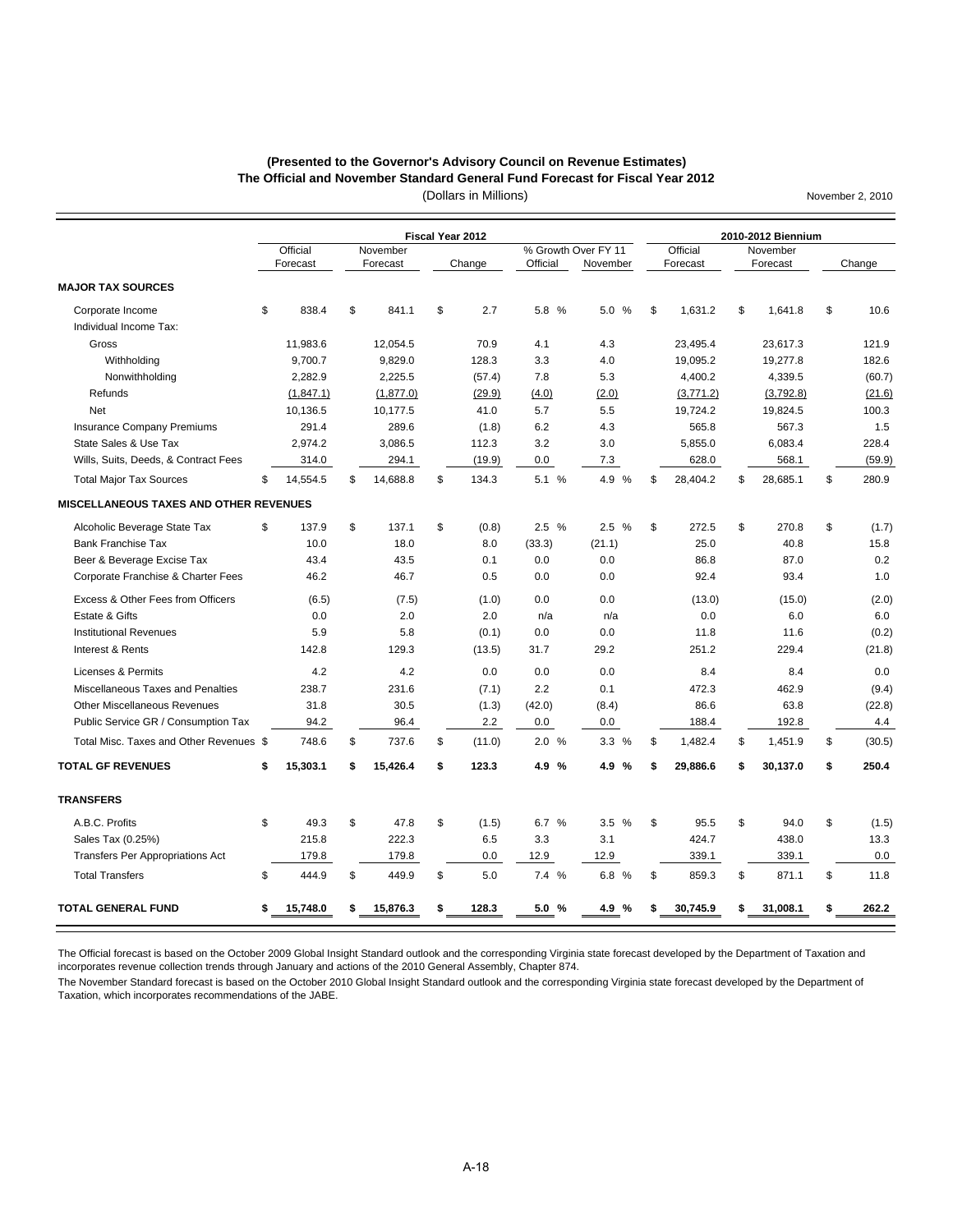**(Presented to the Governor's Advisory Council on Revenue Estimates)**
**The Official and November Standard General Fund Forecast for Fiscal Year 2012**
(Dollars in Millions)

November 2, 2010

| | Fiscal Year 2012 | | | | | 2010-2012 Biennium | | |
|---|---|---|---|---|---|---|---|---|
| | Official Forecast | November Forecast | Change | % Growth Over FY 11 Official | % Growth Over FY 11 November | Official Forecast | November Forecast | Change |
| **MAJOR TAX SOURCES** | | | | | | | | |
| Corporate Income | $ 838.4 | $ 841.1 | $ 2.7 | 5.8 % | 5.0 % | $ 1,631.2 | $ 1,641.8 | $ 10.6 |
| Individual Income Tax: | | | | | | | | |
| Gross | 11,983.6 | 12,054.5 | 70.9 | 4.1 | 4.3 | 23,495.4 | 23,617.3 | 121.9 |
| Withholding | 9,700.7 | 9,829.0 | 128.3 | 3.3 | 4.0 | 19,095.2 | 19,277.8 | 182.6 |
| Nonwithholding | 2,282.9 | 2,225.5 | (57.4) | 7.8 | 5.3 | 4,400.2 | 4,339.5 | (60.7) |
| Refunds | (1,847.1) | (1,877.0) | (29.9) | (4.0) | (2.0) | (3,771.2) | (3,792.8) | (21.6) |
| Net | 10,136.5 | 10,177.5 | 41.0 | 5.7 | 5.5 | 19,724.2 | 19,824.5 | 100.3 |
| Insurance Company Premiums | 291.4 | 289.6 | (1.8) | 6.2 | 4.3 | 565.8 | 567.3 | 1.5 |
| State Sales & Use Tax | 2,974.2 | 3,086.5 | 112.3 | 3.2 | 3.0 | 5,855.0 | 6,083.4 | 228.4 |
| Wills, Suits, Deeds, & Contract Fees | 314.0 | 294.1 | (19.9) | 0.0 | 7.3 | 628.0 | 568.1 | (59.9) |
| Total Major Tax Sources | $ 14,554.5 | $ 14,688.8 | $ 134.3 | 5.1 % | 4.9 % | $ 28,404.2 | $ 28,685.1 | $ 280.9 |
| **MISCELLANEOUS TAXES AND OTHER REVENUES** | | | | | | | | |
| Alcoholic Beverage State Tax | $ 137.9 | $ 137.1 | $ (0.8) | 2.5 % | 2.5 % | $ 272.5 | $ 270.8 | $ (1.7) |
| Bank Franchise Tax | 10.0 | 18.0 | 8.0 | (33.3) | (21.1) | 25.0 | 40.8 | 15.8 |
| Beer & Beverage Excise Tax | 43.4 | 43.5 | 0.1 | 0.0 | 0.0 | 86.8 | 87.0 | 0.2 |
| Corporate Franchise & Charter Fees | 46.2 | 46.7 | 0.5 | 0.0 | 0.0 | 92.4 | 93.4 | 1.0 |
| Excess & Other Fees from Officers | (6.5) | (7.5) | (1.0) | 0.0 | 0.0 | (13.0) | (15.0) | (2.0) |
| Estate & Gifts | 0.0 | 2.0 | 2.0 | n/a | n/a | 0.0 | 6.0 | 6.0 |
| Institutional Revenues | 5.9 | 5.8 | (0.1) | 0.0 | 0.0 | 11.8 | 11.6 | (0.2) |
| Interest & Rents | 142.8 | 129.3 | (13.5) | 31.7 | 29.2 | 251.2 | 229.4 | (21.8) |
| Licenses & Permits | 4.2 | 4.2 | 0.0 | 0.0 | 0.0 | 8.4 | 8.4 | 0.0 |
| Miscellaneous Taxes and Penalties | 238.7 | 231.6 | (7.1) | 2.2 | 0.1 | 472.3 | 462.9 | (9.4) |
| Other Miscellaneous Revenues | 31.8 | 30.5 | (1.3) | (42.0) | (8.4) | 86.6 | 63.8 | (22.8) |
| Public Service GR / Consumption Tax | 94.2 | 96.4 | 2.2 | 0.0 | 0.0 | 188.4 | 192.8 | 4.4 |
| Total Misc. Taxes and Other Revenues | $ 748.6 | $ 737.6 | $ (11.0) | 2.0 % | 3.3 % | $ 1,482.4 | $ 1,451.9 | $ (30.5) |
| **TOTAL GF REVENUES** | **$ 15,303.1** | **$ 15,426.4** | **$ 123.3** | **4.9 %** | **4.9 %** | **$ 29,886.6** | **$ 30,137.0** | **$ 250.4** |
| **TRANSFERS** | | | | | | | | |
| A.B.C. Profits | $ 49.3 | $ 47.8 | $ (1.5) | 6.7 % | 3.5 % | $ 95.5 | $ 94.0 | $ (1.5) |
| Sales Tax (0.25%) | 215.8 | 222.3 | 6.5 | 3.3 | 3.1 | 424.7 | 438.0 | 13.3 |
| Transfers Per Appropriations Act | 179.8 | 179.8 | 0.0 | 12.9 | 12.9 | 339.1 | 339.1 | 0.0 |
| Total Transfers | $ 444.9 | $ 449.9 | $ 5.0 | 7.4 % | 6.8 % | $ 859.3 | $ 871.1 | $ 11.8 |
| **TOTAL GENERAL FUND** | **$ 15,748.0** | **$ 15,876.3** | **$ 128.3** | **5.0 %** | **4.9 %** | **$ 30,745.9** | **$ 31,008.1** | **$ 262.2** |

The Official forecast is based on the October 2009 Global Insight Standard outlook and the corresponding Virginia state forecast developed by the Department of Taxation and incorporates revenue collection trends through January and actions of the 2010 General Assembly, Chapter 874.

The November Standard forecast is based on the October 2010 Global Insight Standard outlook and the corresponding Virginia state forecast developed by the Department of Taxation, which incorporates recommendations of the JABE.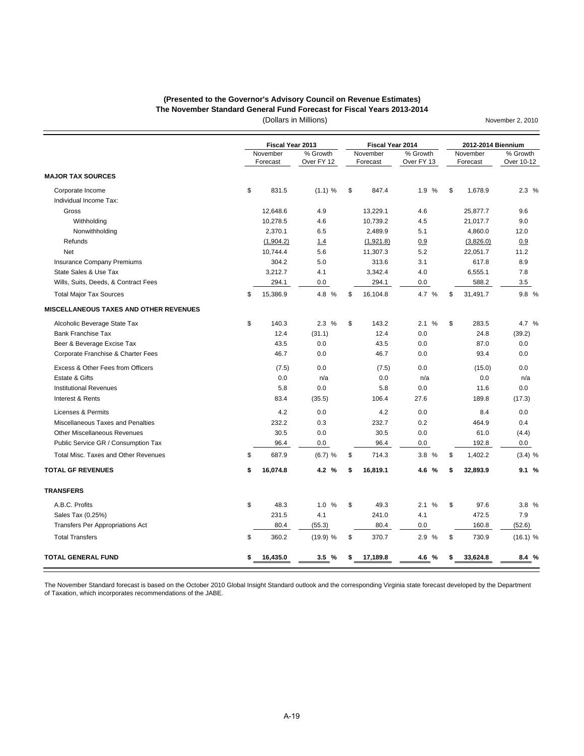**(Presented to the Governor's Advisory Council on Revenue Estimates)**
**The November Standard General Fund Forecast for Fiscal Years 2013-2014**
(Dollars in Millions)

November 2, 2010

| | Fiscal Year 2013 | | Fiscal Year 2014 | | 2012-2014 Biennium | |
|---|---|---|---|---|---|---|
| | November Forecast | % Growth Over FY 12 | November Forecast | % Growth Over FY 13 | November Forecast | % Growth Over 10-12 |
| **MAJOR TAX SOURCES** | | | | | | |
| Corporate Income | $ 831.5 | (1.1) % | $ 847.4 | 1.9 % | $ 1,678.9 | 2.3 % |
| Individual Income Tax: | | | | | | |
| Gross | 12,648.6 | 4.9 | 13,229.1 | 4.6 | 25,877.7 | 9.6 |
| Withholding | 10,278.5 | 4.6 | 10,739.2 | 4.5 | 21,017.7 | 9.0 |
| Nonwithholding | 2,370.1 | 6.5 | 2,489.9 | 5.1 | 4,860.0 | 12.0 |
| Refunds | (1,904.2) | 1.4 | (1,921.8) | 0.9 | (3,826.0) | 0.9 |
| Net | 10,744.4 | 5.6 | 11,307.3 | 5.2 | 22,051.7 | 11.2 |
| Insurance Company Premiums | 304.2 | 5.0 | 313.6 | 3.1 | 617.8 | 8.9 |
| State Sales & Use Tax | 3,212.7 | 4.1 | 3,342.4 | 4.0 | 6,555.1 | 7.8 |
| Wills, Suits, Deeds, & Contract Fees | 294.1 | 0.0 | 294.1 | 0.0 | 588.2 | 3.5 |
| Total Major Tax Sources | $ 15,386.9 | 4.8 % | $ 16,104.8 | 4.7 % | $ 31,491.7 | 9.8 % |
| **MISCELLANEOUS TAXES AND OTHER REVENUES** | | | | | | |
| Alcoholic Beverage State Tax | $ 140.3 | 2.3 % | $ 143.2 | 2.1 % | $ 283.5 | 4.7 % |
| Bank Franchise Tax | 12.4 | (31.1) | 12.4 | 0.0 | 24.8 | (39.2) |
| Beer & Beverage Excise Tax | 43.5 | 0.0 | 43.5 | 0.0 | 87.0 | 0.0 |
| Corporate Franchise & Charter Fees | 46.7 | 0.0 | 46.7 | 0.0 | 93.4 | 0.0 |
| Excess & Other Fees from Officers | (7.5) | 0.0 | (7.5) | 0.0 | (15.0) | 0.0 |
| Estate & Gifts | 0.0 | n/a | 0.0 | n/a | 0.0 | n/a |
| Institutional Revenues | 5.8 | 0.0 | 5.8 | 0.0 | 11.6 | 0.0 |
| Interest & Rents | 83.4 | (35.5) | 106.4 | 27.6 | 189.8 | (17.3) |
| Licenses & Permits | 4.2 | 0.0 | 4.2 | 0.0 | 8.4 | 0.0 |
| Miscellaneous Taxes and Penalties | 232.2 | 0.3 | 232.7 | 0.2 | 464.9 | 0.4 |
| Other Miscellaneous Revenues | 30.5 | 0.0 | 30.5 | 0.0 | 61.0 | (4.4) |
| Public Service GR / Consumption Tax | 96.4 | 0.0 | 96.4 | 0.0 | 192.8 | 0.0 |
| Total Misc. Taxes and Other Revenues | $ 687.9 | (6.7) % | $ 714.3 | 3.8 % | $ 1,402.2 | (3.4) % |
| **TOTAL GF REVENUES** | **$ 16,074.8** | **4.2 %** | **$ 16,819.1** | **4.6 %** | **$ 32,893.9** | **9.1 %** |
| **TRANSFERS** | | | | | | |
| A.B.C. Profits | $ 48.3 | 1.0 % | $ 49.3 | 2.1 % | $ 97.6 | 3.8 % |
| Sales Tax (0.25%) | 231.5 | 4.1 | 241.0 | 4.1 | 472.5 | 7.9 |
| Transfers Per Appropriations Act | 80.4 | (55.3) | 80.4 | 0.0 | 160.8 | (52.6) |
| Total Transfers | $ 360.2 | (19.9) % | $ 370.7 | 2.9 % | $ 730.9 | (16.1) % |
| **TOTAL GENERAL FUND** | **$ 16,435.0** | **3.5 %** | **$ 17,189.8** | **4.6 %** | **$ 33,624.8** | **8.4 %** |

The November Standard forecast is based on the October 2010 Global Insight Standard outlook and the corresponding Virginia state forecast developed by the Department of Taxation, which incorporates recommendations of the JABE.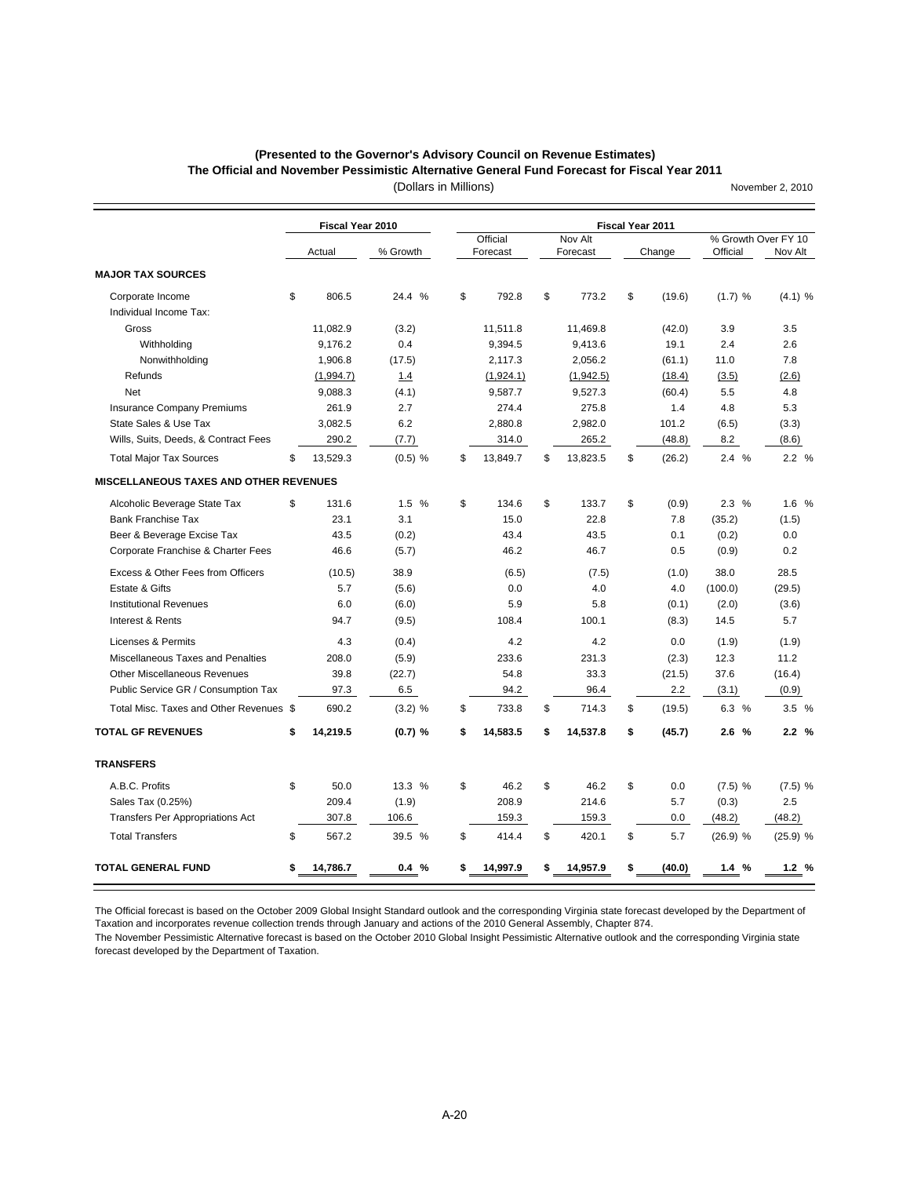**(Presented to the Governor's Advisory Council on Revenue Estimates)**

**The Official and November Pessimistic Alternative General Fund Forecast for Fiscal Year 2011**

(Dollars in Millions)

November 2, 2010

| | Fiscal Year 2010 | | Fiscal Year 2011 | | | | |
|---|---|---|---|---|---|---|---|
| | Actual | % Growth | Official Forecast | Nov Alt Forecast | Change | % Growth Over FY 10 Official | % Growth Over FY 10 Nov Alt |
| **MAJOR TAX SOURCES** | | | | | | | |
| Corporate Income | $ 806.5 | 24.4 % | $ 792.8 | $ 773.2 | $ (19.6) | (1.7) % | (4.1) % |
| Individual Income Tax: | | | | | | | |
| Gross | 11,082.9 | (3.2) | 11,511.8 | 11,469.8 | (42.0) | 3.9 | 3.5 |
| Withholding | 9,176.2 | 0.4 | 9,394.5 | 9,413.6 | 19.1 | 2.4 | 2.6 |
| Nonwithholding | 1,906.8 | (17.5) | 2,117.3 | 2,056.2 | (61.1) | 11.0 | 7.8 |
| Refunds | (1,994.7) | 1.4 | (1,924.1) | (1,942.5) | (18.4) | (3.5) | (2.6) |
| Net | 9,088.3 | (4.1) | 9,587.7 | 9,527.3 | (60.4) | 5.5 | 4.8 |
| Insurance Company Premiums | 261.9 | 2.7 | 274.4 | 275.8 | 1.4 | 4.8 | 5.3 |
| State Sales & Use Tax | 3,082.5 | 6.2 | 2,880.8 | 2,982.0 | 101.2 | (6.5) | (3.3) |
| Wills, Suits, Deeds, & Contract Fees | 290.2 | (7.7) | 314.0 | 265.2 | (48.8) | 8.2 | (8.6) |
| Total Major Tax Sources | $ 13,529.3 | (0.5) % | $ 13,849.7 | $ 13,823.5 | $ (26.2) | 2.4 % | 2.2 % |
| **MISCELLANEOUS TAXES AND OTHER REVENUES** | | | | | | | |
| Alcoholic Beverage State Tax | $ 131.6 | 1.5 % | $ 134.6 | $ 133.7 | $ (0.9) | 2.3 % | 1.6 % |
| Bank Franchise Tax | 23.1 | 3.1 | 15.0 | 22.8 | 7.8 | (35.2) | (1.5) |
| Beer & Beverage Excise Tax | 43.5 | (0.2) | 43.4 | 43.5 | 0.1 | (0.2) | 0.0 |
| Corporate Franchise & Charter Fees | 46.6 | (5.7) | 46.2 | 46.7 | 0.5 | (0.9) | 0.2 |
| Excess & Other Fees from Officers | (10.5) | 38.9 | (6.5) | (7.5) | (1.0) | 38.0 | 28.5 |
| Estate & Gifts | 5.7 | (5.6) | 0.0 | 4.0 | 4.0 | (100.0) | (29.5) |
| Institutional Revenues | 6.0 | (6.0) | 5.9 | 5.8 | (0.1) | (2.0) | (3.6) |
| Interest & Rents | 94.7 | (9.5) | 108.4 | 100.1 | (8.3) | 14.5 | 5.7 |
| Licenses & Permits | 4.3 | (0.4) | 4.2 | 4.2 | 0.0 | (1.9) | (1.9) |
| Miscellaneous Taxes and Penalties | 208.0 | (5.9) | 233.6 | 231.3 | (2.3) | 12.3 | 11.2 |
| Other Miscellaneous Revenues | 39.8 | (22.7) | 54.8 | 33.3 | (21.5) | 37.6 | (16.4) |
| Public Service GR / Consumption Tax | 97.3 | 6.5 | 94.2 | 96.4 | 2.2 | (3.1) | (0.9) |
| Total Misc. Taxes and Other Revenues | $ 690.2 | (3.2) % | $ 733.8 | $ 714.3 | $ (19.5) | 6.3 % | 3.5 % |
| **TOTAL GF REVENUES** | **$ 14,219.5** | **(0.7) %** | **$ 14,583.5** | **$ 14,537.8** | **$ (45.7)** | **2.6 %** | **2.2 %** |
| **TRANSFERS** | | | | | | | |
| A.B.C. Profits | $ 50.0 | 13.3 % | $ 46.2 | $ 46.2 | $ 0.0 | (7.5) % | (7.5) % |
| Sales Tax (0.25%) | 209.4 | (1.9) | 208.9 | 214.6 | 5.7 | (0.3) | 2.5 |
| Transfers Per Appropriations Act | 307.8 | 106.6 | 159.3 | 159.3 | 0.0 | (48.2) | (48.2) |
| Total Transfers | $ 567.2 | 39.5 % | $ 414.4 | $ 420.1 | $ 5.7 | (26.9) % | (25.9) % |
| **TOTAL GENERAL FUND** | **$ 14,786.7** | **0.4 %** | **$ 14,997.9** | **$ 14,957.9** | **$ (40.0)** | **1.4 %** | **1.2 %** |

The Official forecast is based on the October 2009 Global Insight Standard outlook and the corresponding Virginia state forecast developed by the Department of Taxation and incorporates revenue collection trends through January and actions of the 2010 General Assembly, Chapter 874.

The November Pessimistic Alternative forecast is based on the October 2010 Global Insight Pessimistic Alternative outlook and the corresponding Virginia state forecast developed by the Department of Taxation.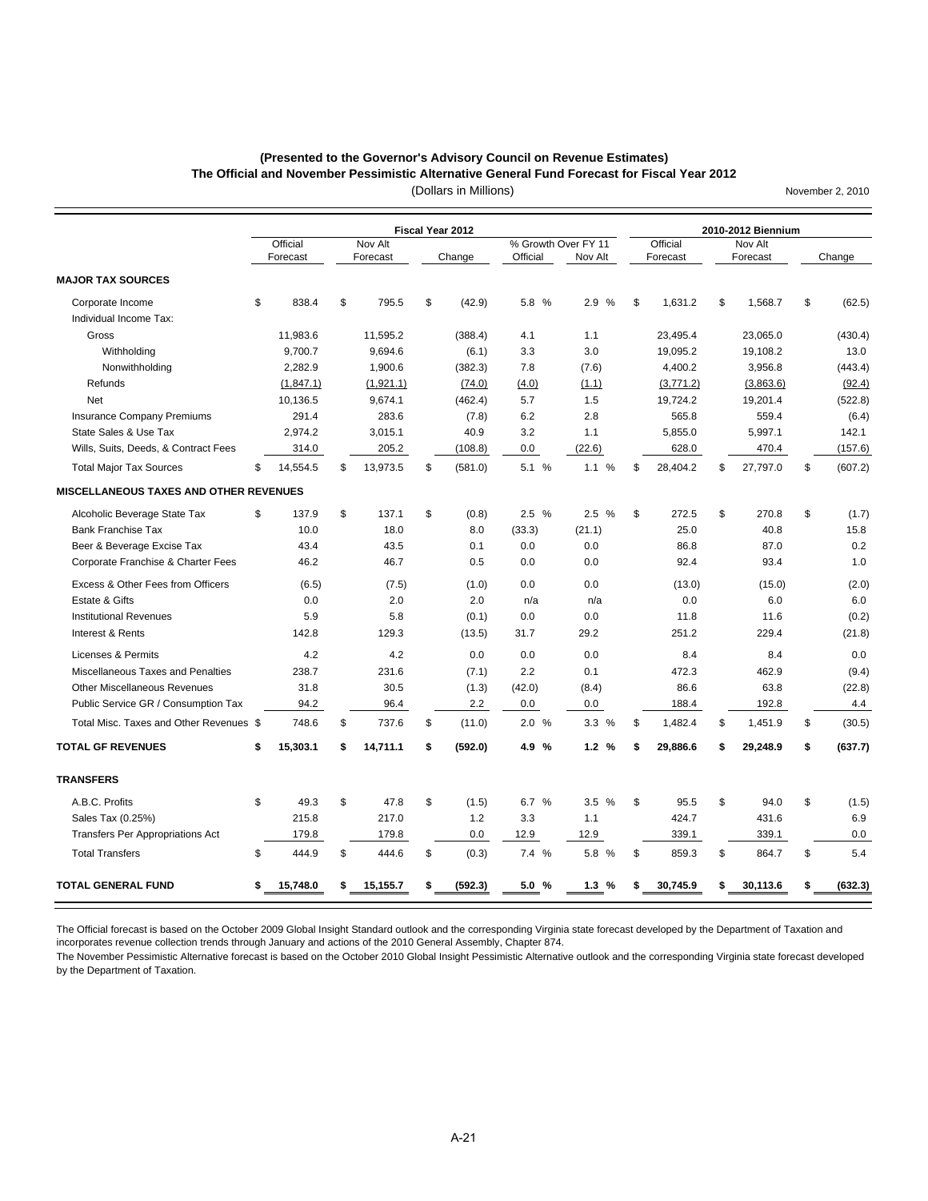**(Presented to the Governor's Advisory Council on Revenue Estimates)**
**The Official and November Pessimistic Alternative General Fund Forecast for Fiscal Year 2012**
(Dollars in Millions)

November 2, 2010

| | Fiscal Year 2012 | | | | | 2010-2012 Biennium | | |
|---|---|---|---|---|---|---|---|---|
| | Official Forecast | Nov Alt Forecast | Change | % Growth Over FY 11 Official | % Growth Over FY 11 Nov Alt | Official Forecast | Nov Alt Forecast | Change |
| **MAJOR TAX SOURCES** | | | | | | | | |
| Corporate Income | $ 838.4 | $ 795.5 | $ (42.9) | 5.8 % | 2.9 % | $ 1,631.2 | $ 1,568.7 | $ (62.5) |
| Individual Income Tax: | | | | | | | | |
| Gross | 11,983.6 | 11,595.2 | (388.4) | 4.1 | 1.1 | 23,495.4 | 23,065.0 | (430.4) |
| Withholding | 9,700.7 | 9,694.6 | (6.1) | 3.3 | 3.0 | 19,095.2 | 19,108.2 | 13.0 |
| Nonwithholding | 2,282.9 | 1,900.6 | (382.3) | 7.8 | (7.6) | 4,400.2 | 3,956.8 | (443.4) |
| Refunds | (1,847.1) | (1,921.1) | (74.0) | (4.0) | (1.1) | (3,771.2) | (3,863.6) | (92.4) |
| Net | 10,136.5 | 9,674.1 | (462.4) | 5.7 | 1.5 | 19,724.2 | 19,201.4 | (522.8) |
| Insurance Company Premiums | 291.4 | 283.6 | (7.8) | 6.2 | 2.8 | 565.8 | 559.4 | (6.4) |
| State Sales & Use Tax | 2,974.2 | 3,015.1 | 40.9 | 3.2 | 1.1 | 5,855.0 | 5,997.1 | 142.1 |
| Wills, Suits, Deeds, & Contract Fees | 314.0 | 205.2 | (108.8) | 0.0 | (22.6) | 628.0 | 470.4 | (157.6) |
| Total Major Tax Sources | $ 14,554.5 | $ 13,973.5 | $ (581.0) | 5.1 % | 1.1 % | $ 28,404.2 | $ 27,797.0 | $ (607.2) |
| **MISCELLANEOUS TAXES AND OTHER REVENUES** | | | | | | | | |
| Alcoholic Beverage State Tax | $ 137.9 | $ 137.1 | $ (0.8) | 2.5 % | 2.5 % | $ 272.5 | $ 270.8 | $ (1.7) |
| Bank Franchise Tax | 10.0 | 18.0 | 8.0 | (33.3) | (21.1) | 25.0 | 40.8 | 15.8 |
| Beer & Beverage Excise Tax | 43.4 | 43.5 | 0.1 | 0.0 | 0.0 | 86.8 | 87.0 | 0.2 |
| Corporate Franchise & Charter Fees | 46.2 | 46.7 | 0.5 | 0.0 | 0.0 | 92.4 | 93.4 | 1.0 |
| Excess & Other Fees from Officers | (6.5) | (7.5) | (1.0) | 0.0 | 0.0 | (13.0) | (15.0) | (2.0) |
| Estate & Gifts | 0.0 | 2.0 | 2.0 | n/a | n/a | 0.0 | 6.0 | 6.0 |
| Institutional Revenues | 5.9 | 5.8 | (0.1) | 0.0 | 0.0 | 11.8 | 11.6 | (0.2) |
| Interest & Rents | 142.8 | 129.3 | (13.5) | 31.7 | 29.2 | 251.2 | 229.4 | (21.8) |
| Licenses & Permits | 4.2 | 4.2 | 0.0 | 0.0 | 0.0 | 8.4 | 8.4 | 0.0 |
| Miscellaneous Taxes and Penalties | 238.7 | 231.6 | (7.1) | 2.2 | 0.1 | 472.3 | 462.9 | (9.4) |
| Other Miscellaneous Revenues | 31.8 | 30.5 | (1.3) | (42.0) | (8.4) | 86.6 | 63.8 | (22.8) |
| Public Service GR / Consumption Tax | 94.2 | 96.4 | 2.2 | 0.0 | 0.0 | 188.4 | 192.8 | 4.4 |
| Total Misc. Taxes and Other Revenues | $ 748.6 | $ 737.6 | $ (11.0) | 2.0 % | 3.3 % | $ 1,482.4 | $ 1,451.9 | $ (30.5) |
| **TOTAL GF REVENUES** | **$ 15,303.1** | **$ 14,711.1** | **$ (592.0)** | **4.9 %** | **1.2 %** | **$ 29,886.6** | **$ 29,248.9** | **$ (637.7)** |
| **TRANSFERS** | | | | | | | | |
| A.B.C. Profits | $ 49.3 | $ 47.8 | $ (1.5) | 6.7 % | 3.5 % | $ 95.5 | $ 94.0 | $ (1.5) |
| Sales Tax (0.25%) | 215.8 | 217.0 | 1.2 | 3.3 | 1.1 | 424.7 | 431.6 | 6.9 |
| Transfers Per Appropriations Act | 179.8 | 179.8 | 0.0 | 12.9 | 12.9 | 339.1 | 339.1 | 0.0 |
| Total Transfers | $ 444.9 | $ 444.6 | $ (0.3) | 7.4 % | 5.8 % | $ 859.3 | $ 864.7 | $ 5.4 |
| **TOTAL GENERAL FUND** | **$ 15,748.0** | **$ 15,155.7** | **$ (592.3)** | **5.0 %** | **1.3 %** | **$ 30,745.9** | **$ 30,113.6** | **$ (632.3)** |

The Official forecast is based on the October 2009 Global Insight Standard outlook and the corresponding Virginia state forecast developed by the Department of Taxation and incorporates revenue collection trends through January and actions of the 2010 General Assembly, Chapter 874.

The November Pessimistic Alternative forecast is based on the October 2010 Global Insight Pessimistic Alternative outlook and the corresponding Virginia state forecast developed by the Department of Taxation.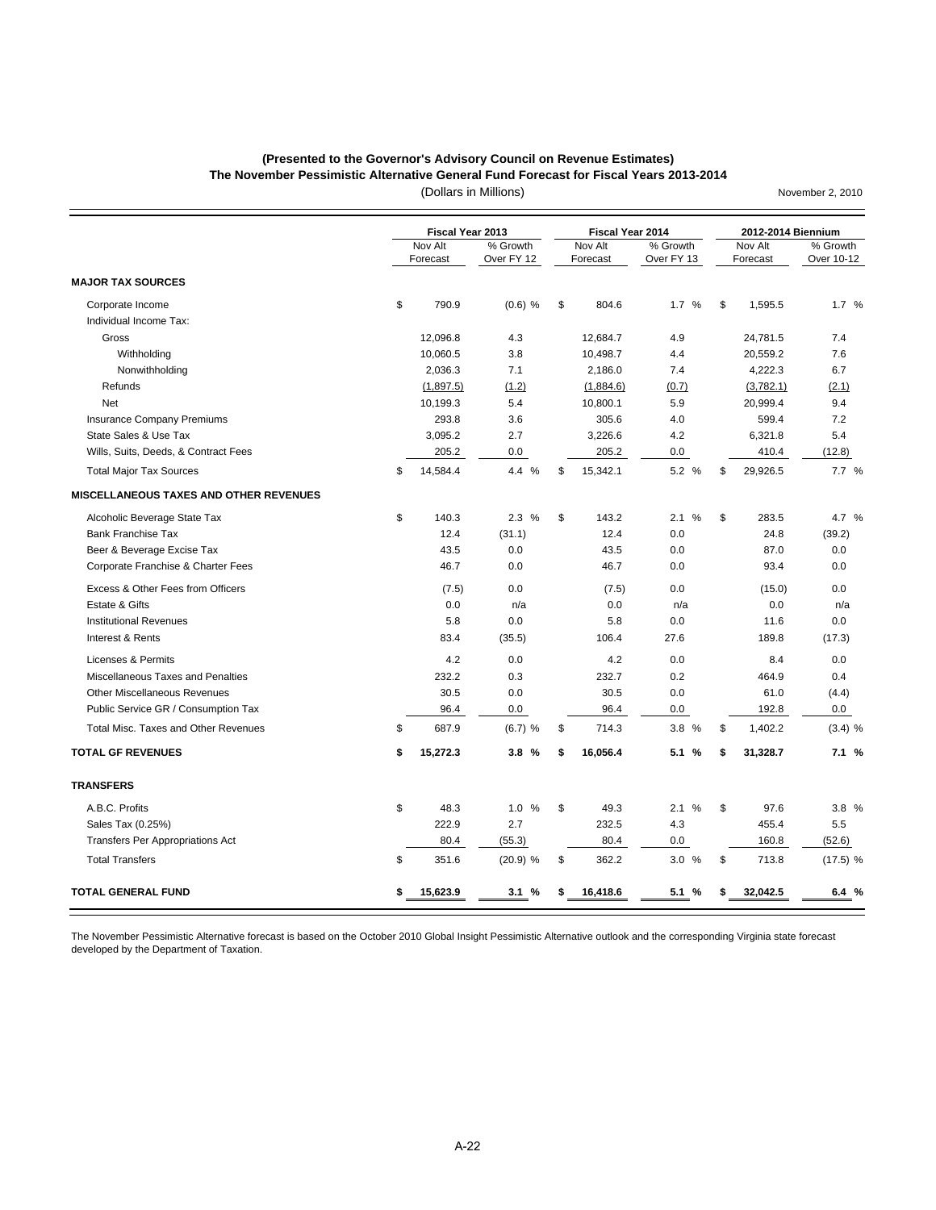**(Presented to the Governor's Advisory Council on Revenue Estimates)**
**The November Pessimistic Alternative General Fund Forecast for Fiscal Years 2013-2014**
(Dollars in Millions)

November 2, 2010

| | Fiscal Year 2013 | | Fiscal Year 2014 | | 2012-2014 Biennium | |
|---|---|---|---|---|---|---|
| | Nov Alt Forecast | % Growth Over FY 12 | Nov Alt Forecast | % Growth Over FY 13 | Nov Alt Forecast | % Growth Over 10-12 |
| **MAJOR TAX SOURCES** | | | | | | |
| Corporate Income | $ 790.9 | (0.6) % | $ 804.6 | 1.7 % | $ 1,595.5 | 1.7 % |
| Individual Income Tax: | | | | | | |
| Gross | 12,096.8 | 4.3 | 12,684.7 | 4.9 | 24,781.5 | 7.4 |
| Withholding | 10,060.5 | 3.8 | 10,498.7 | 4.4 | 20,559.2 | 7.6 |
| Nonwithholding | 2,036.3 | 7.1 | 2,186.0 | 7.4 | 4,222.3 | 6.7 |
| Refunds | (1,897.5) | (1.2) | (1,884.6) | (0.7) | (3,782.1) | (2.1) |
| Net | 10,199.3 | 5.4 | 10,800.1 | 5.9 | 20,999.4 | 9.4 |
| Insurance Company Premiums | 293.8 | 3.6 | 305.6 | 4.0 | 599.4 | 7.2 |
| State Sales & Use Tax | 3,095.2 | 2.7 | 3,226.6 | 4.2 | 6,321.8 | 5.4 |
| Wills, Suits, Deeds, & Contract Fees | 205.2 | 0.0 | 205.2 | 0.0 | 410.4 | (12.8) |
| Total Major Tax Sources | $ 14,584.4 | 4.4 % | $ 15,342.1 | 5.2 % | $ 29,926.5 | 7.7 % |
| **MISCELLANEOUS TAXES AND OTHER REVENUES** | | | | | | |
| Alcoholic Beverage State Tax | $ 140.3 | 2.3 % | $ 143.2 | 2.1 % | $ 283.5 | 4.7 % |
| Bank Franchise Tax | 12.4 | (31.1) | 12.4 | 0.0 | 24.8 | (39.2) |
| Beer & Beverage Excise Tax | 43.5 | 0.0 | 43.5 | 0.0 | 87.0 | 0.0 |
| Corporate Franchise & Charter Fees | 46.7 | 0.0 | 46.7 | 0.0 | 93.4 | 0.0 |
| Excess & Other Fees from Officers | (7.5) | 0.0 | (7.5) | 0.0 | (15.0) | 0.0 |
| Estate & Gifts | 0.0 | n/a | 0.0 | n/a | 0.0 | n/a |
| Institutional Revenues | 5.8 | 0.0 | 5.8 | 0.0 | 11.6 | 0.0 |
| Interest & Rents | 83.4 | (35.5) | 106.4 | 27.6 | 189.8 | (17.3) |
| Licenses & Permits | 4.2 | 0.0 | 4.2 | 0.0 | 8.4 | 0.0 |
| Miscellaneous Taxes and Penalties | 232.2 | 0.3 | 232.7 | 0.2 | 464.9 | 0.4 |
| Other Miscellaneous Revenues | 30.5 | 0.0 | 30.5 | 0.0 | 61.0 | (4.4) |
| Public Service GR / Consumption Tax | 96.4 | 0.0 | 96.4 | 0.0 | 192.8 | 0.0 |
| Total Misc. Taxes and Other Revenues | $ 687.9 | (6.7) % | $ 714.3 | 3.8 % | $ 1,402.2 | (3.4) % |
| **TOTAL GF REVENUES** | **$ 15,272.3** | **3.8 %** | **$ 16,056.4** | **5.1 %** | **$ 31,328.7** | **7.1 %** |
| **TRANSFERS** | | | | | | |
| A.B.C. Profits | $ 48.3 | 1.0 % | $ 49.3 | 2.1 % | $ 97.6 | 3.8 % |
| Sales Tax (0.25%) | 222.9 | 2.7 | 232.5 | 4.3 | 455.4 | 5.5 |
| Transfers Per Appropriations Act | 80.4 | (55.3) | 80.4 | 0.0 | 160.8 | (52.6) |
| Total Transfers | $ 351.6 | (20.9) % | $ 362.2 | 3.0 % | $ 713.8 | (17.5) % |
| **TOTAL GENERAL FUND** | **$ 15,623.9** | **3.1 %** | **$ 16,418.6** | **5.1 %** | **$ 32,042.5** | **6.4 %** |

The November Pessimistic Alternative forecast is based on the October 2010 Global Insight Pessimistic Alternative outlook and the corresponding Virginia state forecast developed by the Department of Taxation.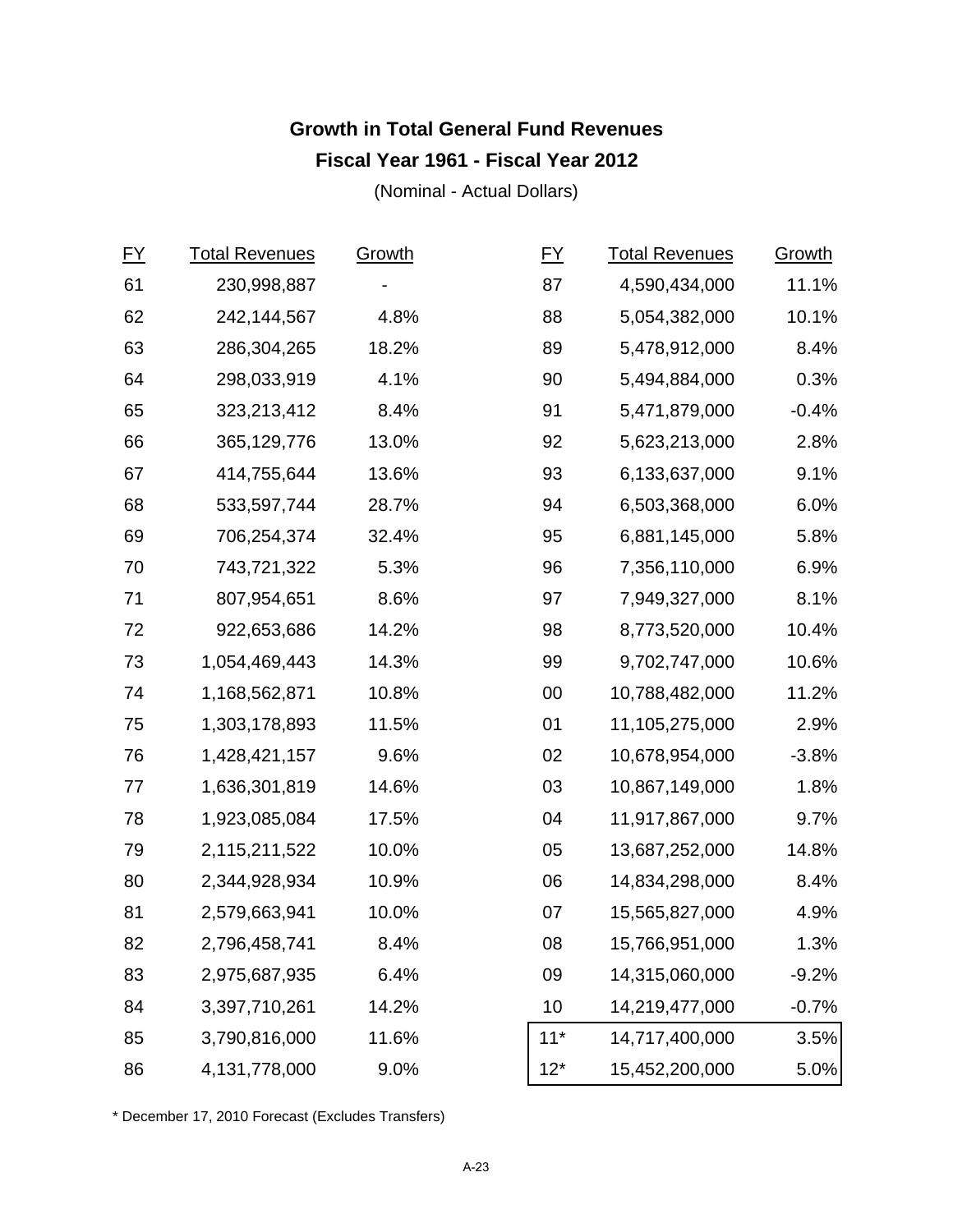## Growth in Total General Fund Revenues

## Fiscal Year 1961 - Fiscal Year 2012

(Nominal - Actual Dollars)

| FY | Total Revenues | Growth | FY | Total Revenues | Growth |
|---|---|---|---|---|---|
| 61 | 230,998,887 | - | 87 | 4,590,434,000 | 11.1% |
| 62 | 242,144,567 | 4.8% | 88 | 5,054,382,000 | 10.1% |
| 63 | 286,304,265 | 18.2% | 89 | 5,478,912,000 | 8.4% |
| 64 | 298,033,919 | 4.1% | 90 | 5,494,884,000 | 0.3% |
| 65 | 323,213,412 | 8.4% | 91 | 5,471,879,000 | -0.4% |
| 66 | 365,129,776 | 13.0% | 92 | 5,623,213,000 | 2.8% |
| 67 | 414,755,644 | 13.6% | 93 | 6,133,637,000 | 9.1% |
| 68 | 533,597,744 | 28.7% | 94 | 6,503,368,000 | 6.0% |
| 69 | 706,254,374 | 32.4% | 95 | 6,881,145,000 | 5.8% |
| 70 | 743,721,322 | 5.3% | 96 | 7,356,110,000 | 6.9% |
| 71 | 807,954,651 | 8.6% | 97 | 7,949,327,000 | 8.1% |
| 72 | 922,653,686 | 14.2% | 98 | 8,773,520,000 | 10.4% |
| 73 | 1,054,469,443 | 14.3% | 99 | 9,702,747,000 | 10.6% |
| 74 | 1,168,562,871 | 10.8% | 00 | 10,788,482,000 | 11.2% |
| 75 | 1,303,178,893 | 11.5% | 01 | 11,105,275,000 | 2.9% |
| 76 | 1,428,421,157 | 9.6% | 02 | 10,678,954,000 | -3.8% |
| 77 | 1,636,301,819 | 14.6% | 03 | 10,867,149,000 | 1.8% |
| 78 | 1,923,085,084 | 17.5% | 04 | 11,917,867,000 | 9.7% |
| 79 | 2,115,211,522 | 10.0% | 05 | 13,687,252,000 | 14.8% |
| 80 | 2,344,928,934 | 10.9% | 06 | 14,834,298,000 | 8.4% |
| 81 | 2,579,663,941 | 10.0% | 07 | 15,565,827,000 | 4.9% |
| 82 | 2,796,458,741 | 8.4% | 08 | 15,766,951,000 | 1.3% |
| 83 | 2,975,687,935 | 6.4% | 09 | 14,315,060,000 | -9.2% |
| 84 | 3,397,710,261 | 14.2% | 10 | 14,219,477,000 | -0.7% |
| 85 | 3,790,816,000 | 11.6% | 11* | 14,717,400,000 | 3.5% |
| 86 | 4,131,778,000 | 9.0% | 12* | 15,452,200,000 | 5.0% |

* December 17, 2010 Forecast (Excludes Transfers)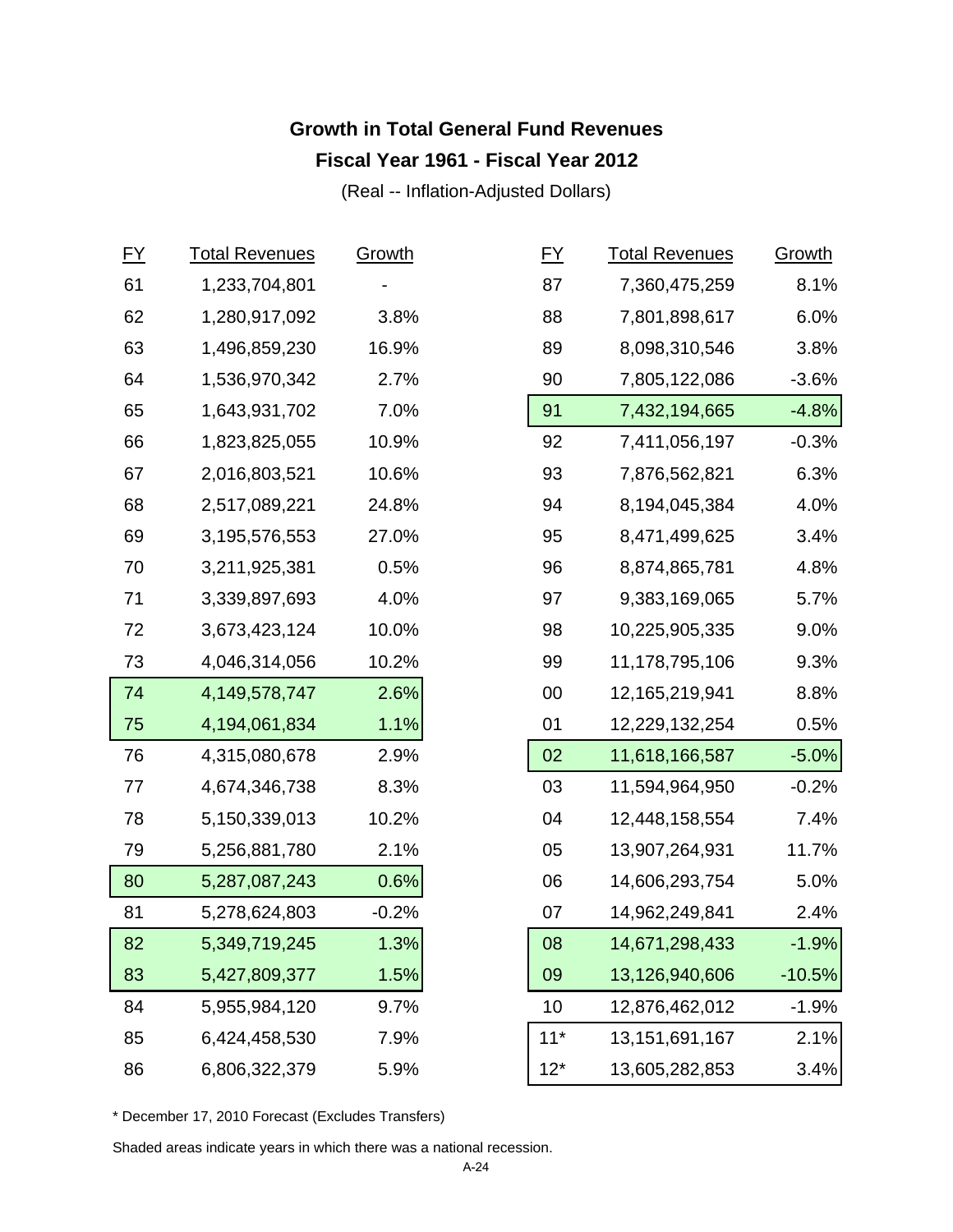## Growth in Total General Fund Revenues

## Fiscal Year 1961 - Fiscal Year 2012

(Real -- Inflation-Adjusted Dollars)

| FY | Total Revenues | Growth | FY | Total Revenues | Growth |
|---|---|---|---|---|---|
| 61 | 1,233,704,801 | - | 87 | 7,360,475,259 | 8.1% |
| 62 | 1,280,917,092 | 3.8% | 88 | 7,801,898,617 | 6.0% |
| 63 | 1,496,859,230 | 16.9% | 89 | 8,098,310,546 | 3.8% |
| 64 | 1,536,970,342 | 2.7% | 90 | 7,805,122,086 | -3.6% |
| 65 | 1,643,931,702 | 7.0% | 91 | 7,432,194,665 | -4.8% |
| 66 | 1,823,825,055 | 10.9% | 92 | 7,411,056,197 | -0.3% |
| 67 | 2,016,803,521 | 10.6% | 93 | 7,876,562,821 | 6.3% |
| 68 | 2,517,089,221 | 24.8% | 94 | 8,194,045,384 | 4.0% |
| 69 | 3,195,576,553 | 27.0% | 95 | 8,471,499,625 | 3.4% |
| 70 | 3,211,925,381 | 0.5% | 96 | 8,874,865,781 | 4.8% |
| 71 | 3,339,897,693 | 4.0% | 97 | 9,383,169,065 | 5.7% |
| 72 | 3,673,423,124 | 10.0% | 98 | 10,225,905,335 | 9.0% |
| 73 | 4,046,314,056 | 10.2% | 99 | 11,178,795,106 | 9.3% |
| 74 | 4,149,578,747 | 2.6% | 00 | 12,165,219,941 | 8.8% |
| 75 | 4,194,061,834 | 1.1% | 01 | 12,229,132,254 | 0.5% |
| 76 | 4,315,080,678 | 2.9% | 02 | 11,618,166,587 | -5.0% |
| 77 | 4,674,346,738 | 8.3% | 03 | 11,594,964,950 | -0.2% |
| 78 | 5,150,339,013 | 10.2% | 04 | 12,448,158,554 | 7.4% |
| 79 | 5,256,881,780 | 2.1% | 05 | 13,907,264,931 | 11.7% |
| 80 | 5,287,087,243 | 0.6% | 06 | 14,606,293,754 | 5.0% |
| 81 | 5,278,624,803 | -0.2% | 07 | 14,962,249,841 | 2.4% |
| 82 | 5,349,719,245 | 1.3% | 08 | 14,671,298,433 | -1.9% |
| 83 | 5,427,809,377 | 1.5% | 09 | 13,126,940,606 | -10.5% |
| 84 | 5,955,984,120 | 9.7% | 10 | 12,876,462,012 | -1.9% |
| 85 | 6,424,458,530 | 7.9% | 11* | 13,151,691,167 | 2.1% |
| 86 | 6,806,322,379 | 5.9% | 12* | 13,605,282,853 | 3.4% |

\* December 17, 2010 Forecast (Excludes Transfers)

Shaded areas indicate years in which there was a national recession.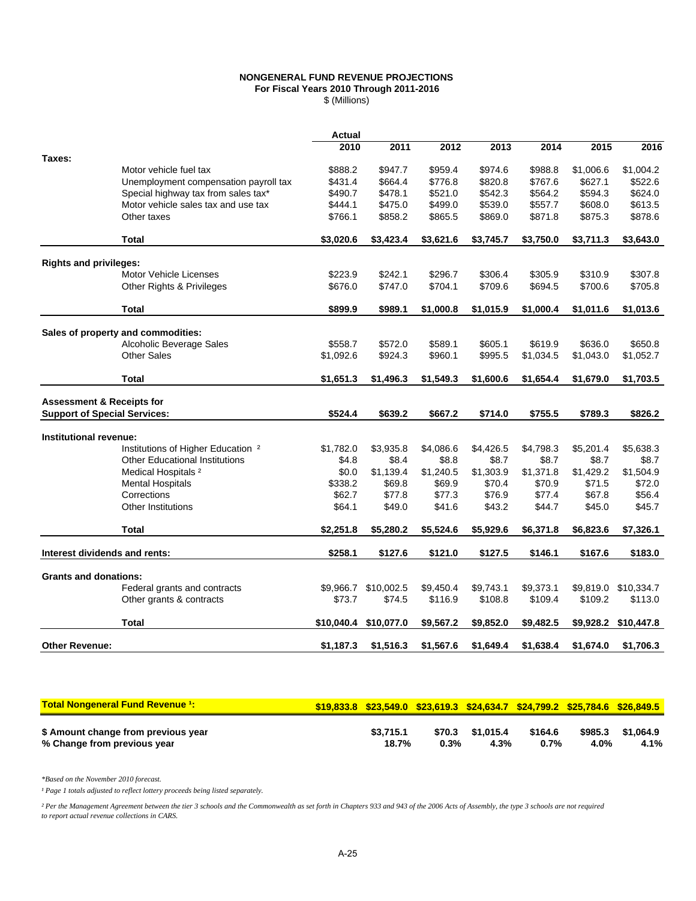# NONGENERAL FUND REVENUE PROJECTIONS
## For Fiscal Years 2010 Through 2011-2016
$ (Millions)

| | | Actual | | | | | | |
|---|---|---|---|---|---|---|---|---|
| | | 2010 | 2011 | 2012 | 2013 | 2014 | 2015 | 2016 |
| **Taxes:** | | | | | | | | |
| | Motor vehicle fuel tax | $888.2 | $947.7 | $959.4 | $974.6 | $988.8 | $1,006.6 | $1,004.2 |
| | Unemployment compensation payroll tax | $431.4 | $664.4 | $776.8 | $820.8 | $767.6 | $627.1 | $522.6 |
| | Special highway tax from sales tax* | $490.7 | $478.1 | $521.0 | $542.3 | $564.2 | $594.3 | $624.0 |
| | Motor vehicle sales tax and use tax | $444.1 | $475.0 | $499.0 | $539.0 | $557.7 | $608.0 | $613.5 |
| | Other taxes | $766.1 | $858.2 | $865.5 | $869.0 | $871.8 | $875.3 | $878.6 |
| | **Total** | **$3,020.6** | **$3,423.4** | **$3,621.6** | **$3,745.7** | **$3,750.0** | **$3,711.3** | **$3,643.0** |
| **Rights and privileges:** | | | | | | | | |
| | Motor Vehicle Licenses | $223.9 | $242.1 | $296.7 | $306.4 | $305.9 | $310.9 | $307.8 |
| | Other Rights & Privileges | $676.0 | $747.0 | $704.1 | $709.6 | $694.5 | $700.6 | $705.8 |
| | **Total** | **$899.9** | **$989.1** | **$1,000.8** | **$1,015.9** | **$1,000.4** | **$1,011.6** | **$1,013.6** |
| **Sales of property and commodities:** | | | | | | | | |
| | Alcoholic Beverage Sales | $558.7 | $572.0 | $589.1 | $605.1 | $619.9 | $636.0 | $650.8 |
| | Other Sales | $1,092.6 | $924.3 | $960.1 | $995.5 | $1,034.5 | $1,043.0 | $1,052.7 |
| | **Total** | **$1,651.3** | **$1,496.3** | **$1,549.3** | **$1,600.6** | **$1,654.4** | **$1,679.0** | **$1,703.5** |
| **Assessment & Receipts for Support of Special Services:** | | **$524.4** | **$639.2** | **$667.2** | **$714.0** | **$755.5** | **$789.3** | **$826.2** |
| **Institutional revenue:** | | | | | | | | |
| | Institutions of Higher Education [2] | $1,782.0 | $3,935.8 | $4,086.6 | $4,426.5 | $4,798.3 | $5,201.4 | $5,638.3 |
| | Other Educational Institutions | $4.8 | $8.4 | $8.8 | $8.7 | $8.7 | $8.7 | $8.7 |
| | Medical Hospitals [2] | $0.0 | $1,139.4 | $1,240.5 | $1,303.9 | $1,371.8 | $1,429.2 | $1,504.9 |
| | Mental Hospitals | $338.2 | $69.8 | $69.9 | $70.4 | $70.9 | $71.5 | $72.0 |
| | Corrections | $62.7 | $77.8 | $77.3 | $76.9 | $77.4 | $67.8 | $56.4 |
| | Other Institutions | $64.1 | $49.0 | $41.6 | $43.2 | $44.7 | $45.0 | $45.7 |
| | **Total** | **$2,251.8** | **$5,280.2** | **$5,524.6** | **$5,929.6** | **$6,371.8** | **$6,823.6** | **$7,326.1** |
| **Interest dividends and rents:** | | **$258.1** | **$127.6** | **$121.0** | **$127.5** | **$146.1** | **$167.6** | **$183.0** |
| **Grants and donations:** | | | | | | | | |
| | Federal grants and contracts | $9,966.7 | $10,002.5 | $9,450.4 | $9,743.1 | $9,373.1 | $9,819.0 | $10,334.7 |
| | Other grants & contracts | $73.7 | $74.5 | $116.9 | $108.8 | $109.4 | $109.2 | $113.0 |
| | **Total** | **$10,040.4** | **$10,077.0** | **$9,567.2** | **$9,852.0** | **$9,482.5** | **$9,928.2** | **$10,447.8** |
| **Other Revenue:** | | **$1,187.3** | **$1,516.3** | **$1,567.6** | **$1,649.4** | **$1,638.4** | **$1,674.0** | **$1,706.3** |
| **Total Nongeneral Fund Revenue [1]:** | | **$19,833.8** | **$23,549.0** | **$23,619.3** | **$24,634.7** | **$24,799.2** | **$25,784.6** | **$26,849.5** |
| **$ Amount change from previous year** | | | **$3,715.1** | **$70.3** | **$1,015.4** | **$164.6** | **$985.3** | **$1,064.9** |
| **% Change from previous year** | | | **18.7%** | **0.3%** | **4.3%** | **0.7%** | **4.0%** | **4.1%** |

*\*Based on the November 2010 forecast.*

*[1] Page 1 totals adjusted to reflect lottery proceeds being listed separately.*

*[2] Per the Management Agreement between the tier 3 schools and the Commonwealth as set forth in Chapters 933 and 943 of the 2006 Acts of Assembly, the type 3 schools are not required to report actual revenue collections in CARS.*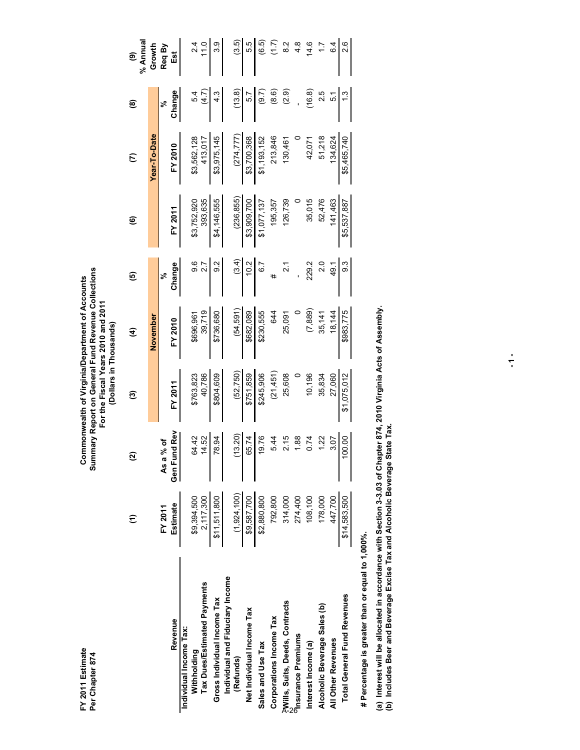FY 2011 Estimate
Per Chapter 874

**Commonwealth of Virginia/Department of Accounts**
**Summary Report on General Fund Revenue Collections**
**For the Fiscal Years 2010 and 2011**
**(Dollars in Thousands)**

| | (1) | (2) | (3) | (4) | (5) | (6) | (7) | (8) | (9) |
|---|---|---|---|---|---|---|---|---|---|
| | | | November | | | Year-To-Date | | | |
| Revenue | FY 2011 Estimate | As a % of Gen Fund Rev | FY 2011 | FY 2010 | % Change | FY 2011 | FY 2010 | % Change | % Annual Growth Req By Est |
| **Individual Income Tax:** | | | | | | | | | |
| Withholding | $9,394,500 | 64.42 | $763,823 | $696,961 | 9.6 | $3,752,920 | $3,562,128 | 5.4 | 2.4 |
| Tax Dues/Estimated Payments | 2,117,300 | 14.52 | 40,786 | 39,719 | 2.7 | 393,635 | 413,017 | (4.7) | 11.0 |
| Gross Individual Income Tax | $11,511,800 | 78.94 | $804,609 | $736,680 | 9.2 | $4,146,555 | $3,975,145 | 4.3 | 3.9 |
| Individual and Fiduciary Income (Refunds) | (1,924,100) | (13.20) | (52,750) | (54,591) | (3.4) | (236,855) | (274,777) | (13.8) | (3.5) |
| Net Individual Income Tax | $9,587,700 | 65.74 | $751,859 | $682,089 | 10.2 | $3,909,700 | $3,700,368 | 5.7 | 5.5 |
| Sales and Use Tax | $2,880,800 | 19.76 | $245,906 | $230,555 | 6.7 | $1,077,137 | $1,193,152 | (9.7) | (6.5) |
| Corporations Income Tax | 792,800 | 5.44 | (21,451) | 644 | # | 195,357 | 213,846 | (8.6) | (1.7) |
| Wills, Suits, Deeds, Contracts | 314,000 | 2.15 | 25,608 | 25,091 | 2.1 | 126,739 | 130,461 | (2.9) | 8.2 |
| Insurance Premiums | 274,400 | 1.88 | 0 | 0 | - | 0 | 0 | - | 4.8 |
| Interest Income (a) | 108,100 | 0.74 | 10,196 | (7,889) | 229.2 | 35,015 | 42,071 | (16.8) | 14.6 |
| Alcoholic Beverage Sales (b) | 178,000 | 1.22 | 35,834 | 35,141 | 2.0 | 52,476 | 51,218 | 2.5 | 1.7 |
| All Other Revenues | 447,700 | 3.07 | 27,060 | 18,144 | 49.1 | 141,463 | 134,624 | 5.1 | 6.4 |
| Total General Fund Revenues | $14,583,500 | 100.00 | $1,075,012 | $983,775 | 9.3 | $5,537,887 | $5,465,740 | 1.3 | 2.6 |

**# Percentage is greater than or equal to 1,000%.**

**(a) Interest will be allocated in accordance with Section 3-3.03 of Chapter 874, 2010 Virginia Acts of Assembly.**
**(b) Includes Beer and Beverage Excise Tax and Alcoholic Beverage State Tax.**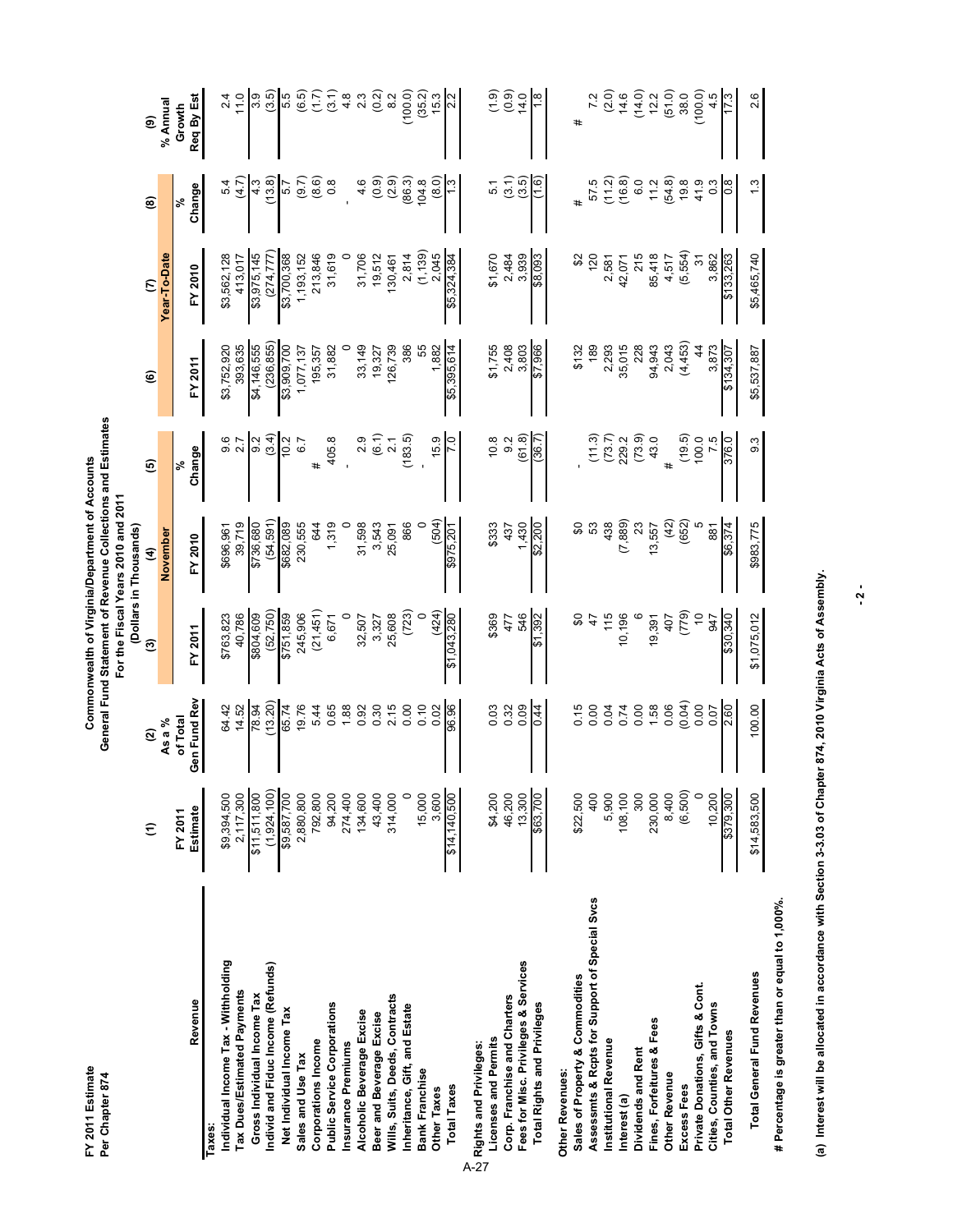FY 2011 Estimate
Per Chapter 874

**Commonwealth of Virginia/Department of Accounts**
**General Fund Statement of Revenue Collections and Estimates**
**For the Fiscal Years 2010 and 2011**
**(Dollars in Thousands)**

| Revenue | (1) FY 2011 Estimate | (2) As a % of Total Gen Fund Rev | (3) November FY 2011 | (4) November FY 2010 | (5) % Change | (6) Year-To-Date FY 2011 | (7) Year-To-Date FY 2010 | (8) % Change | (9) % Annual Growth Req By Est |
|---|---|---|---|---|---|---|---|---|---|
| **Taxes:** | | | | | | | | | |
| Individual Income Tax - Withholding | $9,394,500 | 64.42 | $763,823 | $696,961 | 9.6 | $3,752,920 | $3,562,128 | 5.4 | 2.4 |
| Tax Dues/Estimated Payments | 2,117,300 | 14.52 | 40,786 | 39,719 | 2.7 | 393,635 | 413,017 | (4.7) | 11.0 |
| Gross Individual Income Tax | $11,511,800 | 78.94 | $804,609 | $736,680 | 9.2 | $4,146,555 | $3,975,145 | 4.3 | 3.9 |
| Individ and Fiduc Income (Refunds) | (1,924,100) | (13.20) | (52,750) | (54,591) | (3.4) | (236,855) | (274,777) | (13.8) | (3.5) |
| Net Individual Income Tax | $9,587,700 | 65.74 | $751,859 | $682,089 | 10.2 | $3,909,700 | $3,700,368 | 5.7 | 5.5 |
| Sales and Use Tax | 2,880,800 | 19.76 | 245,906 | 230,555 | 6.7 | 1,077,137 | 1,193,152 | (9.7) | (6.5) |
| Corporations Income | 792,800 | 5.44 | (21,451) | 644 | # | 195,357 | 213,846 | (8.6) | (1.7) |
| Public Service Corporations | 94,200 | 0.65 | 6,671 | 1,319 | 405.8 | 31,882 | 31,619 | 0.8 | (3.1) |
| Insurance Premiums | 274,400 | 1.88 | 0 | 0 | - | 0 | 0 | - | 4.8 |
| Alcoholic Beverage Excise | 134,600 | 0.92 | 32,507 | 31,598 | 2.9 | 33,149 | 31,706 | 4.6 | 2.3 |
| Beer and Beverage Excise | 43,400 | 0.30 | 3,327 | 3,543 | (6.1) | 19,327 | 19,512 | (0.9) | (0.2) |
| Wills, Suits, Deeds, Contracts | 314,000 | 2.15 | 25,608 | 25,091 | 2.1 | 126,739 | 130,461 | (2.9) | 8.2 |
| Inheritance, Gift, and Estate | 0 | 0.00 | (723) | 866 | (183.5) | 386 | 2,814 | (86.3) | (100.0) |
| Bank Franchise | 15,000 | 0.10 | 0 | 0 | - | 55 | (1,139) | 104.8 | (35.2) |
| Other Taxes | 3,600 | 0.02 | (424) | (504) | 15.9 | 1,882 | 2,045 | (8.0) | 15.3 |
| Total Taxes | $14,140,500 | 96.96 | $1,043,280 | $975,201 | 7.0 | $5,395,614 | $5,324,384 | 1.3 | 2.2 |
| **Rights and Privileges:** | | | | | | | | | |
| Licenses and Permits | $4,200 | 0.03 | $369 | $333 | 10.8 | $1,755 | $1,670 | 5.1 | (1.9) |
| Corp. Franchise and Charters | 46,200 | 0.32 | 477 | 437 | 9.2 | 2,408 | 2,484 | (3.1) | (0.9) |
| Fees for Misc. Privileges & Services | 13,300 | 0.09 | 546 | 1,430 | (61.8) | 3,803 | 3,939 | (3.5) | 14.0 |
| Total Rights and Privileges | $63,700 | 0.44 | $1,392 | $2,200 | (36.7) | $7,966 | $8,093 | (1.6) | 1.8 |
| **Other Revenues:** | | | | | | | | | |
| Sales of Property & Commodities | $22,500 | 0.15 | $0 | $0 | - | $132 | $2 | # | # |
| Assessmts & Rcpts for Support of Special Svcs | 400 | 0.00 | 47 | 53 | (11.3) | 189 | 120 | 57.5 | 7.2 |
| Institutional Revenue | 5,900 | 0.04 | 115 | 438 | (73.7) | 2,293 | 2,581 | (11.2) | (2.0) |
| Interest (a) | 108,100 | 0.74 | 10,196 | (7,889) | 229.2 | 35,015 | 42,071 | (16.8) | 14.6 |
| Dividends and Rent | 300 | 0.00 | 6 | 23 | (73.9) | 228 | 215 | 6.0 | (14.0) |
| Fines, Forfeitures & Fees | 230,000 | 1.58 | 19,391 | 13,557 | 43.0 | 94,943 | 85,418 | 11.2 | 12.2 |
| Other Revenue | 8,400 | 0.06 | 407 | (42) | # | 2,043 | 4,517 | (54.8) | (51.0) |
| Excess Fees | (6,500) | (0.04) | (779) | (652) | (19.5) | (4,453) | (5,554) | 19.8 | 38.0 |
| Private Donations, Gifts & Cont. | 0 | 0.00 | 10 | 5 | 100.0 | 44 | 31 | 41.9 | (100.0) |
| Cities, Counties, and Towns | 10,200 | 0.07 | 947 | 881 | 7.5 | 3,873 | 3,862 | 0.3 | 4.5 |
| Total Other Revenues | $379,300 | 2.60 | $30,340 | $6,374 | 376.0 | $134,307 | $133,263 | 0.8 | 17.3 |
| Total General Fund Revenues | $14,583,500 | 100.00 | $1,075,012 | $983,775 | 9.3 | $5,537,887 | $5,465,740 | 1.3 | 2.6 |

**# Percentage is greater than or equal to 1,000%.**

**(a) Interest will be allocated in accordance with Section 3-3.03 of Chapter 874, 2010 Virginia Acts of Assembly.**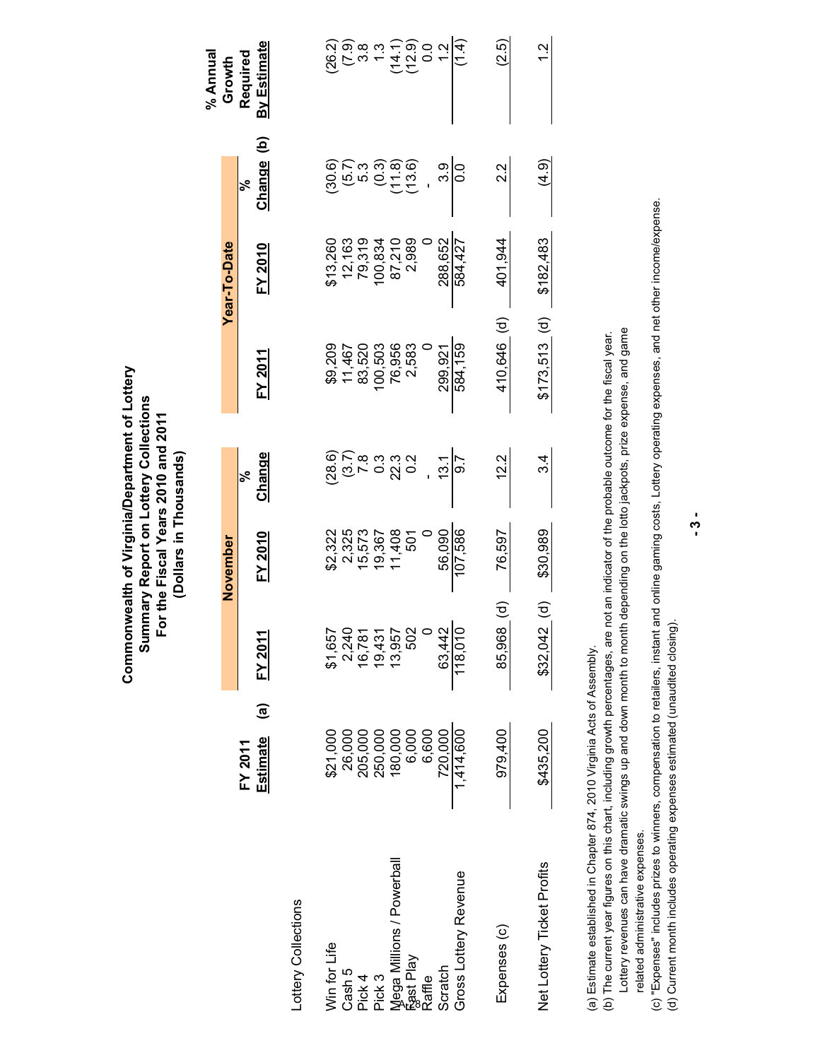# Commonwealth of Virginia/Department of Lottery
## Summary Report on Lottery Collections
## For the Fiscal Years 2010 and 2011
## (Dollars in Thousands)

| | FY 2011 Estimate (a) | November | | | Year-To-Date | | | % Annual Growth Required By Estimate |
|---|---|---|---|---|---|---|---|---|
| | | FY 2011 | FY 2010 | % Change | FY 2011 | FY 2010 | % Change (b) | |
| **Lottery Collections** | | | | | | | | |
| Win for Life | $21,000 | $1,657 | $2,322 | (28.6) | $9,209 | $13,260 | (30.6) | (26.2) |
| Cash 5 | 26,000 | 2,240 | 2,325 | (3.7) | 11,467 | 12,163 | (5.7) | (7.9) |
| Pick 4 | 205,000 | 16,781 | 15,573 | 7.8 | 83,520 | 79,319 | 5.3 | 3.8 |
| Pick 3 | 250,000 | 19,431 | 19,367 | 0.3 | 100,503 | 100,834 | (0.3) | 1.3 |
| Mega Millions / Powerball | 180,000 | 13,957 | 11,408 | 22.3 | 76,956 | 87,210 | (11.8) | (14.1) |
| Fast Play | 6,000 | 502 | 501 | 0.2 | 2,583 | 2,989 | (13.6) | (12.9) |
| Raffle | 6,600 | 0 | 0 | - | 0 | 0 | - | 0.0 |
| Scratch | 720,000 | 63,442 | 56,090 | 13.1 | 299,921 | 288,652 | 3.9 | 1.2 |
| Gross Lottery Revenue | 1,414,600 | 118,010 | 107,586 | 9.7 | 584,159 | 584,427 | 0.0 | (1.4) |
| Expenses (c) | 979,400 | 85,968 (d) | 76,597 | 12.2 | 410,646 (d) | 401,944 | 2.2 | (2.5) |
| Net Lottery Ticket Profits | $435,200 | $32,042 (d) | $30,989 | 3.4 | $173,513 (d) | $182,483 | (4.9) | 1.2 |

(a) Estimate established in Chapter 874, 2010 Virginia Acts of Assembly.
(b) The current year figures on this chart, including growth percentages, are not an indicator of the probable outcome for the fiscal year.
Lottery revenues can have dramatic swings up and down month to month depending on the lotto jackpots, prize expense, and game related administrative expenses.
(c) "Expenses" includes prizes to winners, compensation to retailers, instant and online gaming costs, Lottery operating expenses, and net other income/expense.
(d) Current month includes operating expenses estimated (unaudited closing).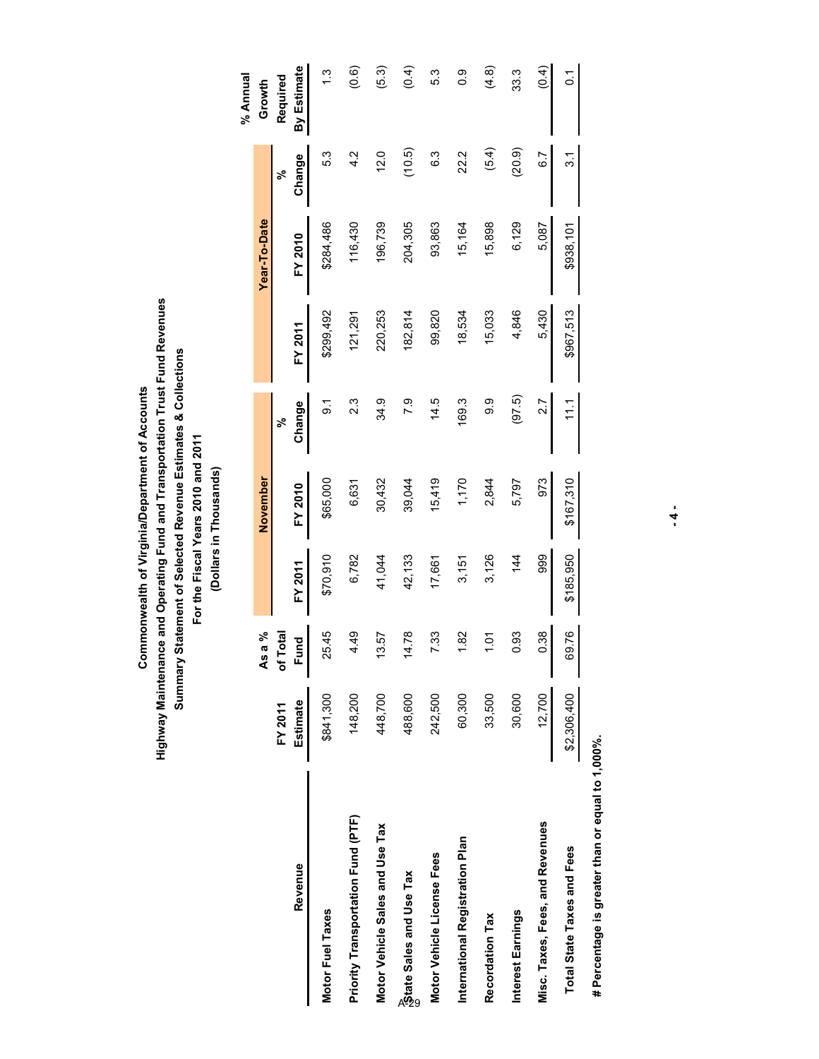# Commonwealth of Virginia/Department of Accounts

## Highway Maintenance and Operating Fund and Transportation Trust Fund Revenues

### Summary Statement of Selected Revenue Estimates & Collections

### For the Fiscal Years 2010 and 2011

### (Dollars in Thousands)

| Revenue | FY 2011 Estimate | As a % of Total Fund | November | | | Year-To-Date | | | % Annual Growth Required By Estimate |
|---|---|---|---|---|---|---|---|---|---|
| | | | FY 2011 | FY 2010 | % Change | FY 2011 | FY 2010 | % Change | |
| Motor Fuel Taxes | $841,300 | 25.45 | $70,910 | $65,000 | 9.1 | $299,492 | $284,486 | 5.3 | 1.3 |
| Priority Transportation Fund (PTF) | 148,200 | 4.49 | 6,782 | 6,631 | 2.3 | 121,291 | 116,430 | 4.2 | (0.6) |
| Motor Vehicle Sales and Use Tax | 448,700 | 13.57 | 41,044 | 30,432 | 34.9 | 220,253 | 196,739 | 12.0 | (5.3) |
| State Sales and Use Tax | 488,600 | 14.78 | 42,133 | 39,044 | 7.9 | 182,814 | 204,305 | (10.5) | (0.4) |
| Motor Vehicle License Fees | 242,500 | 7.33 | 17,661 | 15,419 | 14.5 | 99,820 | 93,863 | 6.3 | 5.3 |
| International Registration Plan | 60,300 | 1.82 | 3,151 | 1,170 | 169.3 | 18,534 | 15,164 | 22.2 | 0.9 |
| Recordation Tax | 33,500 | 1.01 | 3,126 | 2,844 | 9.9 | 15,033 | 15,898 | (5.4) | (4.8) |
| Interest Earnings | 30,600 | 0.93 | 144 | 5,797 | (97.5) | 4,846 | 6,129 | (20.9) | 33.3 |
| Misc. Taxes, Fees, and Revenues | 12,700 | 0.38 | 999 | 973 | 2.7 | 5,430 | 5,087 | 6.7 | (0.4) |
| Total State Taxes and Fees | $2,306,400 | 69.76 | $185,950 | $167,310 | 11.1 | $967,513 | $938,101 | 3.1 | 0.1 |

# Percentage is greater than or equal to 1,000%.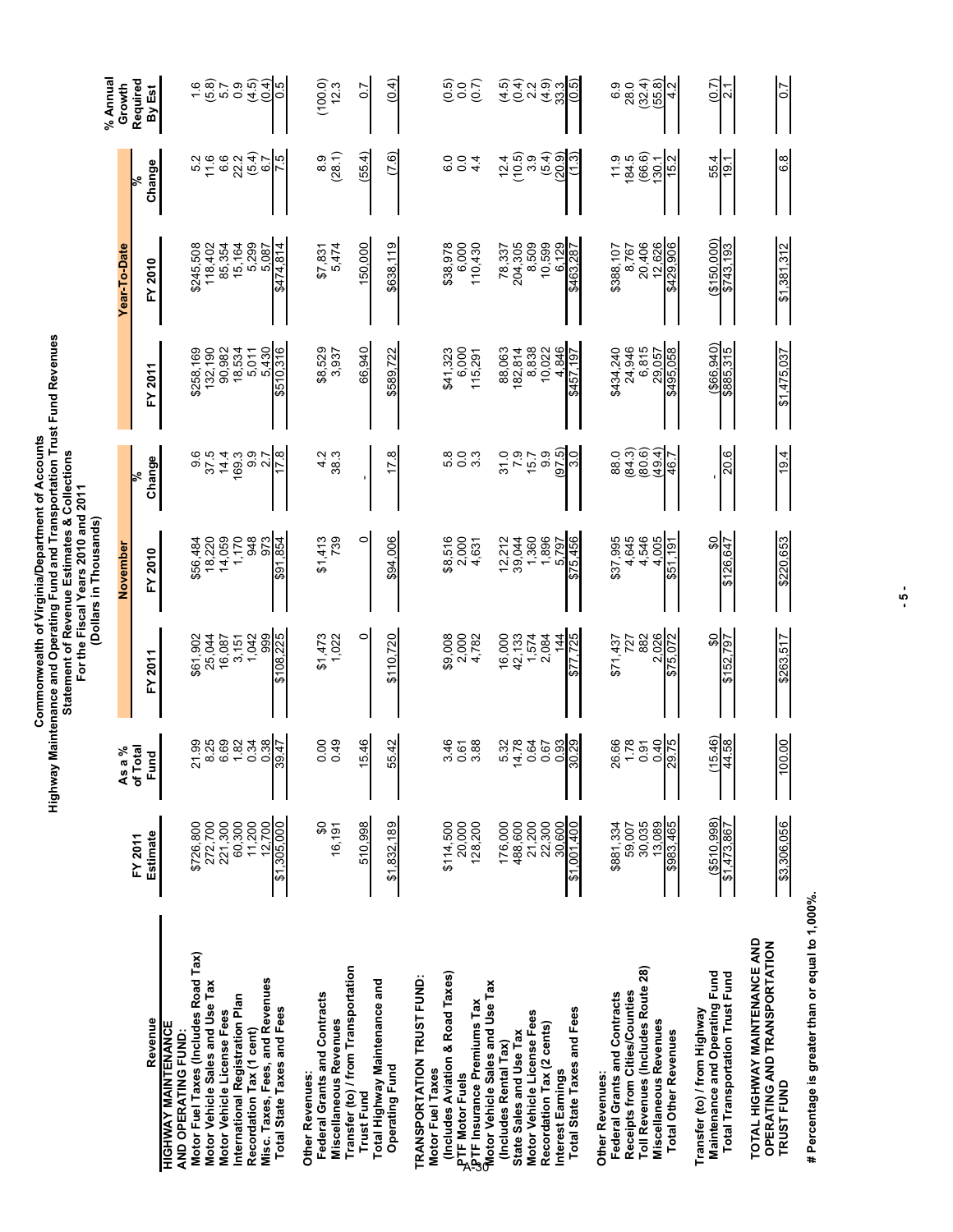# Commonwealth of Virginia/Department of Accounts
## Highway Maintenance and Operating Fund and Transportation Trust Fund Revenues
### Statement of Revenue Estimates & Collections
### For the Fiscal Years 2010 and 2011
### (Dollars in Thousands)

| Revenue | FY 2011 Estimate | As a % of Total Fund | November FY 2011 | November FY 2010 | November % Change | Year-To-Date FY 2011 | Year-To-Date FY 2010 | Year-To-Date % Change | % Annual Growth Required By Est |
|---|---|---|---|---|---|---|---|---|---|
| **HIGHWAY MAINTENANCE AND OPERATING FUND:** | | | | | | | | | |
| Motor Fuel Taxes (Includes Road Tax) | $726,800 | 21.99 | $61,902 | $56,484 | 9.6 | $258,169 | $245,508 | 5.2 | 1.6 |
| Motor Vehicle Sales and Use Tax | 272,700 | 8.25 | 25,044 | 18,220 | 37.5 | 132,190 | 118,402 | 11.6 | (5.8) |
| Motor Vehicle License Fees | 221,300 | 6.69 | 16,087 | 14,059 | 14.4 | 90,982 | 85,354 | 6.6 | 5.7 |
| International Registration Plan | 60,300 | 1.82 | 3,151 | 1,170 | 169.3 | 18,534 | 15,164 | 22.2 | 0.9 |
| Recordation Tax (1 cent) | 11,200 | 0.34 | 1,042 | 948 | 9.9 | 5,011 | 5,299 | (5.4) | (4.5) |
| Misc. Taxes, Fees, and Revenues | 12,700 | 0.38 | 999 | 973 | 2.7 | 5,430 | 5,087 | 6.7 | (0.4) |
| Total State Taxes and Fees | $1,305,000 | 39.47 | $108,225 | $91,854 | 17.8 | $510,316 | $474,814 | 7.5 | 0.5 |
| Other Revenues: | | | | | | | | | |
| Federal Grants and Contracts | $0 | 0.00 | $1,473 | $1,413 | 4.2 | $8,529 | $7,831 | 8.9 | (100.0) |
| Miscellaneous Revenues | 16,191 | 0.49 | 1,022 | 739 | 38.3 | 3,937 | 5,474 | (28.1) | 12.3 |
| Transfer (to) / from Transportation Trust Fund | 510,998 | 15.46 | 0 | 0 | - | 66,940 | 150,000 | (55.4) | 0.7 |
| Total Highway Maintenance and Operating Fund | $1,832,189 | 55.42 | $110,720 | $94,006 | 17.8 | $589,722 | $638,119 | (7.6) | (0.4) |
| **TRANSPORTATION TRUST FUND:** | | | | | | | | | |
| Motor Fuel Taxes (Includes Aviation & Road Taxes) | $114,500 | 3.46 | $9,008 | $8,516 | 5.8 | $41,323 | $38,978 | 6.0 | (0.5) |
| PTF Motor Fuels | 20,000 | 0.61 | 2,000 | 2,000 | 0.0 | 6,000 | 6,000 | 0.0 | 0.0 |
| PTF Insurance Premiums Tax | 128,200 | 3.88 | 4,782 | 4,631 | 3.3 | 115,291 | 110,430 | 4.4 | (0.7) |
| Motor Vehicle Sales and Use Tax (Includes Rental Tax) | 176,000 | 5.32 | 16,000 | 12,212 | 31.0 | 88,063 | 78,337 | 12.4 | (4.5) |
| State Sales and Use Tax | 488,600 | 14.78 | 42,133 | 39,044 | 7.9 | 182,814 | 204,305 | (10.5) | (0.4) |
| Motor Vehicle License Fees | 21,200 | 0.64 | 1,574 | 1,360 | 15.7 | 8,838 | 8,509 | 3.9 | 2.2 |
| Recordation Tax (2 cents) | 22,300 | 0.67 | 2,084 | 1,896 | 9.9 | 10,022 | 10,599 | (5.4) | (4.9) |
| Interest Earnings | 30,600 | 0.93 | 144 | 5,797 | (97.5) | 4,846 | 6,129 | (20.9) | 33.3 |
| Total State Taxes and Fees | $1,001,400 | 30.29 | $77,725 | $75,456 | 3.0 | $457,197 | $463,287 | (1.3) | (0.5) |
| Other Revenues: | | | | | | | | | |
| Federal Grants and Contracts | $881,334 | 26.66 | $71,437 | $37,995 | 88.0 | $434,240 | $388,107 | 11.9 | 6.9 |
| Receipts from Cities/Counties | 59,007 | 1.78 | 727 | 4,645 | (84.3) | 24,946 | 8,767 | 184.5 | 28.0 |
| Toll Revenues (Includes Route 28) | 30,035 | 0.91 | 882 | 4,546 | (80.6) | 6,815 | 20,406 | (66.6) | (32.4) |
| Miscellaneous Revenues | 13,089 | 0.40 | 2,026 | 4,005 | (49.4) | 29,057 | 12,626 | 130.1 | (55.8) |
| Total Other Revenues | $983,465 | 29.75 | $75,072 | $51,191 | 46.7 | $495,058 | $429,906 | 15.2 | 4.2 |
| Transfer (to) / from Highway Maintenance and Operating Fund | ($510,998) | (15.46) | $0 | $0 | - | ($66,940) | ($150,000) | 55.4 | (0.7) |
| Total Transportation Trust Fund | $1,473,867 | 44.58 | $152,797 | $126,647 | 20.6 | $885,315 | $743,193 | 19.1 | 2.1 |
| **TOTAL HIGHWAY MAINTENANCE AND OPERATING AND TRANSPORTATION TRUST FUND** | $3,306,056 | 100.00 | $263,517 | $220,653 | 19.4 | $1,475,037 | $1,381,312 | 6.8 | 0.7 |

**# Percentage is greater than or equal to 1,000%.**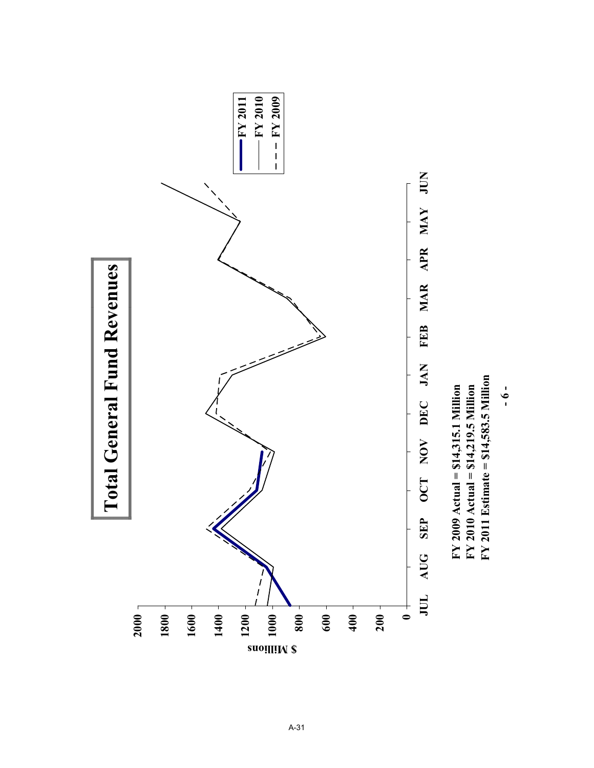# Total General Fund Revenues

FY 2009 Actual = $14,315.1 Million
FY 2010 Actual = $14,219.5 Million
FY 2011 Estimate = $14,583.5 Million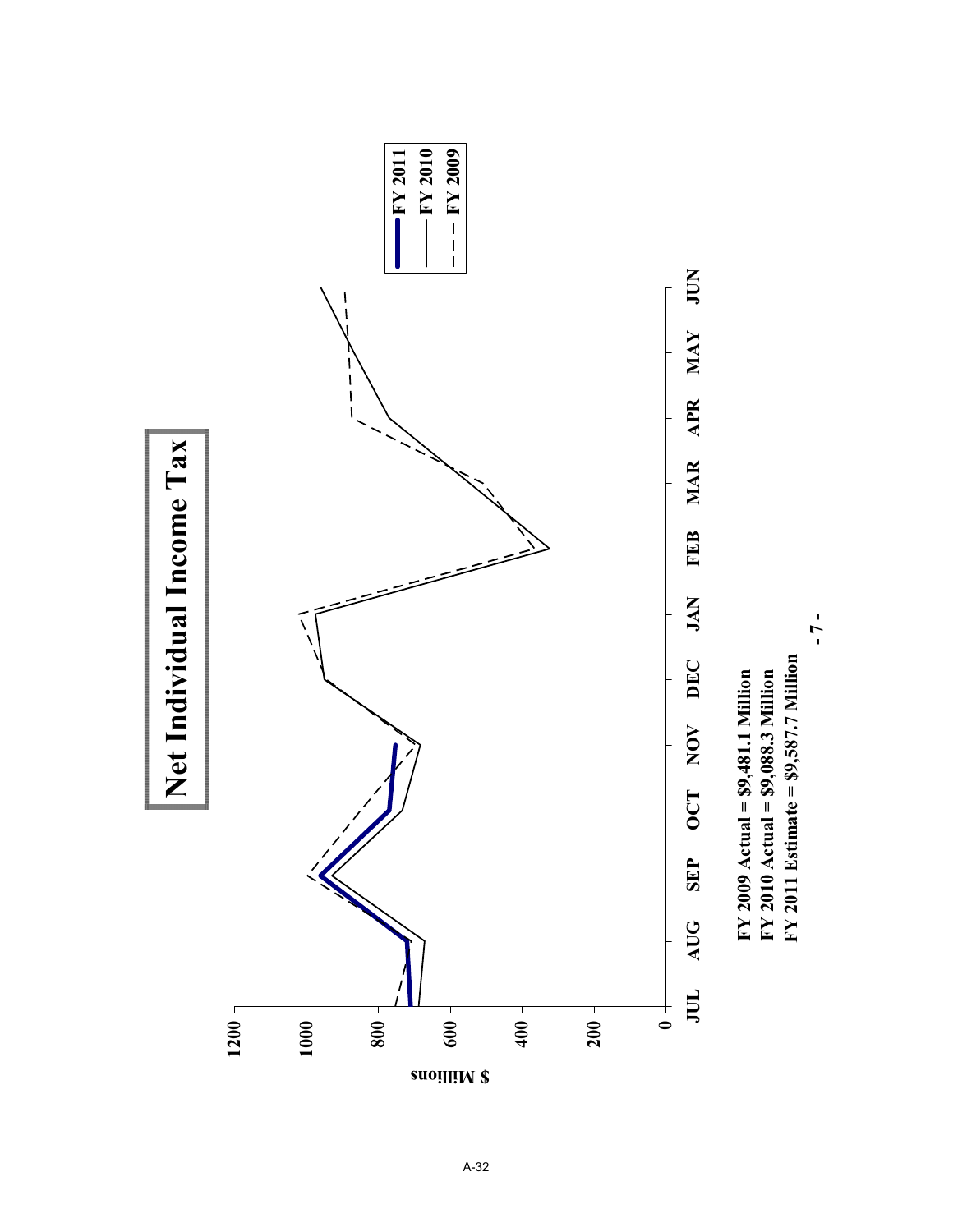# Net Individual Income Tax

$ Millions

| | FY 2011 | FY 2010 | FY 2009 |
|---|---|---|---|

JUL AUG SEP OCT NOV DEC JAN FEB MAR APR MAY JUN

0 200 400 600 800 1000 1200

**FY 2009 Actual = $9,481.1 Million**
**FY 2010 Actual = $9,088.3 Million**
**FY 2011 Estimate = $9,587.7 Million**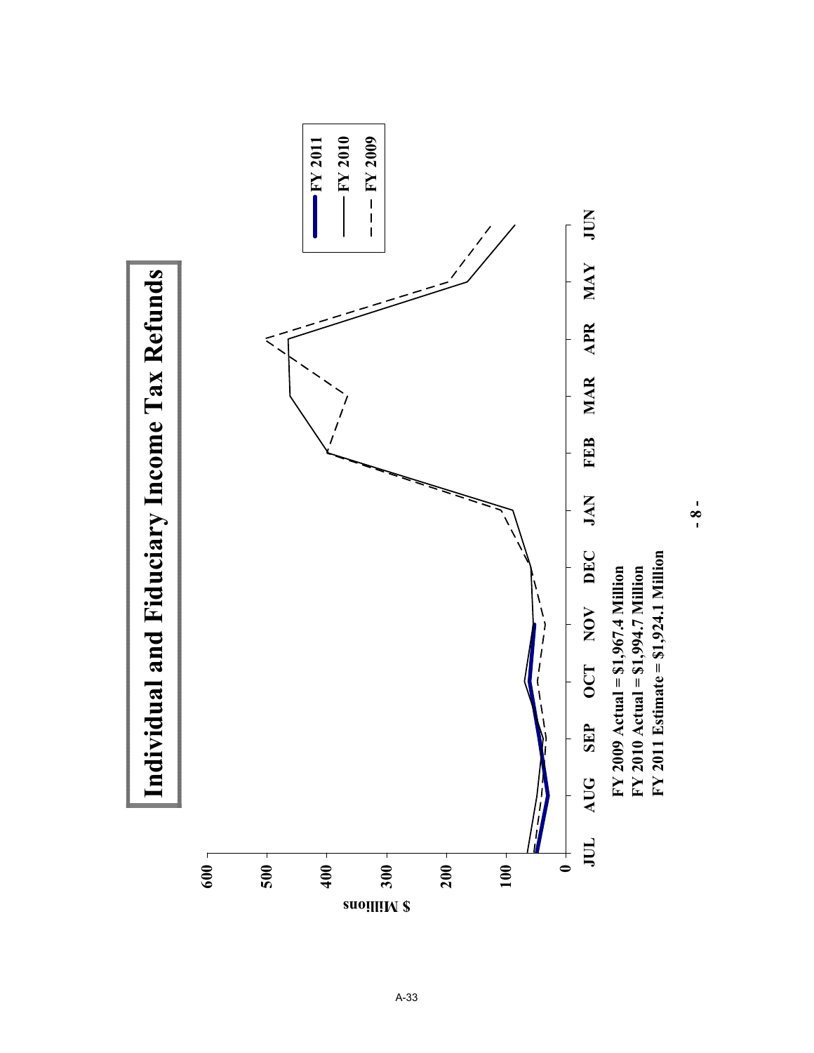# Individual and Fiduciary Income Tax Refunds

$ Millions

600
500
400
300
200
100
0

JUL AUG SEP OCT NOV DEC JAN FEB MAR APR MAY JUN

FY 2011
FY 2010
FY 2009

**FY 2009 Actual = $1,967.4 Million**
**FY 2010 Actual = $1,994.7 Million**
**FY 2011 Estimate = $1,924.1 Million**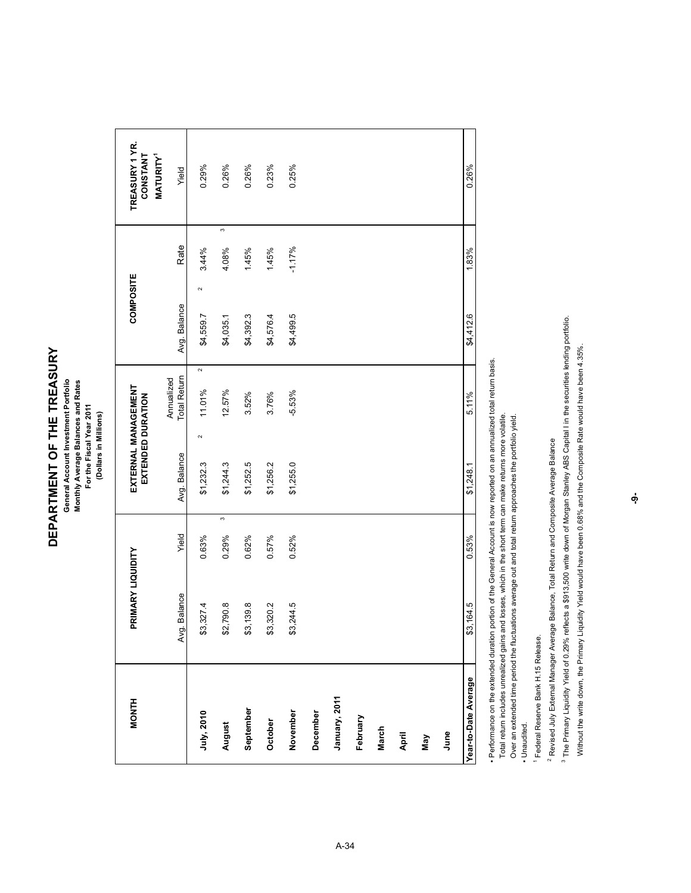# DEPARTMENT OF THE TREASURY

**General Account Investment Portfolio**
**Monthly Average Balances and Rates**
**For the Fiscal Year 2011**
**(Dollars in Millions)**

| MONTH | PRIMARY LIQUIDITY | | EXTERNAL MANAGEMENT EXTENDED DURATION | | COMPOSITE | | TREASURY 1 YR. CONSTANT MATURITY[1] |
|---|---|---|---|---|---|---|---|
| | Avg. Balance | Yield | Avg. Balance | Annualized Total Return | Avg. Balance | Rate | Yield |
| **July, 2010** | $3,327.4 | 0.63% | $1,232.3 [2] | 11.01% [2] | $4,559.7 [2] | 3.44% | 0.29% |
| **August** | $2,790.8 | 0.29% [3] | $1,244.3 | 12.57% | $4,035.1 | 4.08% [3] | 0.26% |
| **September** | $3,139.8 | 0.62% | $1,252.5 | 3.52% | $4,392.3 | 1.45% | 0.26% |
| **October** | $3,320.2 | 0.57% | $1,256.2 | 3.76% | $4,576.4 | 1.45% | 0.23% |
| **November** | $3,244.5 | 0.52% | $1,255.0 | -5.53% | $4,499.5 | -1.17% | 0.25% |
| **December** | | | | | | | |
| **January, 2011** | | | | | | | |
| **February** | | | | | | | |
| **March** | | | | | | | |
| **April** | | | | | | | |
| **May** | | | | | | | |
| **June** | | | | | | | |
| **Year-to-Date Average** | $3,164.5 | 0.53% | $1,248.1 | 5.11% | $4,412.6 | 1.83% | 0.26% |

- Performance on the extended duration portion of the General Account is now reported on an annualized total return basis.
  Total return includes unrealized gains and losses, which in the short term can make returns more volatile.
  Over an extended time period the fluctuations average out and total return approaches the portfolio yield.
- Unaudited.

[1] Federal Reserve Bank H.15 Release.

[2] Revised July External Manager Average Balance, Total Return and Composite Average Balance

[3] The Primary Liquidity Yield of 0.29% reflects a $913,500 write down of Morgan Stanley ABS Capital I in the securities lending portfolio.
Without the write down, the Primary Liquidity Yield would have been 0.68% and the Composite Rate would have been 4.35%.

-9-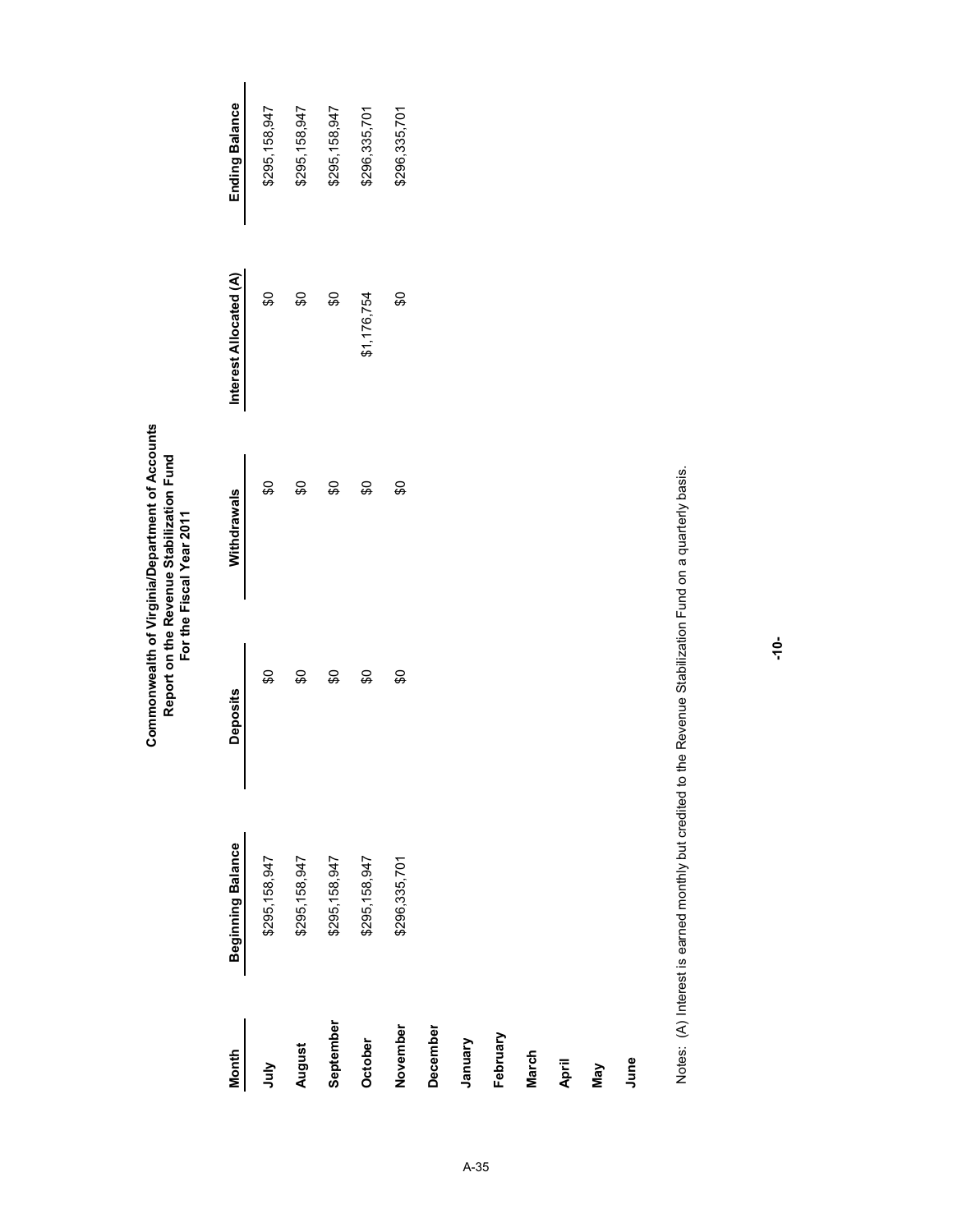**Commonwealth of Virginia/Department of Accounts**
**Report on the Revenue Stabilization Fund**
**For the Fiscal Year 2011**

| Month | Beginning Balance | Deposits | Withdrawals | Interest Allocated (A) | Ending Balance |
|---|---|---|---|---|---|
| **July** | $295,158,947 | $0 | $0 | $0 | $295,158,947 |
| **August** | $295,158,947 | $0 | $0 | $0 | $295,158,947 |
| **September** | $295,158,947 | $0 | $0 | $0 | $295,158,947 |
| **October** | $295,158,947 | $0 | $0 | $1,176,754 | $296,335,701 |
| **November** | $296,335,701 | $0 | $0 | $0 | $296,335,701 |
| **December** | | | | | |
| **January** | | | | | |
| **February** | | | | | |
| **March** | | | | | |
| **April** | | | | | |
| **May** | | | | | |
| **June** | | | | | |

Notes: (A) Interest is earned monthly but credited to the Revenue Stabilization Fund on a quarterly basis.